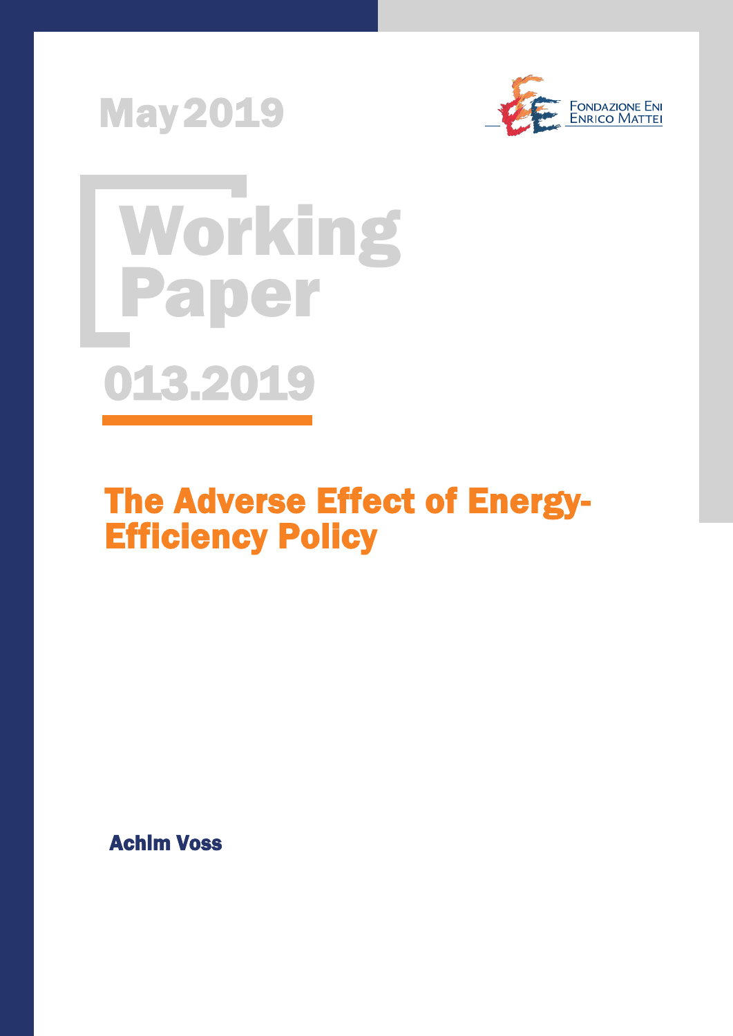May 2019

Fondazione Eni Enrico Mattei

# Working Paper

013.2019

## The Adverse Effect of Energy-Efficiency Policy

**Achim Voss**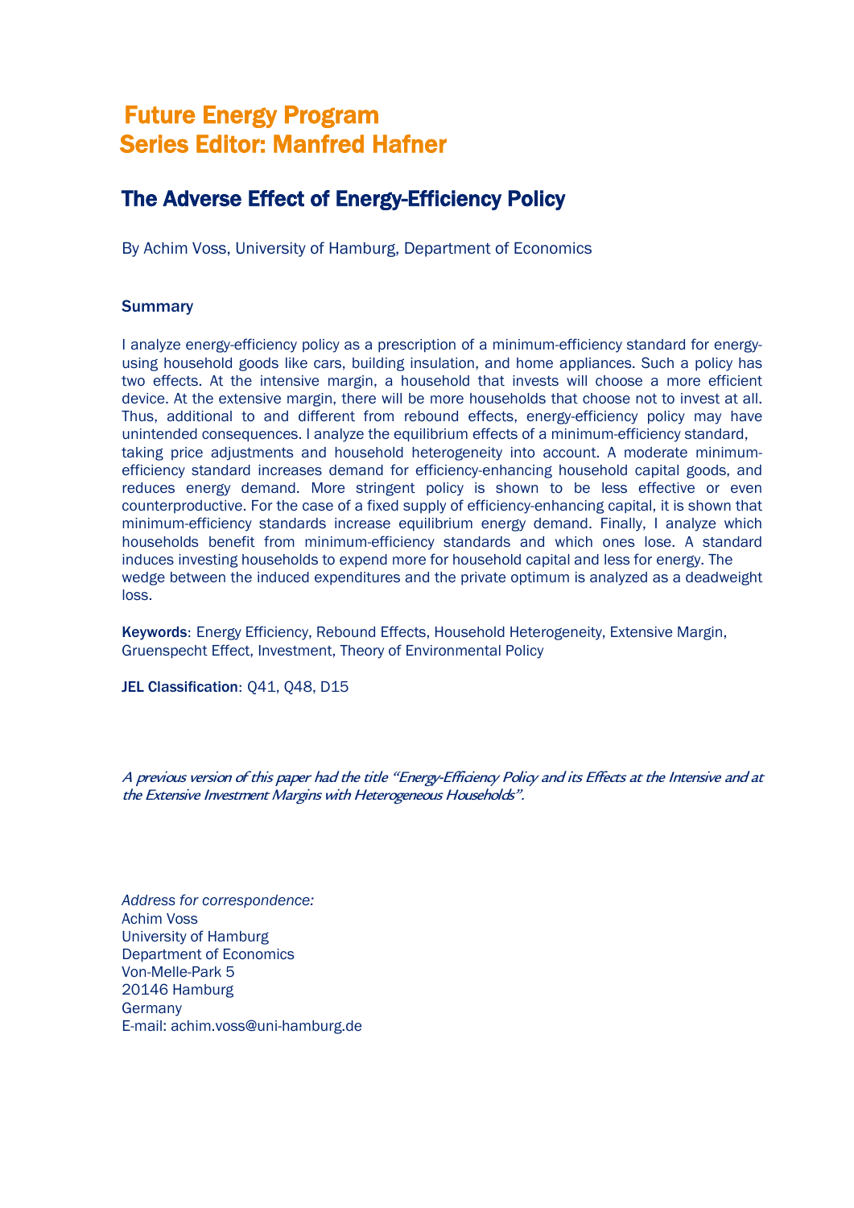# Future Energy Program
## Series Editor: Manfred Hafner

## The Adverse Effect of Energy-Efficiency Policy

By Achim Voss, University of Hamburg, Department of Economics

### Summary

I analyze energy-efficiency policy as a prescription of a minimum-efficiency standard for energy-using household goods like cars, building insulation, and home appliances. Such a policy has two effects. At the intensive margin, a household that invests will choose a more efficient device. At the extensive margin, there will be more households that choose not to invest at all. Thus, additional to and different from rebound effects, energy-efficiency policy may have unintended consequences. I analyze the equilibrium effects of a minimum-efficiency standard, taking price adjustments and household heterogeneity into account. A moderate minimum-efficiency standard increases demand for efficiency-enhancing household capital goods, and reduces energy demand. More stringent policy is shown to be less effective or even counterproductive. For the case of a fixed supply of efficiency-enhancing capital, it is shown that minimum-efficiency standards increase equilibrium energy demand. Finally, I analyze which households benefit from minimum-efficiency standards and which ones lose. A standard induces investing households to expend more for household capital and less for energy. The wedge between the induced expenditures and the private optimum is analyzed as a deadweight loss.

**Keywords**: Energy Efficiency, Rebound Effects, Household Heterogeneity, Extensive Margin, Gruenspecht Effect, Investment, Theory of Environmental Policy

**JEL Classification**: Q41, Q48, D15

*A previous version of this paper had the title "Energy-Efficiency Policy and its Effects at the Intensive and at the Extensive Investment Margins with Heterogeneous Households".*

*Address for correspondence:*
Achim Voss
University of Hamburg
Department of Economics
Von-Melle-Park 5
20146 Hamburg
Germany
E-mail: achim.voss@uni-hamburg.de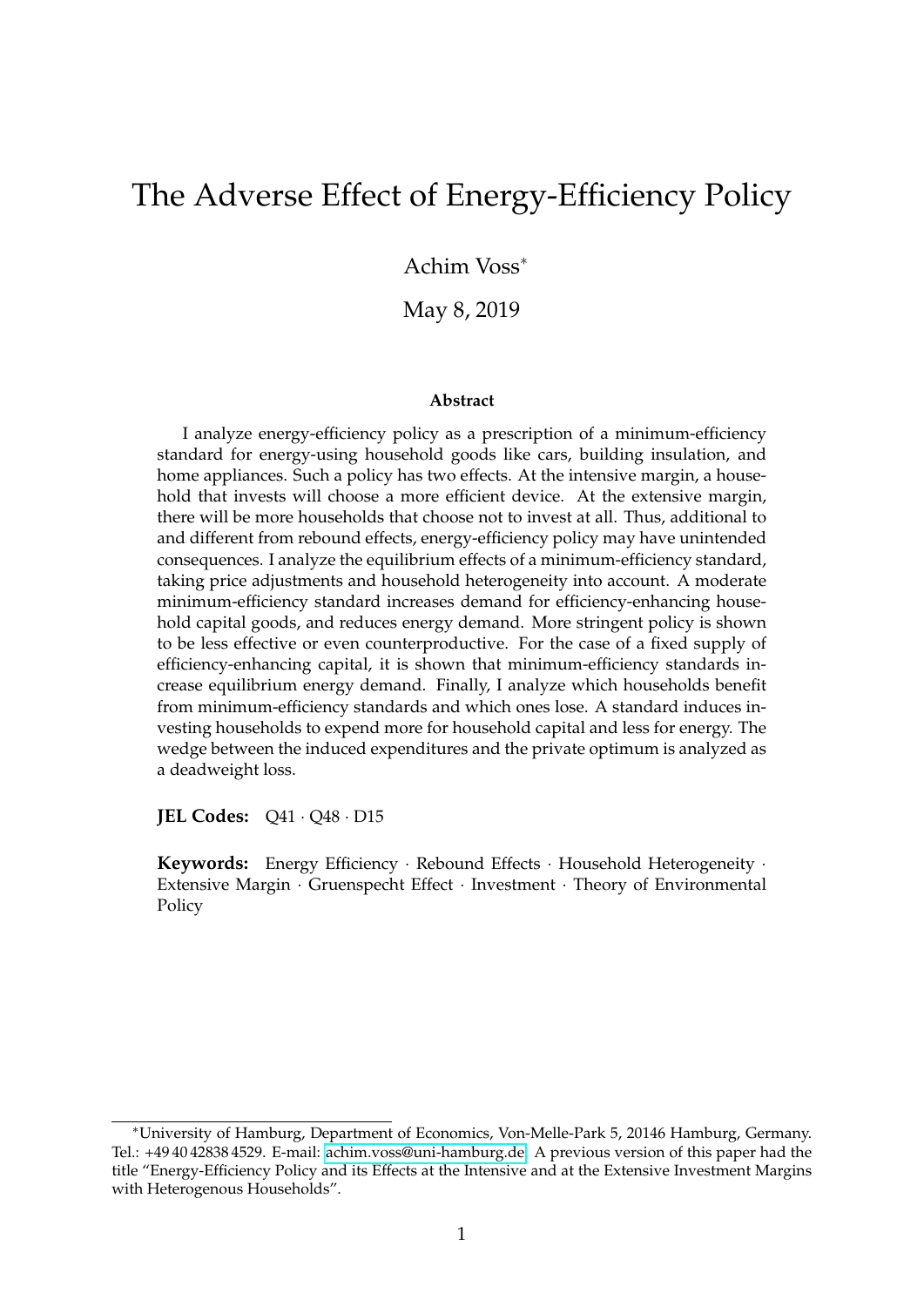# The Adverse Effect of Energy-Efficiency Policy

Achim Voss*

May 8, 2019

### Abstract

I analyze energy-efficiency policy as a prescription of a minimum-efficiency standard for energy-using household goods like cars, building insulation, and home appliances. Such a policy has two effects. At the intensive margin, a household that invests will choose a more efficient device. At the extensive margin, there will be more households that choose not to invest at all. Thus, additional to and different from rebound effects, energy-efficiency policy may have unintended consequences. I analyze the equilibrium effects of a minimum-efficiency standard, taking price adjustments and household heterogeneity into account. A moderate minimum-efficiency standard increases demand for efficiency-enhancing household capital goods, and reduces energy demand. More stringent policy is shown to be less effective or even counterproductive. For the case of a fixed supply of efficiency-enhancing capital, it is shown that minimum-efficiency standards increase equilibrium energy demand. Finally, I analyze which households benefit from minimum-efficiency standards and which ones lose. A standard induces investing households to expend more for household capital and less for energy. The wedge between the induced expenditures and the private optimum is analyzed as a deadweight loss.

**JEL Codes:** Q41 · Q48 · D15

**Keywords:** Energy Efficiency · Rebound Effects · Household Heterogeneity · Extensive Margin · Gruenspecht Effect · Investment · Theory of Environmental Policy

---

*University of Hamburg, Department of Economics, Von-Melle-Park 5, 20146 Hamburg, Germany. Tel.: +49 40 42838 4529. E-mail: achim.voss@uni-hamburg.de. A previous version of this paper had the title "Energy-Efficiency Policy and its Effects at the Intensive and at the Extensive Investment Margins with Heterogenous Households".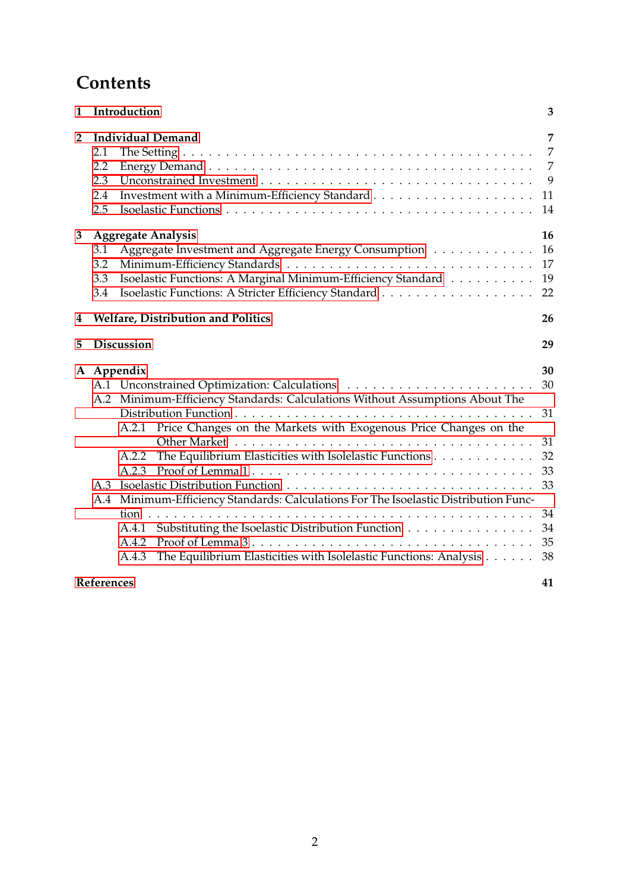# Contents

**1 Introduction** **3**

**2 Individual Demand** **7**

- 2.1 The Setting . . . . . . . . . . 7
- 2.2 Energy Demand . . . . . . . . . . 7
- 2.3 Unconstrained Investment . . . . . . . . . . 9
- 2.4 Investment with a Minimum-Efficiency Standard . . . . . . . . . . 11
- 2.5 Isoelastic Functions . . . . . . . . . . 14

**3 Aggregate Analysis** **16**

- 3.1 Aggregate Investment and Aggregate Energy Consumption . . . . . . . . . . 16
- 3.2 Minimum-Efficiency Standards . . . . . . . . . . 17
- 3.3 Isoelastic Functions: A Marginal Minimum-Efficiency Standard . . . . . . . . . . 19
- 3.4 Isoelastic Functions: A Stricter Efficiency Standard . . . . . . . . . . 22

**4 Welfare, Distribution and Politics** **26**

**5 Discussion** **29**

**A Appendix** **30**

- A.1 Unconstrained Optimization: Calculations . . . . . . . . . . 30
- A.2 Minimum-Efficiency Standards: Calculations Without Assumptions About The Distribution Function . . . . . . . . . . 31
  - A.2.1 Price Changes on the Markets with Exogenous Price Changes on the Other Market . . . . . . . . . . 31
  - A.2.2 The Equilibrium Elasticities with Isolelastic Functions . . . . . . . . . . 32
  - A.2.3 Proof of Lemma 1 . . . . . . . . . . 33
- A.3 Isoelastic Distribution Function . . . . . . . . . . 33
- A.4 Minimum-Efficiency Standards: Calculations For The Isoelastic Distribution Function . . . . . . . . . . 34
  - A.4.1 Substituting the Isoelastic Distribution Function . . . . . . . . . . 34
  - A.4.2 Proof of Lemma 3 . . . . . . . . . . 35
  - A.4.3 The Equilibrium Elasticities with Isolelastic Functions: Analysis . . . . . . . . . . 38

**References** **41**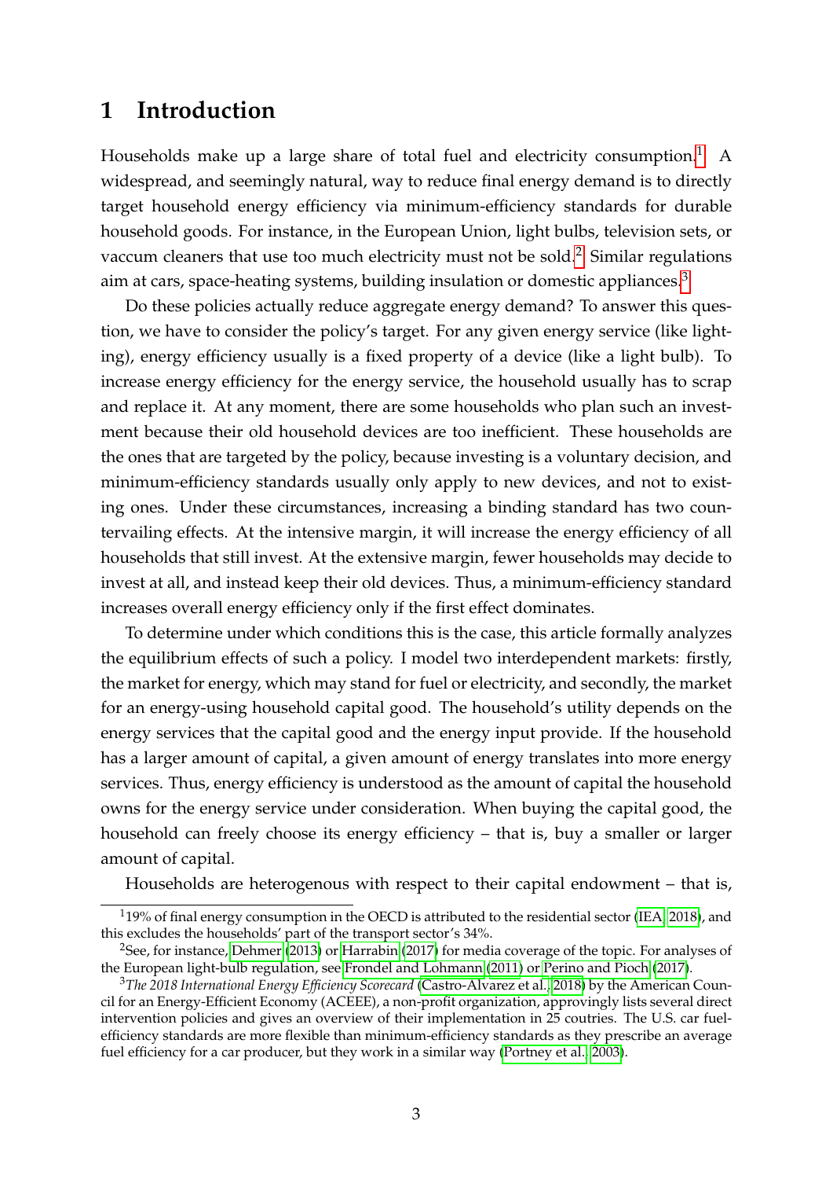# 1 Introduction

Households make up a large share of total fuel and electricity consumption.[1] A widespread, and seemingly natural, way to reduce final energy demand is to directly target household energy efficiency via minimum-efficiency standards for durable household goods. For instance, in the European Union, light bulbs, television sets, or vaccum cleaners that use too much electricity must not be sold.[2] Similar regulations aim at cars, space-heating systems, building insulation or domestic appliances.[3]

Do these policies actually reduce aggregate energy demand? To answer this question, we have to consider the policy's target. For any given energy service (like lighting), energy efficiency usually is a fixed property of a device (like a light bulb). To increase energy efficiency for the energy service, the household usually has to scrap and replace it. At any moment, there are some households who plan such an investment because their old household devices are too inefficient. These households are the ones that are targeted by the policy, because investing is a voluntary decision, and minimum-efficiency standards usually only apply to new devices, and not to existing ones. Under these circumstances, increasing a binding standard has two countervailing effects. At the intensive margin, it will increase the energy efficiency of all households that still invest. At the extensive margin, fewer households may decide to invest at all, and instead keep their old devices. Thus, a minimum-efficiency standard increases overall energy efficiency only if the first effect dominates.

To determine under which conditions this is the case, this article formally analyzes the equilibrium effects of such a policy. I model two interdependent markets: firstly, the market for energy, which may stand for fuel or electricity, and secondly, the market for an energy-using household capital good. The household's utility depends on the energy services that the capital good and the energy input provide. If the household has a larger amount of capital, a given amount of energy translates into more energy services. Thus, energy efficiency is understood as the amount of capital the household owns for the energy service under consideration. When buying the capital good, the household can freely choose its energy efficiency – that is, buy a smaller or larger amount of capital.

Households are heterogenous with respect to their capital endowment – that is,

[1] 19% of final energy consumption in the OECD is attributed to the residential sector (IEA, 2018), and this excludes the households' part of the transport sector's 34%.

[2] See, for instance, Dehmer (2013) or Harrabin (2017) for media coverage of the topic. For analyses of the European light-bulb regulation, see Frondel and Lohmann (2011) or Perino and Pioch (2017).

[3] *The 2018 International Energy Efficiency Scorecard* (Castro-Alvarez et al., 2018) by the American Council for an Energy-Efficient Economy (ACEEE), a non-profit organization, approvingly lists several direct intervention policies and gives an overview of their implementation in 25 coutries. The U.S. car fuel-efficiency standards are more flexible than minimum-efficiency standards as they prescribe an average fuel efficiency for a car producer, but they work in a similar way (Portney et al., 2003).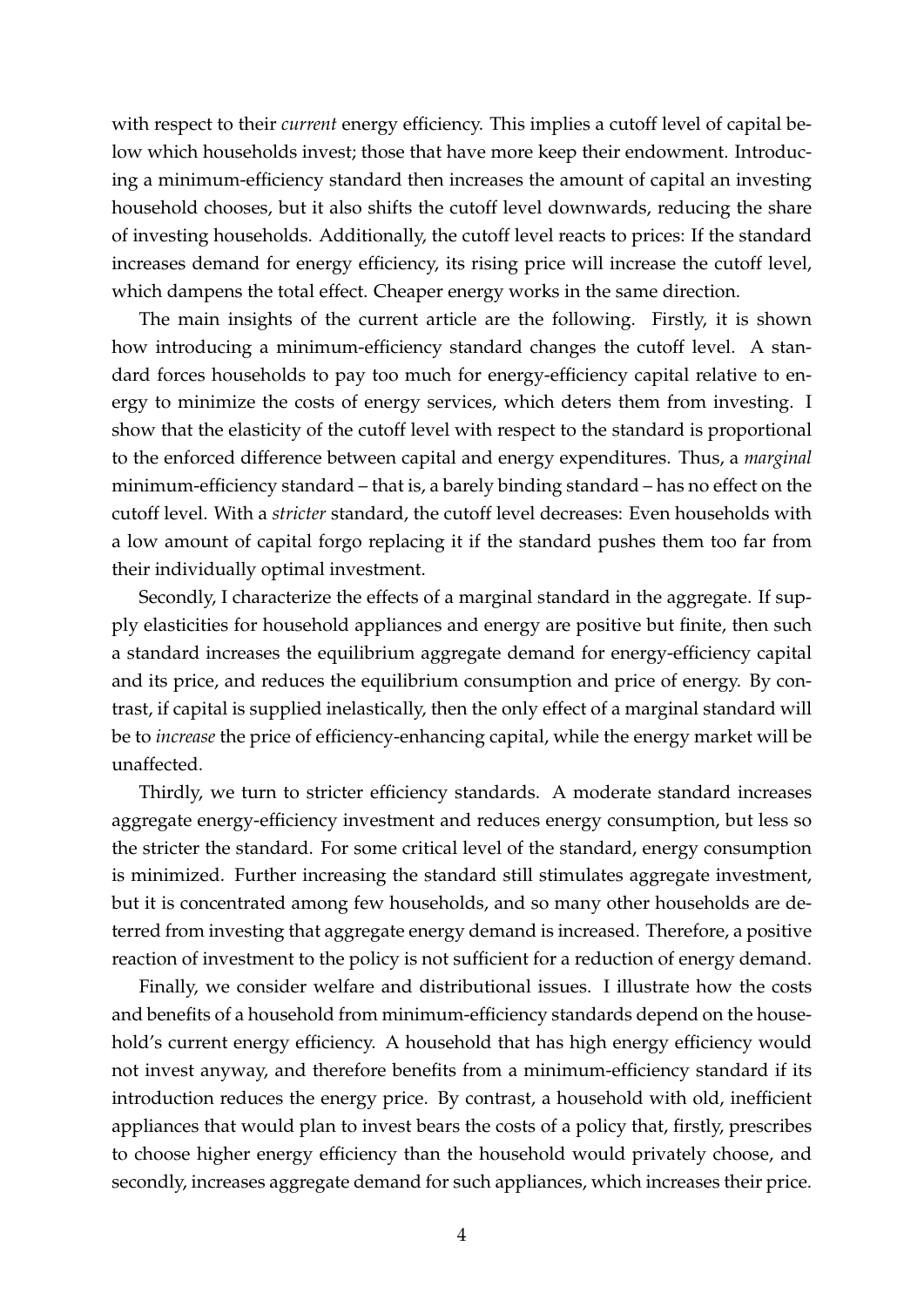with respect to their *current* energy efficiency. This implies a cutoff level of capital below which households invest; those that have more keep their endowment. Introducing a minimum-efficiency standard then increases the amount of capital an investing household chooses, but it also shifts the cutoff level downwards, reducing the share of investing households. Additionally, the cutoff level reacts to prices: If the standard increases demand for energy efficiency, its rising price will increase the cutoff level, which dampens the total effect. Cheaper energy works in the same direction.

The main insights of the current article are the following. Firstly, it is shown how introducing a minimum-efficiency standard changes the cutoff level. A standard forces households to pay too much for energy-efficiency capital relative to energy to minimize the costs of energy services, which deters them from investing. I show that the elasticity of the cutoff level with respect to the standard is proportional to the enforced difference between capital and energy expenditures. Thus, a *marginal* minimum-efficiency standard – that is, a barely binding standard – has no effect on the cutoff level. With a *stricter* standard, the cutoff level decreases: Even households with a low amount of capital forgo replacing it if the standard pushes them too far from their individually optimal investment.

Secondly, I characterize the effects of a marginal standard in the aggregate. If supply elasticities for household appliances and energy are positive but finite, then such a standard increases the equilibrium aggregate demand for energy-efficiency capital and its price, and reduces the equilibrium consumption and price of energy. By contrast, if capital is supplied inelastically, then the only effect of a marginal standard will be to *increase* the price of efficiency-enhancing capital, while the energy market will be unaffected.

Thirdly, we turn to stricter efficiency standards. A moderate standard increases aggregate energy-efficiency investment and reduces energy consumption, but less so the stricter the standard. For some critical level of the standard, energy consumption is minimized. Further increasing the standard still stimulates aggregate investment, but it is concentrated among few households, and so many other households are deterred from investing that aggregate energy demand is increased. Therefore, a positive reaction of investment to the policy is not sufficient for a reduction of energy demand.

Finally, we consider welfare and distributional issues. I illustrate how the costs and benefits of a household from minimum-efficiency standards depend on the household's current energy efficiency. A household that has high energy efficiency would not invest anyway, and therefore benefits from a minimum-efficiency standard if its introduction reduces the energy price. By contrast, a household with old, inefficient appliances that would plan to invest bears the costs of a policy that, firstly, prescribes to choose higher energy efficiency than the household would privately choose, and secondly, increases aggregate demand for such appliances, which increases their price.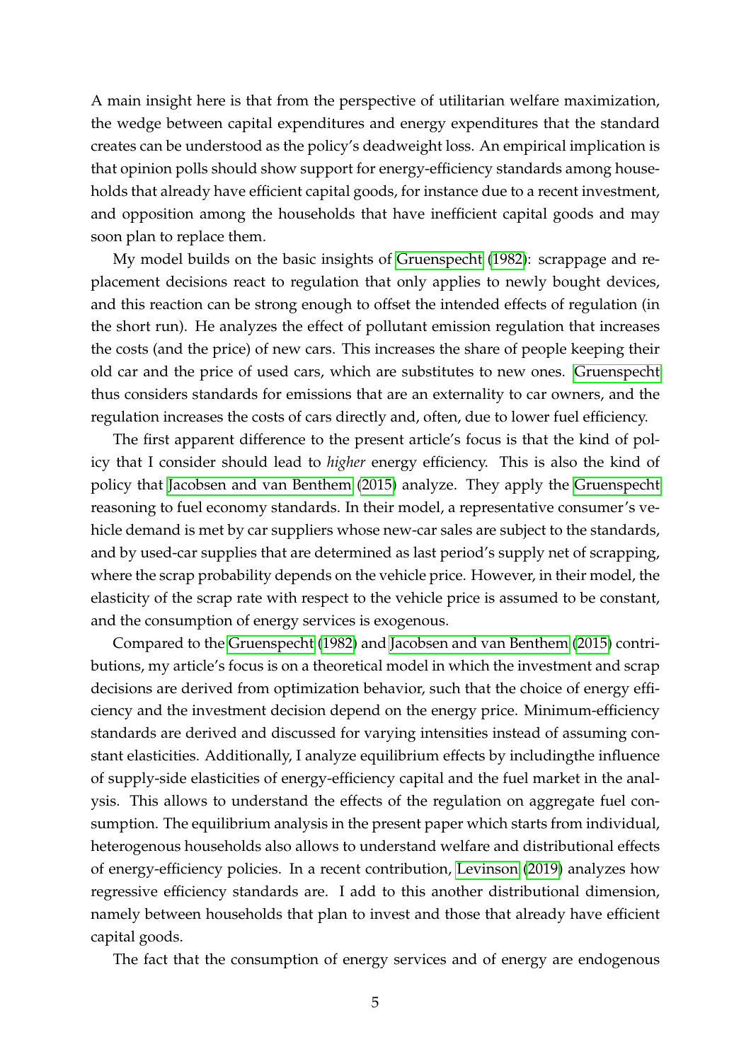A main insight here is that from the perspective of utilitarian welfare maximization, the wedge between capital expenditures and energy expenditures that the standard creates can be understood as the policy's deadweight loss. An empirical implication is that opinion polls should show support for energy-efficiency standards among households that already have efficient capital goods, for instance due to a recent investment, and opposition among the households that have inefficient capital goods and may soon plan to replace them.

My model builds on the basic insights of Gruenspecht (1982): scrappage and replacement decisions react to regulation that only applies to newly bought devices, and this reaction can be strong enough to offset the intended effects of regulation (in the short run). He analyzes the effect of pollutant emission regulation that increases the costs (and the price) of new cars. This increases the share of people keeping their old car and the price of used cars, which are substitutes to new ones. Gruenspecht thus considers standards for emissions that are an externality to car owners, and the regulation increases the costs of cars directly and, often, due to lower fuel efficiency.

The first apparent difference to the present article's focus is that the kind of policy that I consider should lead to *higher* energy efficiency. This is also the kind of policy that Jacobsen and van Benthem (2015) analyze. They apply the Gruenspecht reasoning to fuel economy standards. In their model, a representative consumer's vehicle demand is met by car suppliers whose new-car sales are subject to the standards, and by used-car supplies that are determined as last period's supply net of scrapping, where the scrap probability depends on the vehicle price. However, in their model, the elasticity of the scrap rate with respect to the vehicle price is assumed to be constant, and the consumption of energy services is exogenous.

Compared to the Gruenspecht (1982) and Jacobsen and van Benthem (2015) contributions, my article's focus is on a theoretical model in which the investment and scrap decisions are derived from optimization behavior, such that the choice of energy efficiency and the investment decision depend on the energy price. Minimum-efficiency standards are derived and discussed for varying intensities instead of assuming constant elasticities. Additionally, I analyze equilibrium effects by includingthe influence of supply-side elasticities of energy-efficiency capital and the fuel market in the analysis. This allows to understand the effects of the regulation on aggregate fuel consumption. The equilibrium analysis in the present paper which starts from individual, heterogenous households also allows to understand welfare and distributional effects of energy-efficiency policies. In a recent contribution, Levinson (2019) analyzes how regressive efficiency standards are. I add to this another distributional dimension, namely between households that plan to invest and those that already have efficient capital goods.

The fact that the consumption of energy services and of energy are endogenous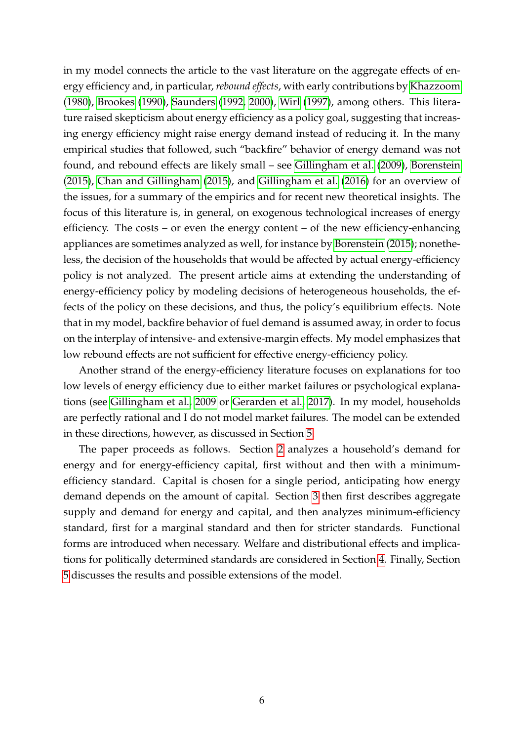in my model connects the article to the vast literature on the aggregate effects of energy efficiency and, in particular, *rebound effects*, with early contributions by Khazzoom (1980), Brookes (1990), Saunders (1992, 2000), Wirl (1997), among others. This literature raised skepticism about energy efficiency as a policy goal, suggesting that increasing energy efficiency might raise energy demand instead of reducing it. In the many empirical studies that followed, such "backfire" behavior of energy demand was not found, and rebound effects are likely small – see Gillingham et al. (2009), Borenstein (2015), Chan and Gillingham (2015), and Gillingham et al. (2016) for an overview of the issues, for a summary of the empirics and for recent new theoretical insights. The focus of this literature is, in general, on exogenous technological increases of energy efficiency. The costs – or even the energy content – of the new efficiency-enhancing appliances are sometimes analyzed as well, for instance by Borenstein (2015); nonetheless, the decision of the households that would be affected by actual energy-efficiency policy is not analyzed. The present article aims at extending the understanding of energy-efficiency policy by modeling decisions of heterogeneous households, the effects of the policy on these decisions, and thus, the policy's equilibrium effects. Note that in my model, backfire behavior of fuel demand is assumed away, in order to focus on the interplay of intensive- and extensive-margin effects. My model emphasizes that low rebound effects are not sufficient for effective energy-efficiency policy.

Another strand of the energy-efficiency literature focuses on explanations for too low levels of energy efficiency due to either market failures or psychological explanations (see Gillingham et al., 2009 or Gerarden et al., 2017). In my model, households are perfectly rational and I do not model market failures. The model can be extended in these directions, however, as discussed in Section 5.

The paper proceeds as follows. Section 2 analyzes a household's demand for energy and for energy-efficiency capital, first without and then with a minimum-efficiency standard. Capital is chosen for a single period, anticipating how energy demand depends on the amount of capital. Section 3 then first describes aggregate supply and demand for energy and capital, and then analyzes minimum-efficiency standard, first for a marginal standard and then for stricter standards. Functional forms are introduced when necessary. Welfare and distributional effects and implications for politically determined standards are considered in Section 4. Finally, Section 5 discusses the results and possible extensions of the model.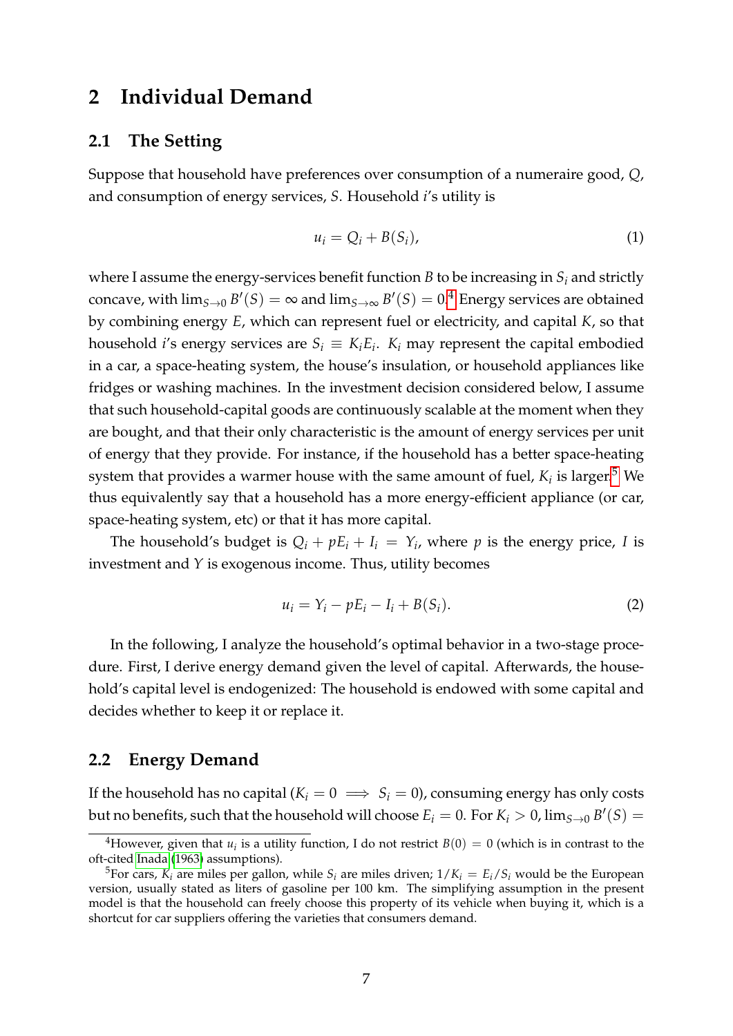## 2 Individual Demand

### 2.1 The Setting

Suppose that household have preferences over consumption of a numeraire good, $Q$, and consumption of energy services, $S$. Household $i$'s utility is

$$u_i = Q_i + B(S_i), \tag{1}$$

where I assume the energy-services benefit function $B$ to be increasing in $S_i$ and strictly concave, with $\lim_{S \to 0} B'(S) = \infty$ and $\lim_{S \to \infty} B'(S) = 0$.[4] Energy services are obtained by combining energy $E$, which can represent fuel or electricity, and capital $K$, so that household $i$'s energy services are $S_i \equiv K_i E_i$. $K_i$ may represent the capital embodied in a car, a space-heating system, the house's insulation, or household appliances like fridges or washing machines. In the investment decision considered below, I assume that such household-capital goods are continuously scalable at the moment when they are bought, and that their only characteristic is the amount of energy services per unit of energy that they provide. For instance, if the household has a better space-heating system that provides a warmer house with the same amount of fuel, $K_i$ is larger.[5] We thus equivalently say that a household has a more energy-efficient appliance (or car, space-heating system, etc) or that it has more capital.

The household's budget is $Q_i + pE_i + I_i = Y_i$, where $p$ is the energy price, $I$ is investment and $Y$ is exogenous income. Thus, utility becomes

$$u_i = Y_i - pE_i - I_i + B(S_i). \tag{2}$$

In the following, I analyze the household's optimal behavior in a two-stage procedure. First, I derive energy demand given the level of capital. Afterwards, the household's capital level is endogenized: The household is endowed with some capital and decides whether to keep it or replace it.

### 2.2 Energy Demand

If the household has no capital ($K_i = 0 \implies S_i = 0$), consuming energy has only costs but no benefits, such that the household will choose $E_i = 0$. For $K_i > 0$, $\lim_{S \to 0} B'(S) =$

---

[4] However, given that $u_i$ is a utility function, I do not restrict $B(0) = 0$ (which is in contrast to the oft-cited Inada (1963) assumptions).

[5] For cars, $K_i$ are miles per gallon, while $S_i$ are miles driven; $1/K_i = E_i/S_i$ would be the European version, usually stated as liters of gasoline per 100 km. The simplifying assumption in the present model is that the household can freely choose this property of its vehicle when buying it, which is a shortcut for car suppliers offering the varieties that consumers demand.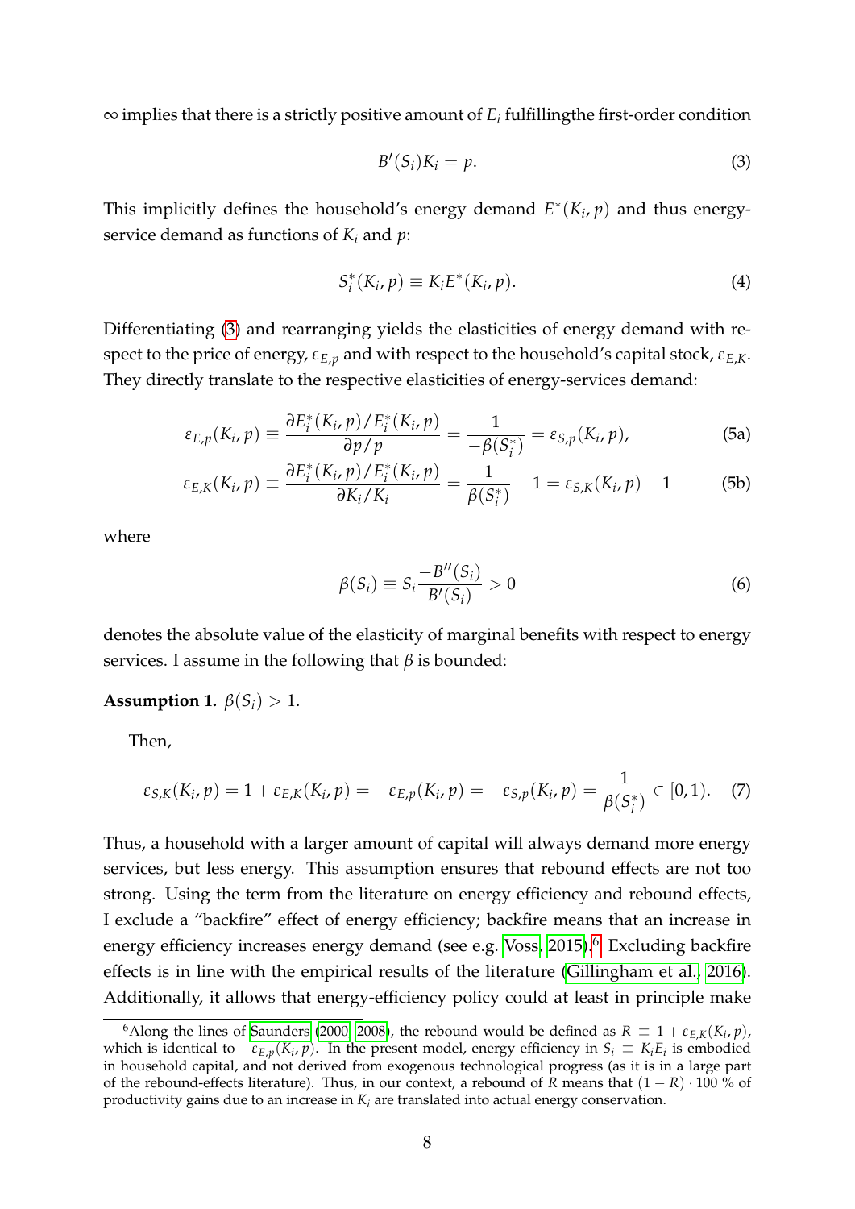$\infty$ implies that there is a strictly positive amount of $E_i$ fulfillingthe first-order condition

$$B'(S_i)K_i = p. \tag{3}$$

This implicitly defines the household's energy demand $E^*(K_i, p)$ and thus energy-service demand as functions of $K_i$ and $p$:

$$S_i^*(K_i, p) \equiv K_i E^*(K_i, p). \tag{4}$$

Differentiating (3) and rearranging yields the elasticities of energy demand with respect to the price of energy, $\varepsilon_{E,p}$ and with respect to the household's capital stock, $\varepsilon_{E,K}$. They directly translate to the respective elasticities of energy-services demand:

$$\varepsilon_{E,p}(K_i, p) \equiv \frac{\partial E_i^*(K_i, p)/E_i^*(K_i, p)}{\partial p/p} = \frac{1}{-\beta(S_i^*)} = \varepsilon_{S,p}(K_i, p), \tag{5a}$$

$$\varepsilon_{E,K}(K_i, p) \equiv \frac{\partial E_i^*(K_i, p)/E_i^*(K_i, p)}{\partial K_i/K_i} = \frac{1}{\beta(S_i^*)} - 1 = \varepsilon_{S,K}(K_i, p) - 1 \tag{5b}$$

where

$$\beta(S_i) \equiv S_i \frac{-B''(S_i)}{B'(S_i)} > 0 \tag{6}$$

denotes the absolute value of the elasticity of marginal benefits with respect to energy services. I assume in the following that $\beta$ is bounded:

**Assumption 1.** $\beta(S_i) > 1$.

Then,

$$\varepsilon_{S,K}(K_i, p) = 1 + \varepsilon_{E,K}(K_i, p) = -\varepsilon_{E,p}(K_i, p) = -\varepsilon_{S,p}(K_i, p) = \frac{1}{\beta(S_i^*)} \in [0, 1). \tag{7}$$

Thus, a household with a larger amount of capital will always demand more energy services, but less energy. This assumption ensures that rebound effects are not too strong. Using the term from the literature on energy efficiency and rebound effects, I exclude a "backfire" effect of energy efficiency; backfire means that an increase in energy efficiency increases energy demand (see e.g. Voss, 2015).[6] Excluding backfire effects is in line with the empirical results of the literature (Gillingham et al., 2016). Additionally, it allows that energy-efficiency policy could at least in principle make

[6] Along the lines of Saunders (2000, 2008), the rebound would be defined as $R \equiv 1 + \varepsilon_{E,K}(K_i, p)$, which is identical to $-\varepsilon_{E,p}(K_i, p)$. In the present model, energy efficiency in $S_i \equiv K_i E_i$ is embodied in household capital, and not derived from exogenous technological progress (as it is in a large part of the rebound-effects literature). Thus, in our context, a rebound of $R$ means that $(1 - R) \cdot 100$ % of productivity gains due to an increase in $K_i$ are translated into actual energy conservation.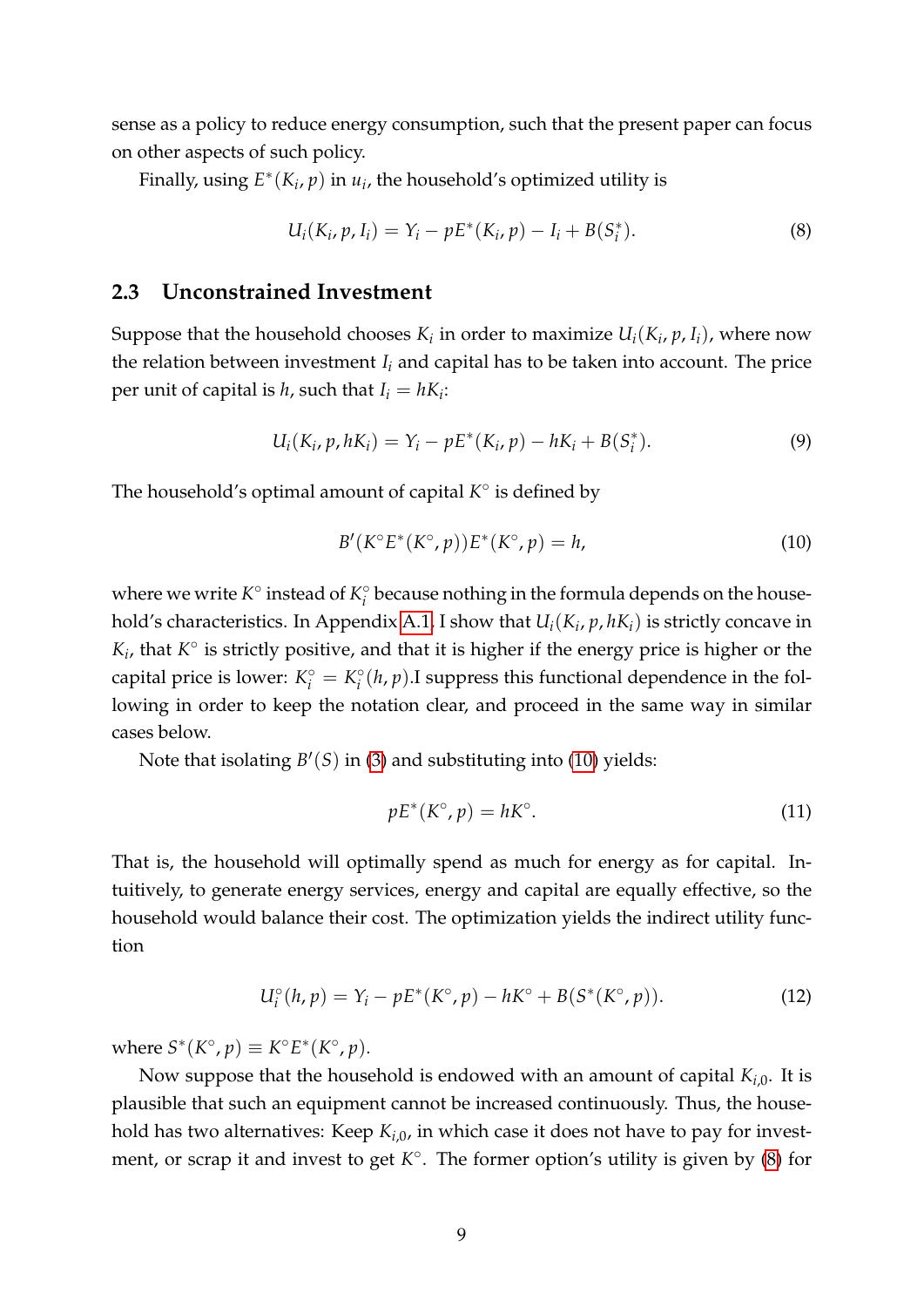sense as a policy to reduce energy consumption, such that the present paper can focus on other aspects of such policy.

Finally, using $E^*(K_i, p)$ in $u_i$, the household's optimized utility is

$$U_i(K_i, p, I_i) = Y_i - pE^*(K_i, p) - I_i + B(S_i^*). \tag{8}$$

### 2.3 Unconstrained Investment

Suppose that the household chooses $K_i$ in order to maximize $U_i(K_i, p, I_i)$, where now the relation between investment $I_i$ and capital has to be taken into account. The price per unit of capital is $h$, such that $I_i = hK_i$:

$$U_i(K_i, p, hK_i) = Y_i - pE^*(K_i, p) - hK_i + B(S_i^*). \tag{9}$$

The household's optimal amount of capital $K^\circ$ is defined by

$$B'(K^\circ E^*(K^\circ, p))E^*(K^\circ, p) = h, \tag{10}$$

where we write $K^\circ$ instead of $K_i^\circ$ because nothing in the formula depends on the household's characteristics. In Appendix A.1, I show that $U_i(K_i, p, hK_i)$ is strictly concave in $K_i$, that $K^\circ$ is strictly positive, and that it is higher if the energy price is higher or the capital price is lower: $K_i^\circ = K_i^\circ(h, p)$.I suppress this functional dependence in the following in order to keep the notation clear, and proceed in the same way in similar cases below.

Note that isolating $B'(S)$ in (3) and substituting into (10) yields:

$$pE^*(K^\circ, p) = hK^\circ. \tag{11}$$

That is, the household will optimally spend as much for energy as for capital. Intuitively, to generate energy services, energy and capital are equally effective, so the household would balance their cost. The optimization yields the indirect utility function

$$U_i^\circ(h, p) = Y_i - pE^*(K^\circ, p) - hK^\circ + B(S^*(K^\circ, p)). \tag{12}$$

where $S^*(K^\circ, p) \equiv K^\circ E^*(K^\circ, p)$.

Now suppose that the household is endowed with an amount of capital $K_{i,0}$. It is plausible that such an equipment cannot be increased continuously. Thus, the household has two alternatives: Keep $K_{i,0}$, in which case it does not have to pay for investment, or scrap it and invest to get $K^\circ$. The former option's utility is given by (8) for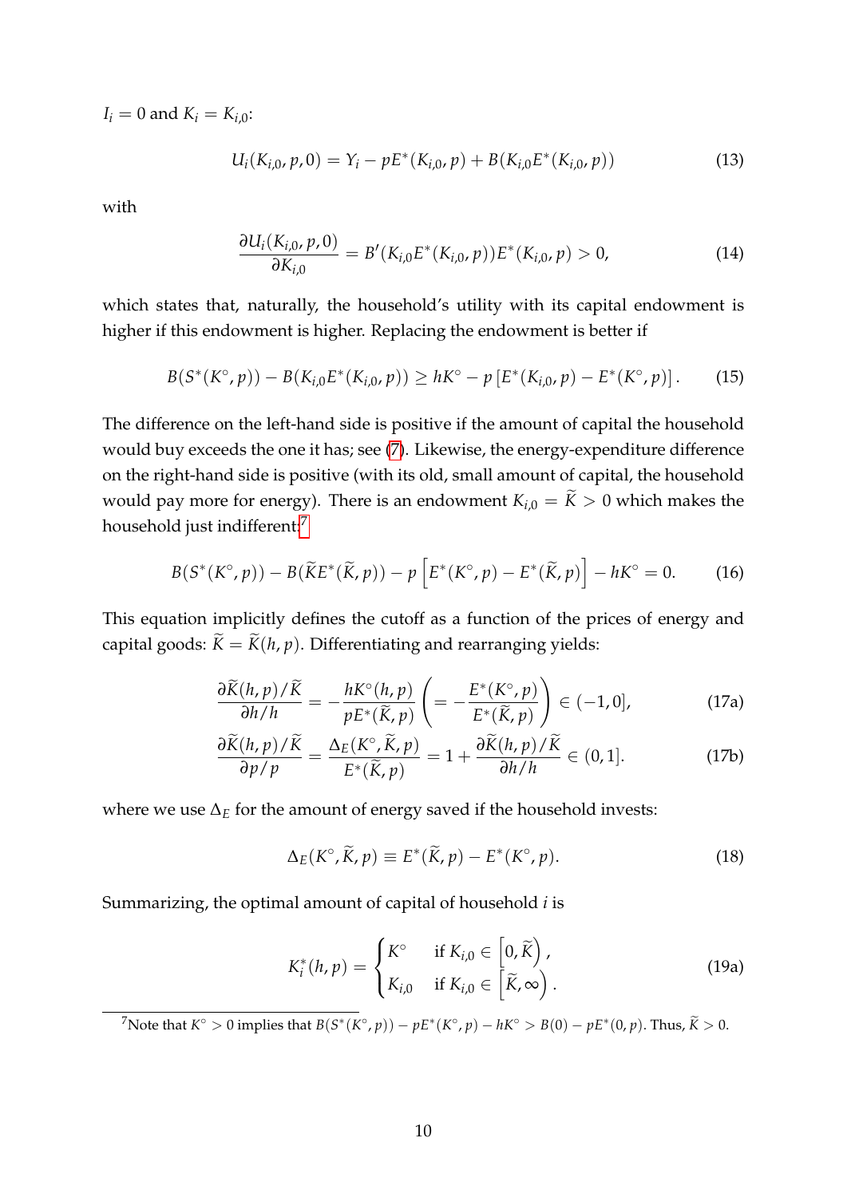$I_i = 0$ and $K_i = K_{i,0}$:

$$U_i(K_{i,0}, p, 0) = Y_i - pE^*(K_{i,0}, p) + B(K_{i,0}E^*(K_{i,0}, p)) \tag{13}$$

with

$$\frac{\partial U_i(K_{i,0}, p, 0)}{\partial K_{i,0}} = B'(K_{i,0}E^*(K_{i,0}, p))E^*(K_{i,0}, p) > 0, \tag{14}$$

which states that, naturally, the household's utility with its capital endowment is higher if this endowment is higher. Replacing the endowment is better if

$$B(S^*(K^\circ, p)) - B(K_{i,0}E^*(K_{i,0}, p)) \geq hK^\circ - p\left[E^*(K_{i,0}, p) - E^*(K^\circ, p)\right]. \tag{15}$$

The difference on the left-hand side is positive if the amount of capital the household would buy exceeds the one it has; see (7). Likewise, the energy-expenditure difference on the right-hand side is positive (with its old, small amount of capital, the household would pay more for energy). There is an endowment $K_{i,0} = \widetilde{K} > 0$ which makes the household just indifferent:[7]

$$B(S^*(K^\circ, p)) - B(\widetilde{K}E^*(\widetilde{K}, p)) - p\left[E^*(K^\circ, p) - E^*(\widetilde{K}, p)\right] - hK^\circ = 0. \tag{16}$$

This equation implicitly defines the cutoff as a function of the prices of energy and capital goods: $\widetilde{K} = \widetilde{K}(h, p)$. Differentiating and rearranging yields:

$$\frac{\partial \widetilde{K}(h, p)/\widetilde{K}}{\partial h/h} = -\frac{hK^\circ(h, p)}{pE^*(\widetilde{K}, p)} \left(= -\frac{E^*(K^\circ, p)}{E^*(\widetilde{K}, p)}\right) \in (-1, 0], \tag{17a}$$

$$\frac{\partial \widetilde{K}(h, p)/\widetilde{K}}{\partial p/p} = \frac{\Delta_E(K^\circ, \widetilde{K}, p)}{E^*(\widetilde{K}, p)} = 1 + \frac{\partial \widetilde{K}(h, p)/\widetilde{K}}{\partial h/h} \in (0, 1]. \tag{17b}$$

where we use $\Delta_E$ for the amount of energy saved if the household invests:

$$\Delta_E(K^\circ, \widetilde{K}, p) \equiv E^*(\widetilde{K}, p) - E^*(K^\circ, p). \tag{18}$$

Summarizing, the optimal amount of capital of household $i$ is

$$K_i^*(h, p) = \begin{cases} K^\circ & \text{if } K_{i,0} \in \left[0, \widetilde{K}\right), \\ K_{i,0} & \text{if } K_{i,0} \in \left[\widetilde{K}, \infty\right). \end{cases} \tag{19a}$$

[7] Note that $K^\circ > 0$ implies that $B(S^*(K^\circ, p)) - pE^*(K^\circ, p) - hK^\circ > B(0) - pE^*(0, p)$. Thus, $\widetilde{K} > 0$.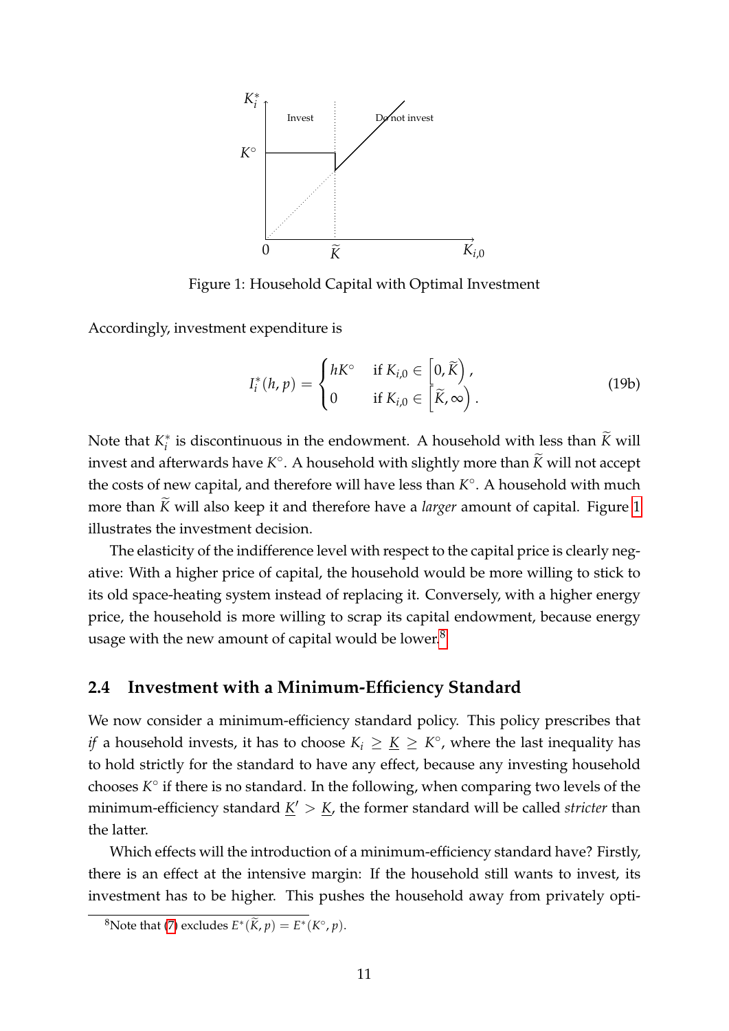Figure 1: Household Capital with Optimal Investment

Accordingly, investment expenditure is

$$I_i^*(h,p) = \begin{cases} hK^\circ & \text{if } K_{i,0} \in \left[0, \widetilde{K}\right), \\ 0 & \text{if } K_{i,0} \in \left[\widetilde{K}, \infty\right). \end{cases} \tag{19b}$$

Note that $K_i^*$ is discontinuous in the endowment. A household with less than $\widetilde{K}$ will invest and afterwards have $K^\circ$. A household with slightly more than $\widetilde{K}$ will not accept the costs of new capital, and therefore will have less than $K^\circ$. A household with much more than $\widetilde{K}$ will also keep it and therefore have a *larger* amount of capital. Figure 1 illustrates the investment decision.

The elasticity of the indifference level with respect to the capital price is clearly negative: With a higher price of capital, the household would be more willing to stick to its old space-heating system instead of replacing it. Conversely, with a higher energy price, the household is more willing to scrap its capital endowment, because energy usage with the new amount of capital would be lower.[8]

## 2.4 Investment with a Minimum-Efficiency Standard

We now consider a minimum-efficiency standard policy. This policy prescribes that *if* a household invests, it has to choose $K_i \geq \underline{K} \geq K^\circ$, where the last inequality has to hold strictly for the standard to have any effect, because any investing household chooses $K^\circ$ if there is no standard. In the following, when comparing two levels of the minimum-efficiency standard $\underline{K}' > \underline{K}$, the former standard will be called *stricter* than the latter.

Which effects will the introduction of a minimum-efficiency standard have? Firstly, there is an effect at the intensive margin: If the household still wants to invest, its investment has to be higher. This pushes the household away from privately opti-

[8]Note that (7) excludes $E^*(\widetilde{K}, p) = E^*(K^\circ, p)$.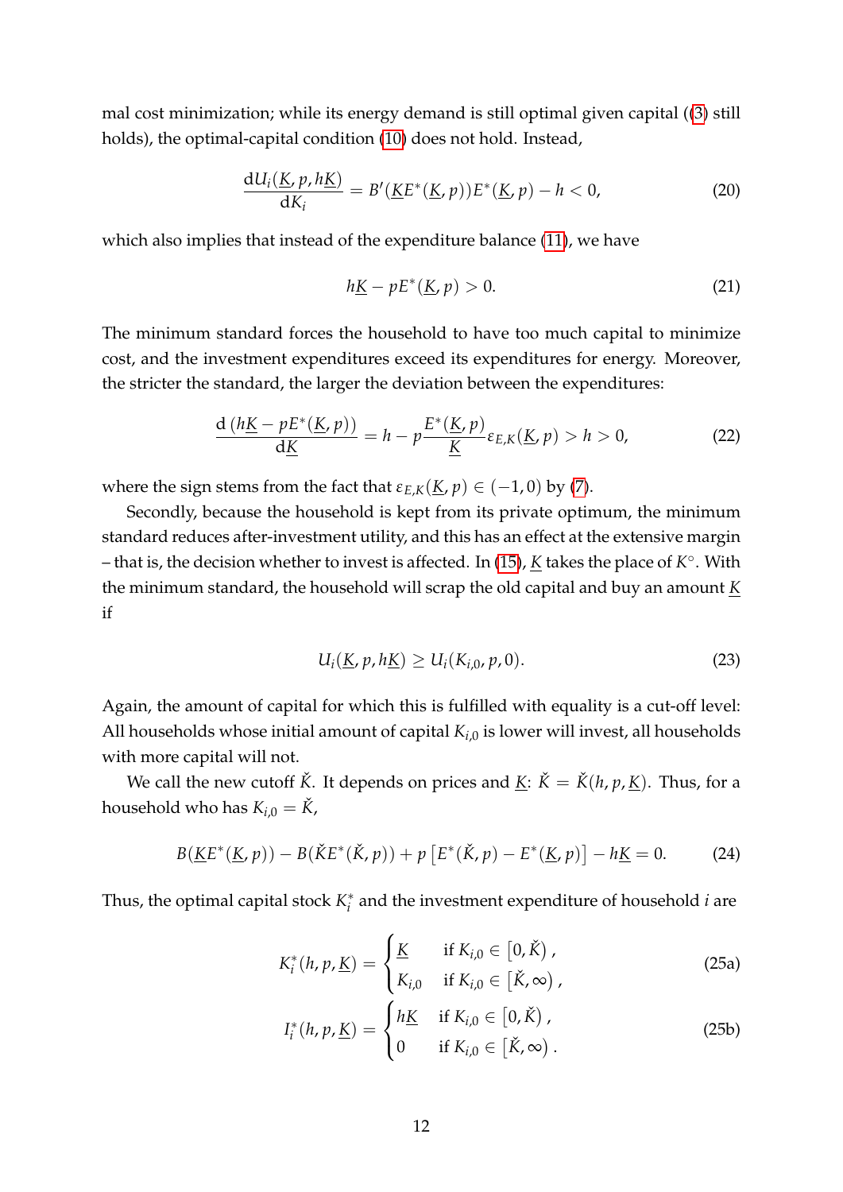mal cost minimization; while its energy demand is still optimal given capital ((3) still holds), the optimal-capital condition (10) does not hold. Instead,

$$\frac{\mathrm{d}U_i(\underline{K}, p, h\underline{K})}{\mathrm{d}K_i} = B'(\underline{K}E^*(\underline{K}, p))E^*(\underline{K}, p) - h < 0, \tag{20}$$

which also implies that instead of the expenditure balance (11), we have

$$h\underline{K} - pE^*(\underline{K}, p) > 0. \tag{21}$$

The minimum standard forces the household to have too much capital to minimize cost, and the investment expenditures exceed its expenditures for energy. Moreover, the stricter the standard, the larger the deviation between the expenditures:

$$\frac{\mathrm{d}\left(h\underline{K} - pE^*(\underline{K}, p)\right)}{\mathrm{d}\underline{K}} = h - p\frac{E^*(\underline{K}, p)}{\underline{K}}\varepsilon_{E,K}(\underline{K}, p) > h > 0, \tag{22}$$

where the sign stems from the fact that $\varepsilon_{E,K}(\underline{K}, p) \in (-1, 0)$ by (7).

Secondly, because the household is kept from its private optimum, the minimum standard reduces after-investment utility, and this has an effect at the extensive margin – that is, the decision whether to invest is affected. In (15), $\underline{K}$ takes the place of $K^\circ$. With the minimum standard, the household will scrap the old capital and buy an amount $\underline{K}$ if

$$U_i(\underline{K}, p, h\underline{K}) \geq U_i(K_{i,0}, p, 0). \tag{23}$$

Again, the amount of capital for which this is fulfilled with equality is a cut-off level: All households whose initial amount of capital $K_{i,0}$ is lower will invest, all households with more capital will not.

We call the new cutoff $\check{K}$. It depends on prices and $\underline{K}$: $\check{K} = \check{K}(h, p, \underline{K})$. Thus, for a household who has $K_{i,0} = \check{K}$,

$$B(\underline{K}E^*(\underline{K}, p)) - B(\check{K}E^*(\check{K}, p)) + p\left[E^*(\check{K}, p) - E^*(\underline{K}, p)\right] - h\underline{K} = 0. \tag{24}$$

Thus, the optimal capital stock $K_i^*$ and the investment expenditure of household $i$ are

$$K_i^*(h, p, \underline{K}) = \begin{cases} \underline{K} & \text{if } K_{i,0} \in \left[0, \check{K}\right), \\ K_{i,0} & \text{if } K_{i,0} \in \left[\check{K}, \infty\right), \end{cases} \tag{25a}$$

$$I_i^*(h, p, \underline{K}) = \begin{cases} h\underline{K} & \text{if } K_{i,0} \in \left[0, \check{K}\right), \\ 0 & \text{if } K_{i,0} \in \left[\check{K}, \infty\right). \end{cases} \tag{25b}$$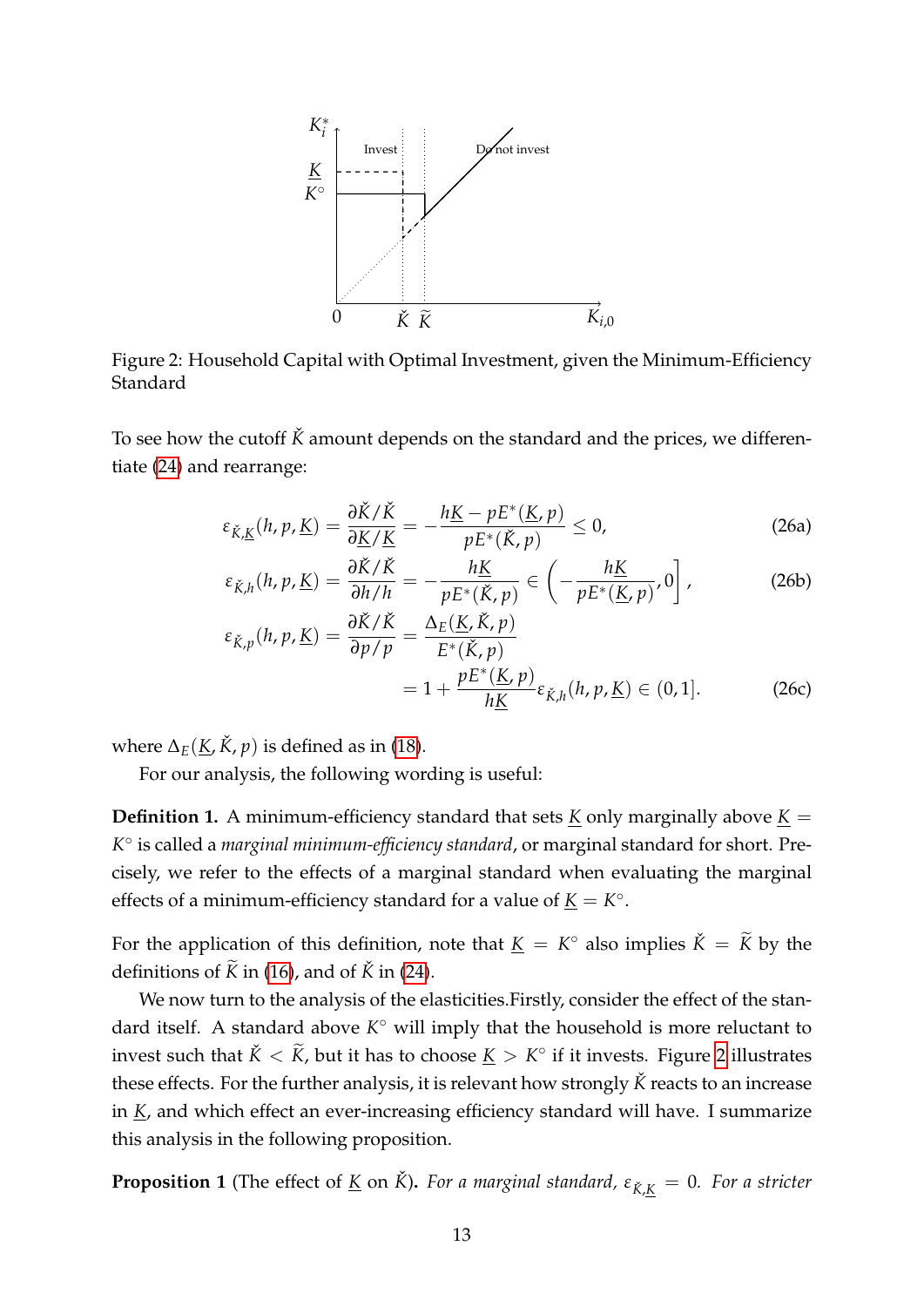Figure 2: Household Capital with Optimal Investment, given the Minimum-Efficiency Standard

To see how the cutoff $\check{K}$ amount depends on the standard and the prices, we differentiate (24) and rearrange:

$$\varepsilon_{\check{K},\underline{K}}(h,p,\underline{K}) = \frac{\partial \check{K}/\check{K}}{\partial \underline{K}/\underline{K}} = -\frac{h\underline{K} - pE^*(\underline{K},p)}{pE^*(\check{K},p)} \leq 0, \tag{26a}$$

$$\varepsilon_{\check{K},h}(h,p,\underline{K}) = \frac{\partial \check{K}/\check{K}}{\partial h/h} = -\frac{h\underline{K}}{pE^*(\check{K},p)} \in \left(-\frac{h\underline{K}}{pE^*(\underline{K},p)}, 0\right], \tag{26b}$$

$$\begin{aligned}\varepsilon_{\check{K},p}(h,p,\underline{K}) = \frac{\partial \check{K}/\check{K}}{\partial p/p} &= \frac{\Delta_E(\underline{K},\check{K},p)}{E^*(\check{K},p)} \\ &= 1 + \frac{pE^*(\underline{K},p)}{h\underline{K}}\varepsilon_{\check{K},h}(h,p,\underline{K}) \in (0,1].\end{aligned} \tag{26c}$$

where $\Delta_E(\underline{K},\check{K},p)$ is defined as in (18).

For our analysis, the following wording is useful:

**Definition 1.** A minimum-efficiency standard that sets $\underline{K}$ only marginally above $\underline{K} = K^\circ$ is called a *marginal minimum-efficiency standard*, or marginal standard for short. Precisely, we refer to the effects of a marginal standard when evaluating the marginal effects of a minimum-efficiency standard for a value of $\underline{K} = K^\circ$.

For the application of this definition, note that $\underline{K} = K^\circ$ also implies $\check{K} = \widetilde{K}$ by the definitions of $\widetilde{K}$ in (16), and of $\check{K}$ in (24).

We now turn to the analysis of the elasticities.Firstly, consider the effect of the standard itself. A standard above $K^\circ$ will imply that the household is more reluctant to invest such that $\check{K} < \widetilde{K}$, but it has to choose $\underline{K} > K^\circ$ if it invests. Figure 2 illustrates these effects. For the further analysis, it is relevant how strongly $\check{K}$ reacts to an increase in $\underline{K}$, and which effect an ever-increasing efficiency standard will have. I summarize this analysis in the following proposition.

**Proposition 1** (The effect of $\underline{K}$ on $\check{K}$)**.** *For a marginal standard,* $\varepsilon_{\check{K},\underline{K}} = 0$*. For a stricter*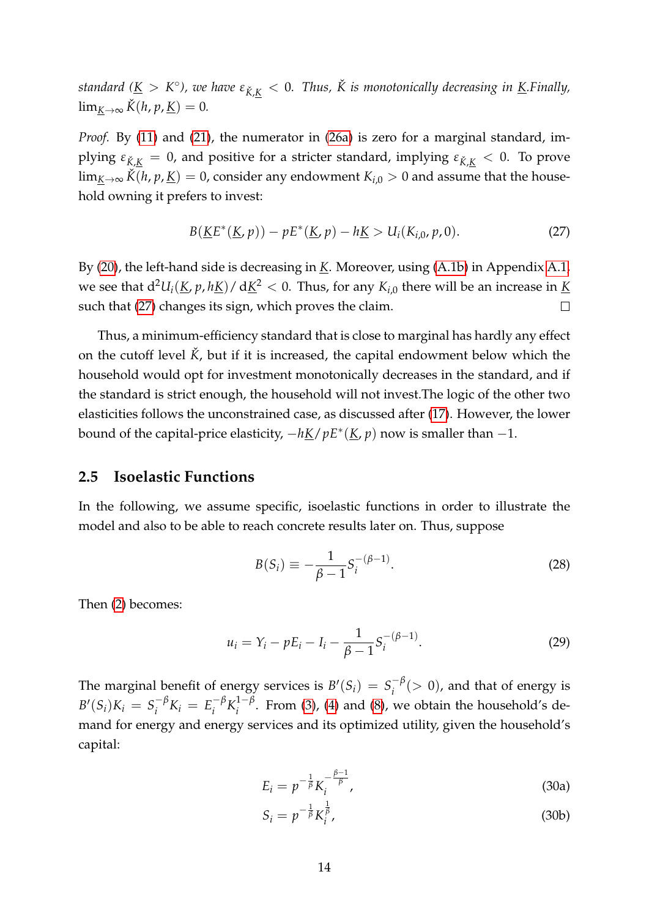*standard ($\underline{K} > K^{\circ}$), we have $\varepsilon_{\check{K},\underline{K}} < 0$. Thus, $\check{K}$ is monotonically decreasing in $\underline{K}$.Finally, $\lim_{\underline{K}\to\infty} \check{K}(h, p, \underline{K}) = 0$.*

*Proof.* By (11) and (21), the numerator in (26a) is zero for a marginal standard, implying $\varepsilon_{\check{K},\underline{K}} = 0$, and positive for a stricter standard, implying $\varepsilon_{\check{K},\underline{K}} < 0$. To prove $\lim_{\underline{K}\to\infty} \check{K}(h, p, \underline{K}) = 0$, consider any endowment $K_{i,0} > 0$ and assume that the household owning it prefers to invest:

$$B(\underline{K}E^*(\underline{K}, p)) - pE^*(\underline{K}, p) - h\underline{K} > U_i(K_{i,0}, p, 0). \tag{27}$$

By (20), the left-hand side is decreasing in $\underline{K}$. Moreover, using (A.1b) in Appendix A.1, we see that $\mathrm{d}^2U_i(\underline{K}, p, h\underline{K}) / \mathrm{d}\underline{K}^2 < 0$. Thus, for any $K_{i,0}$ there will be an increase in $\underline{K}$ such that (27) changes its sign, which proves the claim. □

Thus, a minimum-efficiency standard that is close to marginal has hardly any effect on the cutoff level $\check{K}$, but if it is increased, the capital endowment below which the household would opt for investment monotonically decreases in the standard, and if the standard is strict enough, the household will not invest.The logic of the other two elasticities follows the unconstrained case, as discussed after (17). However, the lower bound of the capital-price elasticity, $-h\underline{K}/pE^*(\underline{K}, p)$ now is smaller than $-1$.

## 2.5 Isoelastic Functions

In the following, we assume specific, isoelastic functions in order to illustrate the model and also to be able to reach concrete results later on. Thus, suppose

$$B(S_i) \equiv -\frac{1}{\beta - 1} S_i^{-(\beta-1)}. \tag{28}$$

Then (2) becomes:

$$u_i = Y_i - pE_i - I_i - \frac{1}{\beta - 1} S_i^{-(\beta-1)}. \tag{29}$$

The marginal benefit of energy services is $B'(S_i) = S_i^{-\beta}(> 0)$, and that of energy is $B'(S_i)K_i = S_i^{-\beta}K_i = E_i^{-\beta}K_i^{1-\beta}$. From (3), (4) and (8), we obtain the household's demand for energy and energy services and its optimized utility, given the household's capital:

$$E_i = p^{-\frac{1}{\beta}} K_i^{-\frac{\beta-1}{\beta}}, \tag{30a}$$

$$S_i = p^{-\frac{1}{\beta}} K_i^{\frac{1}{\beta}}, \tag{30b}$$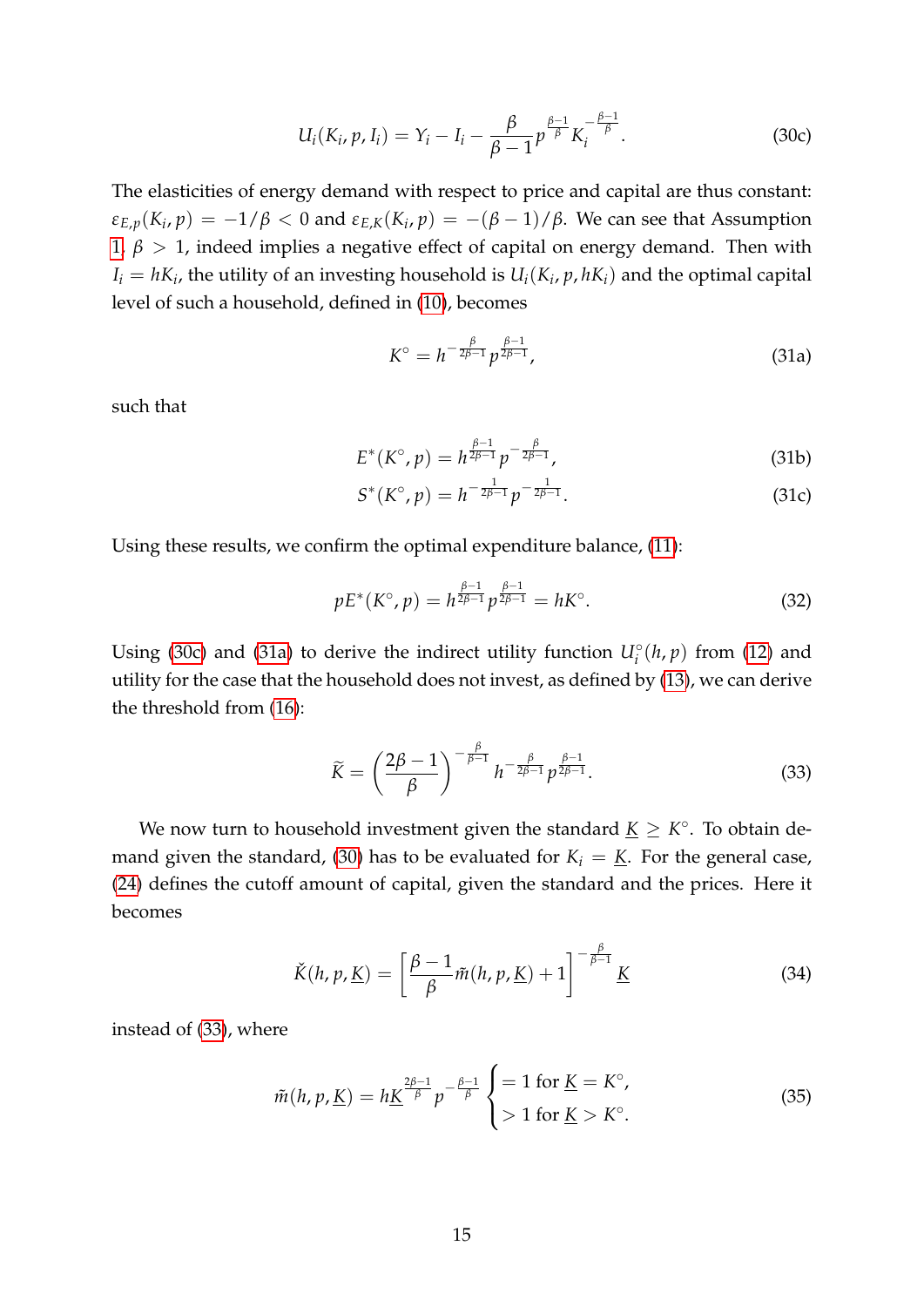$$U_i(K_i, p, I_i) = Y_i - I_i - \frac{\beta}{\beta - 1} p^{\frac{\beta-1}{\beta}} K_i^{-\frac{\beta-1}{\beta}}. \tag{30c}$$

The elasticities of energy demand with respect to price and capital are thus constant: $\varepsilon_{E,p}(K_i, p) = -1/\beta < 0$ and $\varepsilon_{E,K}(K_i, p) = -(\beta - 1)/\beta$. We can see that Assumption 1, $\beta > 1$, indeed implies a negative effect of capital on energy demand. Then with $I_i = hK_i$, the utility of an investing household is $U_i(K_i, p, hK_i)$ and the optimal capital level of such a household, defined in (10), becomes

$$K^\circ = h^{-\frac{\beta}{2\beta-1}} p^{\frac{\beta-1}{2\beta-1}}, \tag{31a}$$

such that

$$E^*(K^\circ, p) = h^{\frac{\beta-1}{2\beta-1}} p^{-\frac{\beta}{2\beta-1}}, \tag{31b}$$

$$S^*(K^\circ, p) = h^{-\frac{1}{2\beta-1}} p^{-\frac{1}{2\beta-1}}. \tag{31c}$$

Using these results, we confirm the optimal expenditure balance, (11):

$$pE^*(K^\circ, p) = h^{\frac{\beta-1}{2\beta-1}} p^{\frac{\beta-1}{2\beta-1}} = hK^\circ. \tag{32}$$

Using (30c) and (31a) to derive the indirect utility function $U_i^\circ(h, p)$ from (12) and utility for the case that the household does not invest, as defined by (13), we can derive the threshold from (16):

$$\widetilde{K} = \left(\frac{2\beta - 1}{\beta}\right)^{-\frac{\beta}{\beta-1}} h^{-\frac{\beta}{2\beta-1}} p^{\frac{\beta-1}{2\beta-1}}. \tag{33}$$

We now turn to household investment given the standard $\underline{K} \geq K^\circ$. To obtain demand given the standard, (30) has to be evaluated for $K_i = \underline{K}$. For the general case, (24) defines the cutoff amount of capital, given the standard and the prices. Here it becomes

$$\check{K}(h, p, \underline{K}) = \left[\frac{\beta - 1}{\beta} \tilde{m}(h, p, \underline{K}) + 1\right]^{-\frac{\beta}{\beta-1}} \underline{K} \tag{34}$$

instead of (33), where

$$\tilde{m}(h, p, \underline{K}) = h\underline{K}^{\frac{2\beta-1}{\beta}} p^{-\frac{\beta-1}{\beta}} \begin{cases} = 1 \text{ for } \underline{K} = K^\circ, \\ > 1 \text{ for } \underline{K} > K^\circ. \end{cases} \tag{35}$$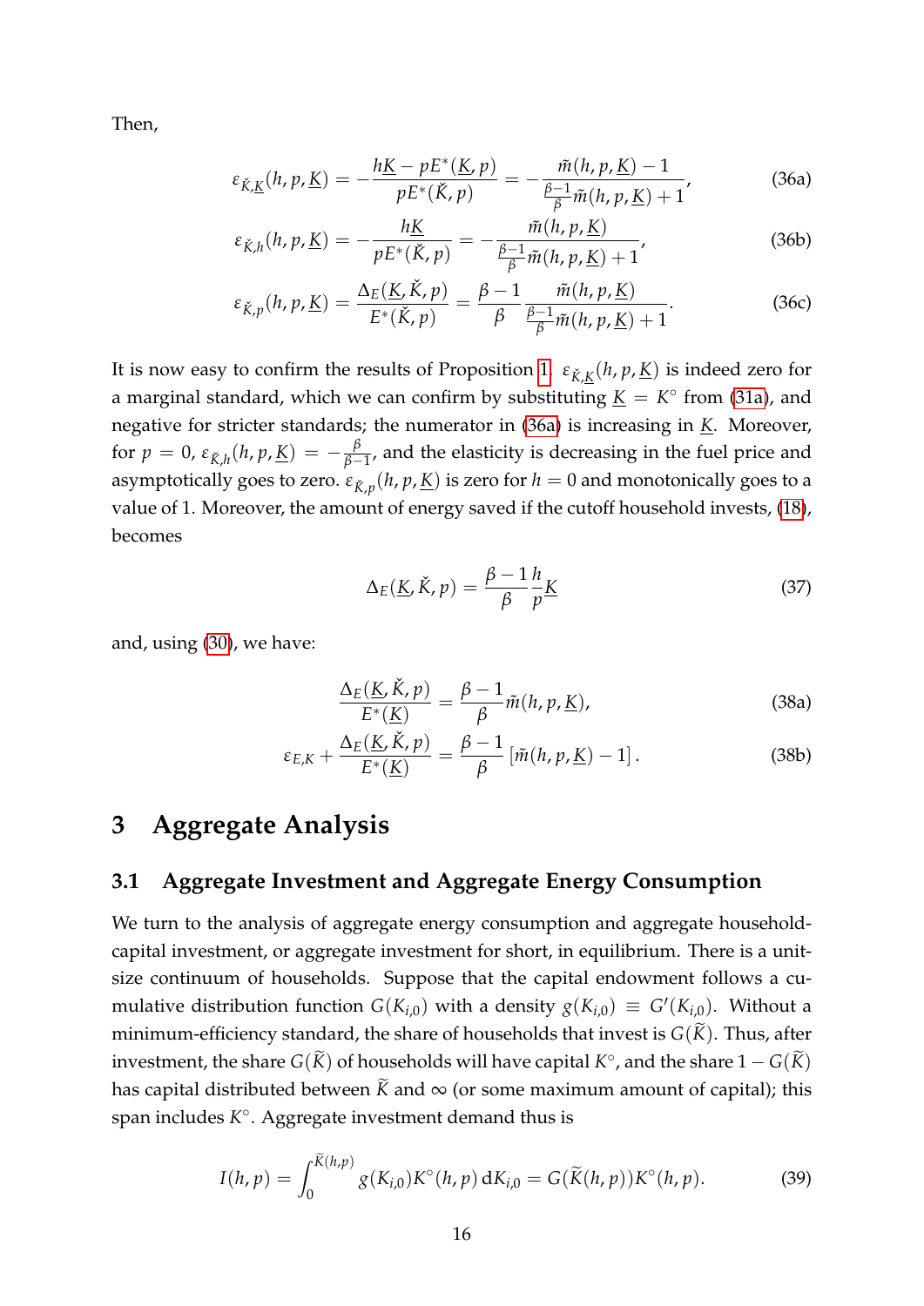Then,

$$\varepsilon_{\check{K},\underline{K}}(h,p,\underline{K}) = -\frac{h\underline{K} - pE^*(\underline{K},p)}{pE^*(\check{K},p)} = -\frac{\tilde{m}(h,p,\underline{K}) - 1}{\frac{\beta-1}{\beta}\tilde{m}(h,p,\underline{K}) + 1}, \tag{36a}$$

$$\varepsilon_{\check{K},h}(h,p,\underline{K}) = -\frac{h\underline{K}}{pE^*(\check{K},p)} = -\frac{\tilde{m}(h,p,\underline{K})}{\frac{\beta-1}{\beta}\tilde{m}(h,p,\underline{K}) + 1}, \tag{36b}$$

$$\varepsilon_{\check{K},p}(h,p,\underline{K}) = \frac{\Delta_E(\underline{K},\check{K},p)}{E^*(\check{K},p)} = \frac{\beta-1}{\beta}\frac{\tilde{m}(h,p,\underline{K})}{\frac{\beta-1}{\beta}\tilde{m}(h,p,\underline{K}) + 1}. \tag{36c}$$

It is now easy to confirm the results of Proposition 1. $\varepsilon_{\check{K},\underline{K}}(h,p,\underline{K})$ is indeed zero for a marginal standard, which we can confirm by substituting $\underline{K} = K^\circ$ from (31a), and negative for stricter standards; the numerator in (36a) is increasing in $\underline{K}$. Moreover, for $p = 0$, $\varepsilon_{\check{K},h}(h,p,\underline{K}) = -\frac{\beta}{\beta-1}$, and the elasticity is decreasing in the fuel price and asymptotically goes to zero. $\varepsilon_{\check{K},p}(h,p,\underline{K})$ is zero for $h = 0$ and monotonically goes to a value of 1. Moreover, the amount of energy saved if the cutoff household invests, (18), becomes

$$\Delta_E(\underline{K},\check{K},p) = \frac{\beta-1}{\beta}\frac{h}{p}\underline{K} \tag{37}$$

and, using (30), we have:

$$\frac{\Delta_E(\underline{K},\check{K},p)}{E^*(\underline{K})} = \frac{\beta-1}{\beta}\tilde{m}(h,p,\underline{K}), \tag{38a}$$

$$\varepsilon_{E,K} + \frac{\Delta_E(\underline{K},\check{K},p)}{E^*(\underline{K})} = \frac{\beta-1}{\beta}\left[\tilde{m}(h,p,\underline{K}) - 1\right]. \tag{38b}$$

# 3 Aggregate Analysis

## 3.1 Aggregate Investment and Aggregate Energy Consumption

We turn to the analysis of aggregate energy consumption and aggregate household-capital investment, or aggregate investment for short, in equilibrium. There is a unit-size continuum of households. Suppose that the capital endowment follows a cumulative distribution function $G(K_{i,0})$ with a density $g(K_{i,0}) \equiv G'(K_{i,0})$. Without a minimum-efficiency standard, the share of households that invest is $G(\widetilde{K})$. Thus, after investment, the share $G(\widetilde{K})$ of households will have capital $K^\circ$, and the share $1 - G(\widetilde{K})$ has capital distributed between $\widetilde{K}$ and $\infty$ (or some maximum amount of capital); this span includes $K^\circ$. Aggregate investment demand thus is

$$I(h,p) = \int_0^{\widetilde{K}(h,p)} g(K_{i,0})K^\circ(h,p)\,\mathrm{d}K_{i,0} = G(\widetilde{K}(h,p))K^\circ(h,p). \tag{39}$$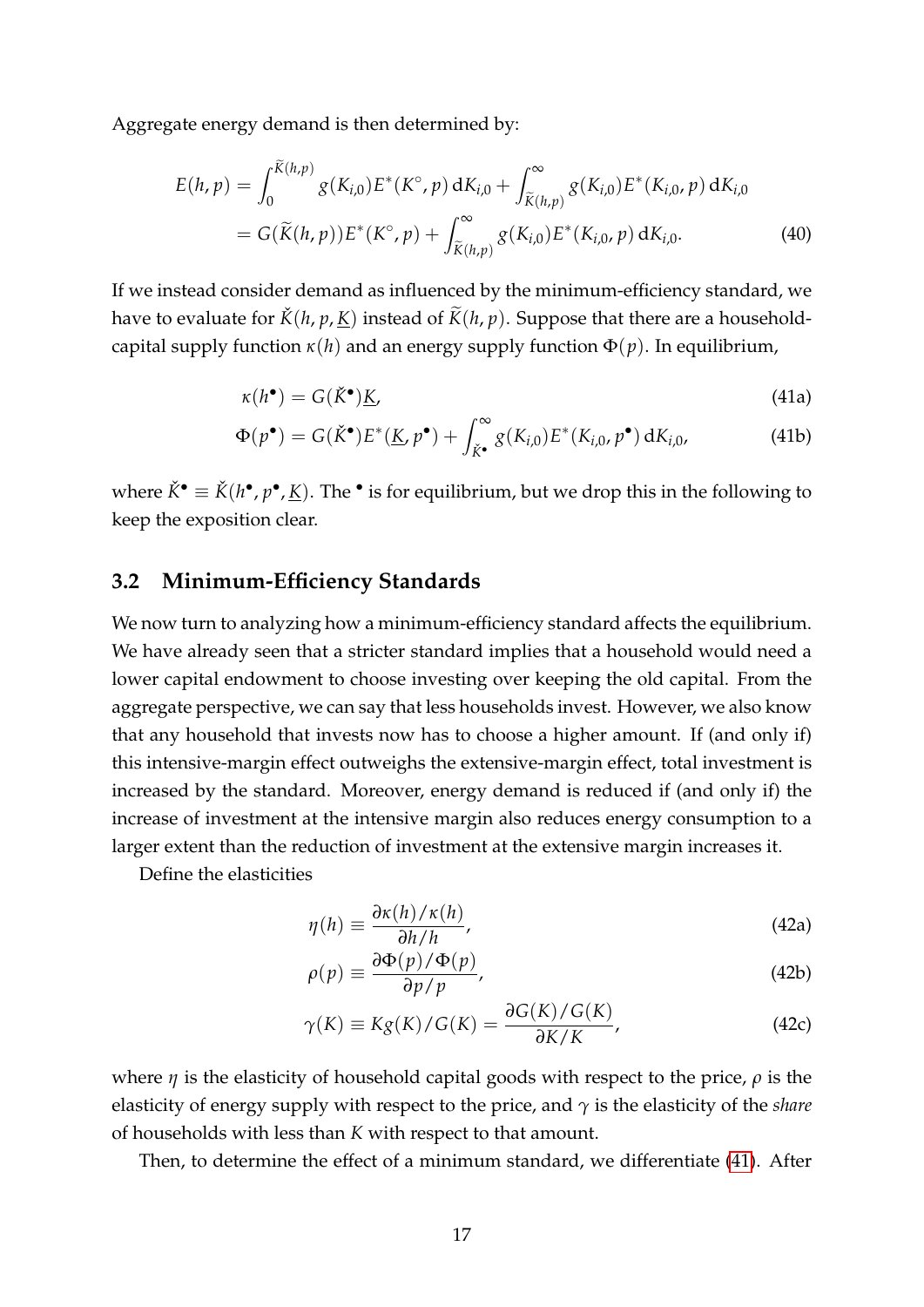Aggregate energy demand is then determined by:

$$
\begin{aligned}
E(h,p) &= \int_0^{\widetilde{K}(h,p)} g(K_{i,0}) E^*(K^\circ, p)\, \mathrm{d}K_{i,0} + \int_{\widetilde{K}(h,p)}^{\infty} g(K_{i,0}) E^*(K_{i,0}, p)\, \mathrm{d}K_{i,0} \\
&= G(\widetilde{K}(h,p)) E^*(K^\circ, p) + \int_{\widetilde{K}(h,p)}^{\infty} g(K_{i,0}) E^*(K_{i,0}, p)\, \mathrm{d}K_{i,0}.
\end{aligned} \tag{40}
$$

If we instead consider demand as influenced by the minimum-efficiency standard, we have to evaluate for $\check{K}(h, p, \underline{K})$ instead of $\widetilde{K}(h, p)$. Suppose that there are a household-capital supply function $\kappa(h)$ and an energy supply function $\Phi(p)$. In equilibrium,

$$
\kappa(h^\bullet) = G(\check{K}^\bullet)\underline{K}, \tag{41a}
$$

$$
\Phi(p^\bullet) = G(\check{K}^\bullet) E^*(\underline{K}, p^\bullet) + \int_{\check{K}^\bullet}^{\infty} g(K_{i,0}) E^*(K_{i,0}, p^\bullet)\, \mathrm{d}K_{i,0}, \tag{41b}
$$

where $\check{K}^\bullet \equiv \check{K}(h^\bullet, p^\bullet, \underline{K})$. The $^\bullet$ is for equilibrium, but we drop this in the following to keep the exposition clear.

## 3.2 Minimum-Efficiency Standards

We now turn to analyzing how a minimum-efficiency standard affects the equilibrium. We have already seen that a stricter standard implies that a household would need a lower capital endowment to choose investing over keeping the old capital. From the aggregate perspective, we can say that less households invest. However, we also know that any household that invests now has to choose a higher amount. If (and only if) this intensive-margin effect outweighs the extensive-margin effect, total investment is increased by the standard. Moreover, energy demand is reduced if (and only if) the increase of investment at the intensive margin also reduces energy consumption to a larger extent than the reduction of investment at the extensive margin increases it.

Define the elasticities

$$
\eta(h) \equiv \frac{\partial \kappa(h)/\kappa(h)}{\partial h/h}, \tag{42a}
$$

$$
\rho(p) \equiv \frac{\partial \Phi(p)/\Phi(p)}{\partial p/p}, \tag{42b}
$$

$$
\gamma(K) \equiv K g(K)/G(K) = \frac{\partial G(K)/G(K)}{\partial K/K}, \tag{42c}
$$

where $\eta$ is the elasticity of household capital goods with respect to the price, $\rho$ is the elasticity of energy supply with respect to the price, and $\gamma$ is the elasticity of the *share* of households with less than $K$ with respect to that amount.

Then, to determine the effect of a minimum standard, we differentiate (41). After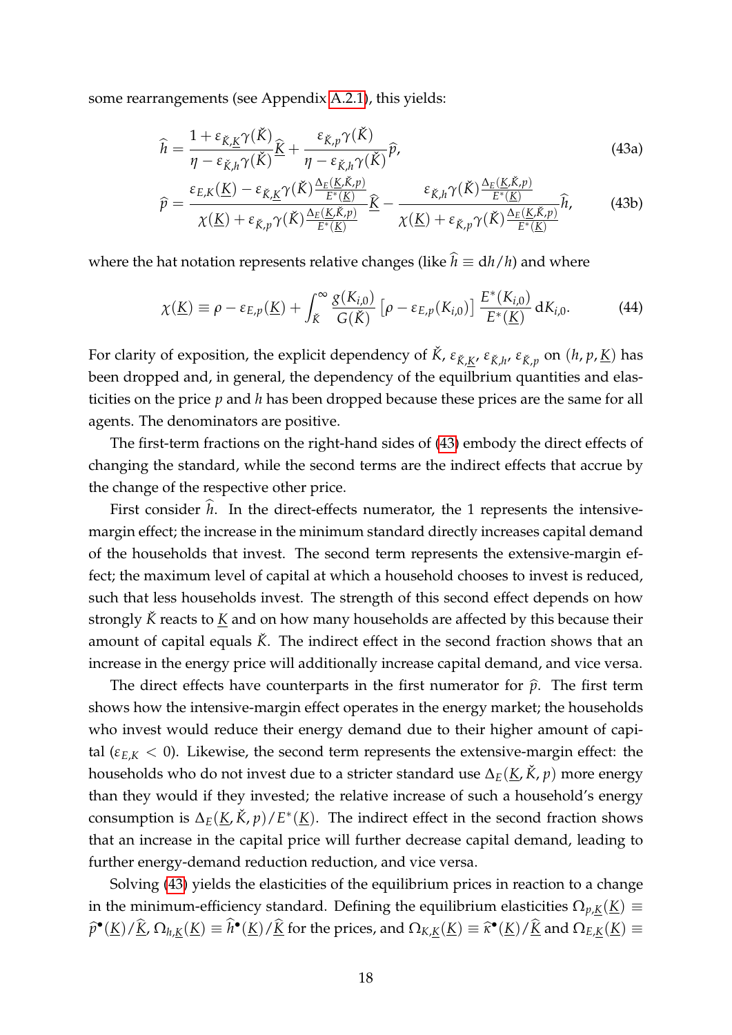some rearrangements (see Appendix A.2.1), this yields:

$$\widehat{h} = \frac{1 + \varepsilon_{\check{K},\underline{K}}\gamma(\check{K})}{\eta - \varepsilon_{\check{K},h}\gamma(\check{K})}\widehat{\underline{K}} + \frac{\varepsilon_{\check{K},p}\gamma(\check{K})}{\eta - \varepsilon_{\check{K},h}\gamma(\check{K})}\widehat{p}, \tag{43a}$$

$$\widehat{p} = \frac{\varepsilon_{E,K}(\underline{K}) - \varepsilon_{\check{K},\underline{K}}\gamma(\check{K})\frac{\Delta_E(\underline{K},\check{K},p)}{E^*(\underline{K})}}{\chi(\underline{K}) + \varepsilon_{\check{K},p}\gamma(\check{K})\frac{\Delta_E(\underline{K},\check{K},p)}{E^*(\underline{K})}}\widehat{\underline{K}} - \frac{\varepsilon_{\check{K},h}\gamma(\check{K})\frac{\Delta_E(\underline{K},\check{K},p)}{E^*(\underline{K})}}{\chi(\underline{K}) + \varepsilon_{\check{K},p}\gamma(\check{K})\frac{\Delta_E(\underline{K},\check{K},p)}{E^*(\underline{K})}}\widehat{h}, \tag{43b}$$

where the hat notation represents relative changes (like $\widehat{h} \equiv \mathrm{d}h/h$) and where

$$\chi(\underline{K}) \equiv \rho - \varepsilon_{E,p}(\underline{K}) + \int_{\check{K}}^{\infty} \frac{g(K_{i,0})}{G(\check{K})}\left[\rho - \varepsilon_{E,p}(K_{i,0})\right]\frac{E^*(K_{i,0})}{E^*(\underline{K})}\,\mathrm{d}K_{i,0}. \tag{44}$$

For clarity of exposition, the explicit dependency of $\check{K}$, $\varepsilon_{\check{K},\underline{K}}$, $\varepsilon_{\check{K},h}$, $\varepsilon_{\check{K},p}$ on $(h, p, \underline{K})$ has been dropped and, in general, the dependency of the equilibrium quantities and elasticities on the price $p$ and $h$ has been dropped because these prices are the same for all agents. The denominators are positive.

The first-term fractions on the right-hand sides of (43) embody the direct effects of changing the standard, while the second terms are the indirect effects that accrue by the change of the respective other price.

First consider $\widehat{h}$. In the direct-effects numerator, the 1 represents the intensive-margin effect; the increase in the minimum standard directly increases capital demand of the households that invest. The second term represents the extensive-margin effect; the maximum level of capital at which a household chooses to invest is reduced, such that less households invest. The strength of this second effect depends on how strongly $\check{K}$ reacts to $\underline{K}$ and on how many households are affected by this because their amount of capital equals $\check{K}$. The indirect effect in the second fraction shows that an increase in the energy price will additionally increase capital demand, and vice versa.

The direct effects have counterparts in the first numerator for $\widehat{p}$. The first term shows how the intensive-margin effect operates in the energy market; the households who invest would reduce their energy demand due to their higher amount of capital ($\varepsilon_{E,K} < 0$). Likewise, the second term represents the extensive-margin effect: the households who do not invest due to a stricter standard use $\Delta_E(\underline{K}, \check{K}, p)$ more energy than they would if they invested; the relative increase of such a household's energy consumption is $\Delta_E(\underline{K}, \check{K}, p)/E^*(\underline{K})$. The indirect effect in the second fraction shows that an increase in the capital price will further decrease capital demand, leading to further energy-demand reduction reduction, and vice versa.

Solving (43) yields the elasticities of the equilibrium prices in reaction to a change in the minimum-efficiency standard. Defining the equilibrium elasticities $\Omega_{p,\underline{K}}(\underline{K}) \equiv \widehat{p}^{\bullet}(\underline{K})/\widehat{\underline{K}}$, $\Omega_{h,\underline{K}}(\underline{K}) \equiv \widehat{h}^{\bullet}(\underline{K})/\widehat{\underline{K}}$ for the prices, and $\Omega_{K,\underline{K}}(\underline{K}) \equiv \widehat{\kappa}^{\bullet}(\underline{K})/\widehat{\underline{K}}$ and $\Omega_{E,\underline{K}}(\underline{K}) \equiv$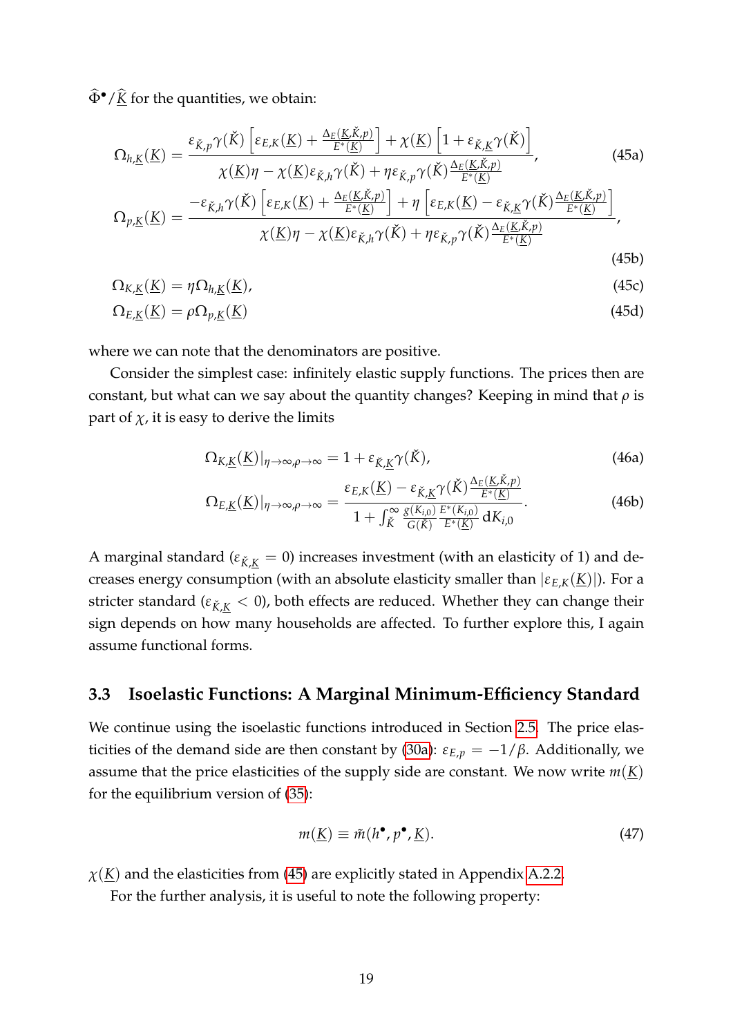$\widehat{\Phi}^{\bullet}/\widehat{\underline{K}}$ for the quantities, we obtain:

$$\Omega_{h,\underline{K}}(\underline{K}) = \frac{\varepsilon_{\check{K},p}\gamma(\check{K})\left[\varepsilon_{E,K}(\underline{K}) + \frac{\Delta_E(\underline{K},\check{K},p)}{E^*(\underline{K})}\right] + \chi(\underline{K})\left[1 + \varepsilon_{\check{K},\underline{K}}\gamma(\check{K})\right]}{\chi(\underline{K})\eta - \chi(\underline{K})\varepsilon_{\check{K},h}\gamma(\check{K}) + \eta\varepsilon_{\check{K},p}\gamma(\check{K})\frac{\Delta_E(\underline{K},\check{K},p)}{E^*(\underline{K})}}, \tag{45a}$$

$$\Omega_{p,\underline{K}}(\underline{K}) = \frac{-\varepsilon_{\check{K},h}\gamma(\check{K})\left[\varepsilon_{E,K}(\underline{K}) + \frac{\Delta_E(\underline{K},\check{K},p)}{E^*(\underline{K})}\right] + \eta\left[\varepsilon_{E,K}(\underline{K}) - \varepsilon_{\check{K},\underline{K}}\gamma(\check{K})\frac{\Delta_E(\underline{K},\check{K},p)}{E^*(\underline{K})}\right]}{\chi(\underline{K})\eta - \chi(\underline{K})\varepsilon_{\check{K},h}\gamma(\check{K}) + \eta\varepsilon_{\check{K},p}\gamma(\check{K})\frac{\Delta_E(\underline{K},\check{K},p)}{E^*(\underline{K})}}, \tag{45b}$$

$$\Omega_{K,\underline{K}}(\underline{K}) = \eta\Omega_{h,\underline{K}}(\underline{K}), \tag{45c}$$

$$\Omega_{E,\underline{K}}(\underline{K}) = \rho\Omega_{p,\underline{K}}(\underline{K}) \tag{45d}$$

where we can note that the denominators are positive.

Consider the simplest case: infinitely elastic supply functions. The prices then are constant, but what can we say about the quantity changes? Keeping in mind that $\rho$ is part of $\chi$, it is easy to derive the limits

$$\Omega_{K,\underline{K}}(\underline{K})|_{\eta\to\infty,\rho\to\infty} = 1 + \varepsilon_{\check{K},\underline{K}}\gamma(\check{K}), \tag{46a}$$

$$\Omega_{E,\underline{K}}(\underline{K})|_{\eta\to\infty,\rho\to\infty} = \frac{\varepsilon_{E,K}(\underline{K}) - \varepsilon_{\check{K},\underline{K}}\gamma(\check{K})\frac{\Delta_E(\underline{K},\check{K},p)}{E^*(\underline{K})}}{1 + \int_{\check{K}}^{\infty}\frac{g(K_{i,0})}{G(\check{K})}\frac{E^*(K_{i,0})}{E^*(\underline{K})}\,\mathrm{d}K_{i,0}}. \tag{46b}$$

A marginal standard ($\varepsilon_{\check{K},\underline{K}} = 0$) increases investment (with an elasticity of 1) and decreases energy consumption (with an absolute elasticity smaller than $|\varepsilon_{E,K}(\underline{K})|$). For a stricter standard ($\varepsilon_{\check{K},\underline{K}} < 0$), both effects are reduced. Whether they can change their sign depends on how many households are affected. To further explore this, I again assume functional forms.

## 3.3 Isoelastic Functions: A Marginal Minimum-Efficiency Standard

We continue using the isoelastic functions introduced in Section 2.5. The price elasticities of the demand side are then constant by (30a): $\varepsilon_{E,p} = -1/\beta$. Additionally, we assume that the price elasticities of the supply side are constant. We now write $m(\underline{K})$ for the equilibrium version of (35):

$$m(\underline{K}) \equiv \tilde{m}(h^{\bullet}, p^{\bullet}, \underline{K}). \tag{47}$$

$\chi(\underline{K})$ and the elasticities from (45) are explicitly stated in Appendix A.2.2.

For the further analysis, it is useful to note the following property: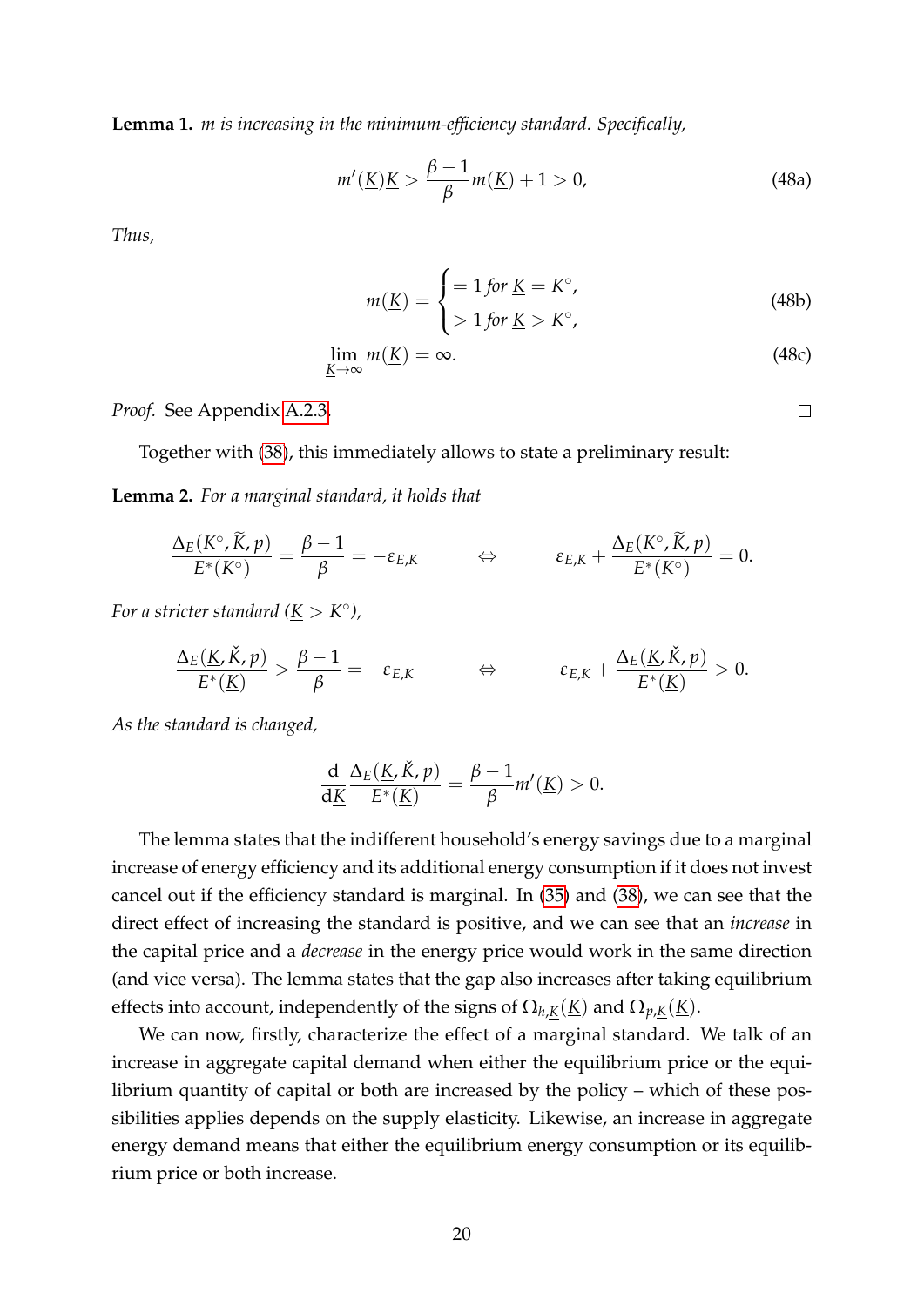**Lemma 1.** *m is increasing in the minimum-efficiency standard. Specifically,*

$$m'(\underline{K})\underline{K} > \frac{\beta - 1}{\beta} m(\underline{K}) + 1 > 0, \tag{48a}$$

*Thus,*

$$m(\underline{K}) = \begin{cases} = 1 \text{ for } \underline{K} = K^\circ, \\ > 1 \text{ for } \underline{K} > K^\circ, \end{cases} \tag{48b}$$

$$\lim_{\underline{K} \to \infty} m(\underline{K}) = \infty. \tag{48c}$$

*Proof.* See Appendix A.2.3. □

Together with (38), this immediately allows to state a preliminary result:

**Lemma 2.** *For a marginal standard, it holds that*

$$\frac{\Delta_E(K^\circ, \widetilde{K}, p)}{E^*(K^\circ)} = \frac{\beta - 1}{\beta} = -\varepsilon_{E,K} \qquad \Leftrightarrow \qquad \varepsilon_{E,K} + \frac{\Delta_E(K^\circ, \widetilde{K}, p)}{E^*(K^\circ)} = 0.$$

*For a stricter standard ($\underline{K} > K^\circ$),*

$$\frac{\Delta_E(\underline{K}, \check{K}, p)}{E^*(\underline{K})} > \frac{\beta - 1}{\beta} = -\varepsilon_{E,K} \qquad \Leftrightarrow \qquad \varepsilon_{E,K} + \frac{\Delta_E(\underline{K}, \check{K}, p)}{E^*(\underline{K})} > 0.$$

*As the standard is changed,*

$$\frac{\mathrm{d}}{\mathrm{d}\underline{K}} \frac{\Delta_E(\underline{K}, \check{K}, p)}{E^*(\underline{K})} = \frac{\beta - 1}{\beta} m'(\underline{K}) > 0.$$

The lemma states that the indifferent household's energy savings due to a marginal increase of energy efficiency and its additional energy consumption if it does not invest cancel out if the efficiency standard is marginal. In (35) and (38), we can see that the direct effect of increasing the standard is positive, and we can see that an *increase* in the capital price and a *decrease* in the energy price would work in the same direction (and vice versa). The lemma states that the gap also increases after taking equilibrium effects into account, independently of the signs of $\Omega_{h,\underline{K}}(\underline{K})$ and $\Omega_{p,\underline{K}}(\underline{K})$.

We can now, firstly, characterize the effect of a marginal standard. We talk of an increase in aggregate capital demand when either the equilibrium price or the equilibrium quantity of capital or both are increased by the policy – which of these possibilities applies depends on the supply elasticity. Likewise, an increase in aggregate energy demand means that either the equilibrium energy consumption or its equilibrium price or both increase.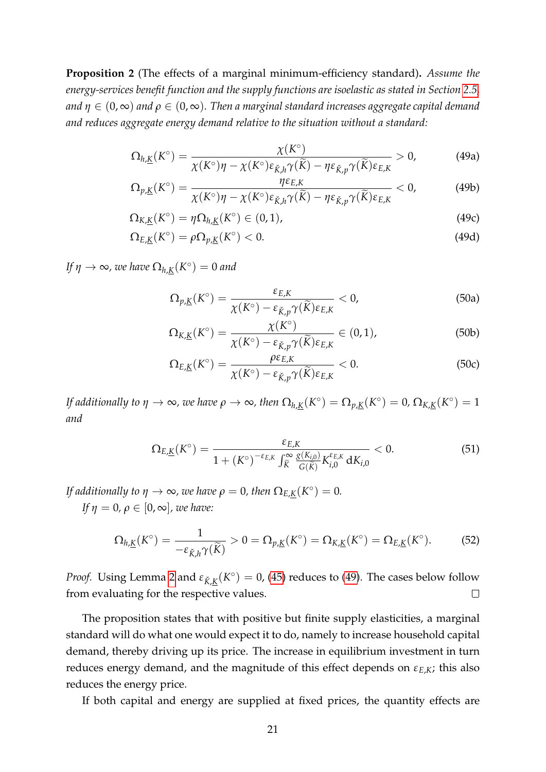**Proposition 2** (The effects of a marginal minimum-efficiency standard)**.** *Assume the energy-services benefit function and the supply functions are isoelastic as stated in Section 2.5, and $\eta \in (0, \infty)$ and $\rho \in (0, \infty)$. Then a marginal standard increases aggregate capital demand and reduces aggregate energy demand relative to the situation without a standard:*

$$\Omega_{h,\underline{K}}(K^\circ) = \frac{\chi(K^\circ)}{\chi(K^\circ)\eta - \chi(K^\circ)\varepsilon_{\check{K},h}\gamma(\widetilde{K}) - \eta\varepsilon_{\check{K},p}\gamma(\widetilde{K})\varepsilon_{E,K}} > 0, \tag{49a}$$

$$\Omega_{p,\underline{K}}(K^\circ) = \frac{\eta\varepsilon_{E,K}}{\chi(K^\circ)\eta - \chi(K^\circ)\varepsilon_{\check{K},h}\gamma(\widetilde{K}) - \eta\varepsilon_{\check{K},p}\gamma(\widetilde{K})\varepsilon_{E,K}} < 0, \tag{49b}$$

$$\Omega_{K,\underline{K}}(K^\circ) = \eta\Omega_{h,\underline{K}}(K^\circ) \in (0, 1), \tag{49c}$$

$$\Omega_{E,\underline{K}}(K^\circ) = \rho\Omega_{p,\underline{K}}(K^\circ) < 0. \tag{49d}$$

*If $\eta \to \infty$, we have $\Omega_{h,\underline{K}}(K^\circ) = 0$ and*

$$\Omega_{p,\underline{K}}(K^\circ) = \frac{\varepsilon_{E,K}}{\chi(K^\circ) - \varepsilon_{\check{K},p}\gamma(\widetilde{K})\varepsilon_{E,K}} < 0, \tag{50a}$$

$$\Omega_{K,\underline{K}}(K^\circ) = \frac{\chi(K^\circ)}{\chi(K^\circ) - \varepsilon_{\check{K},p}\gamma(\widetilde{K})\varepsilon_{E,K}} \in (0, 1), \tag{50b}$$

$$\Omega_{E,\underline{K}}(K^\circ) = \frac{\rho\varepsilon_{E,K}}{\chi(K^\circ) - \varepsilon_{\check{K},p}\gamma(\widetilde{K})\varepsilon_{E,K}} < 0. \tag{50c}$$

*If additionally to $\eta \to \infty$, we have $\rho \to \infty$, then $\Omega_{h,\underline{K}}(K^\circ) = \Omega_{p,\underline{K}}(K^\circ) = 0$, $\Omega_{K,\underline{K}}(K^\circ) = 1$ and*

$$\Omega_{E,\underline{K}}(K^\circ) = \frac{\varepsilon_{E,K}}{1 + (K^\circ)^{-\varepsilon_{E,K}} \int_{\widetilde{K}}^{\infty} \frac{g(K_{i,0})}{G(\widetilde{K})} K_{i,0}^{\varepsilon_{E,K}} \, dK_{i,0}} < 0. \tag{51}$$

*If additionally to $\eta \to \infty$, we have $\rho = 0$, then $\Omega_{E,\underline{K}}(K^\circ) = 0$.*

*If $\eta = 0$, $\rho \in [0, \infty]$, we have:*

$$\Omega_{h,\underline{K}}(K^\circ) = \frac{1}{-\varepsilon_{\check{K},h}\gamma(\widetilde{K})} > 0 = \Omega_{p,\underline{K}}(K^\circ) = \Omega_{K,\underline{K}}(K^\circ) = \Omega_{E,\underline{K}}(K^\circ). \tag{52}$$

*Proof.* Using Lemma 2 and $\varepsilon_{\check{K},\underline{K}}(K^\circ) = 0$, (45) reduces to (49). The cases below follow from evaluating for the respective values. $\square$

The proposition states that with positive but finite supply elasticities, a marginal standard will do what one would expect it to do, namely to increase household capital demand, thereby driving up its price. The increase in equilibrium investment in turn reduces energy demand, and the magnitude of this effect depends on $\varepsilon_{E,K}$; this also reduces the energy price.

If both capital and energy are supplied at fixed prices, the quantity effects are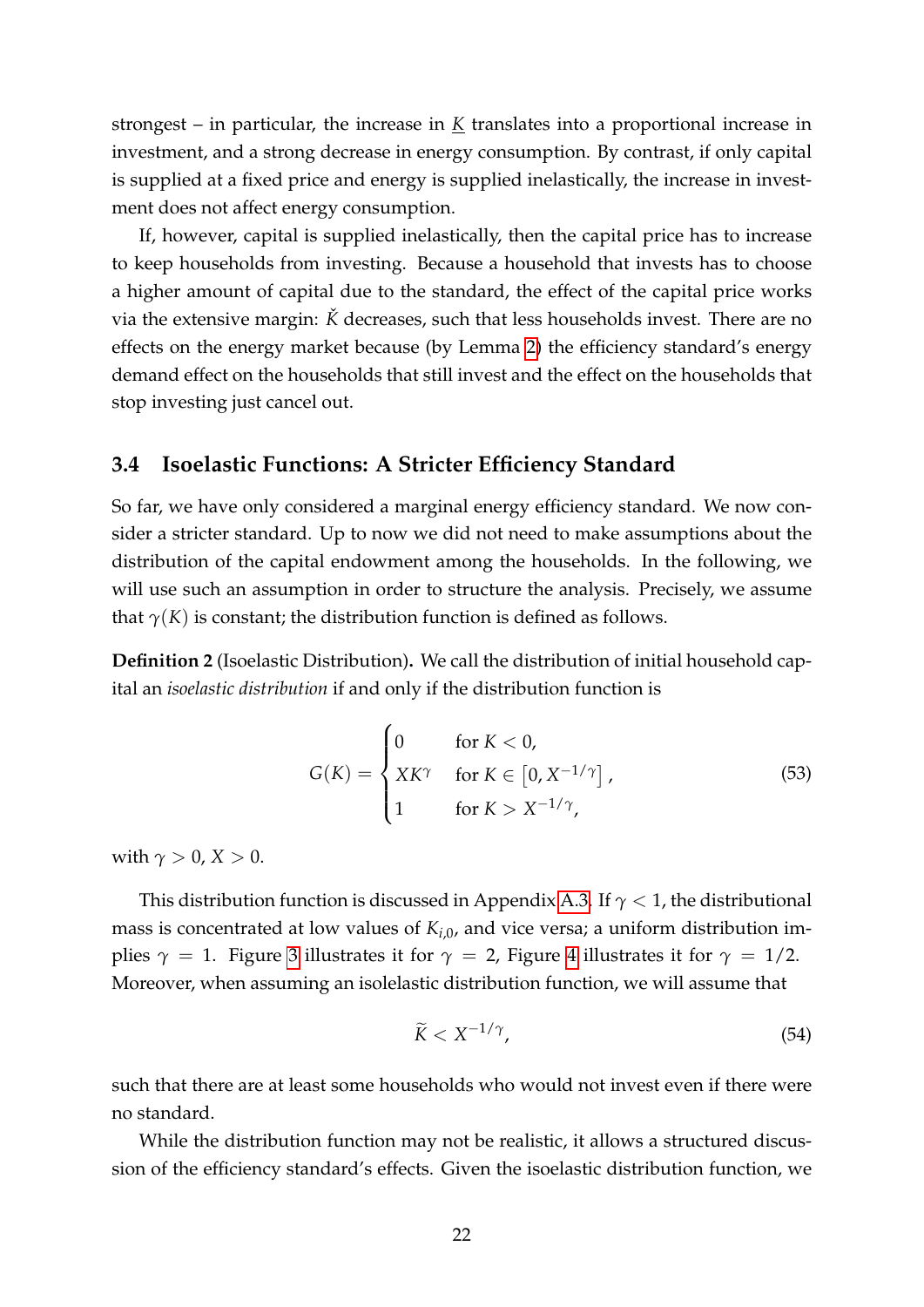strongest – in particular, the increase in $\underline{K}$ translates into a proportional increase in investment, and a strong decrease in energy consumption. By contrast, if only capital is supplied at a fixed price and energy is supplied inelastically, the increase in investment does not affect energy consumption.

If, however, capital is supplied inelastically, then the capital price has to increase to keep households from investing. Because a household that invests has to choose a higher amount of capital due to the standard, the effect of the capital price works via the extensive margin: $\check{K}$ decreases, such that less households invest. There are no effects on the energy market because (by Lemma 2) the efficiency standard's energy demand effect on the households that still invest and the effect on the households that stop investing just cancel out.

### 3.4 Isoelastic Functions: A Stricter Efficiency Standard

So far, we have only considered a marginal energy efficiency standard. We now consider a stricter standard. Up to now we did not need to make assumptions about the distribution of the capital endowment among the households. In the following, we will use such an assumption in order to structure the analysis. Precisely, we assume that $\gamma(K)$ is constant; the distribution function is defined as follows.

**Definition 2** (Isoelastic Distribution)**.** We call the distribution of initial household capital an *isoelastic distribution* if and only if the distribution function is

$$G(K) = \begin{cases} 0 & \text{for } K < 0, \\ XK^{\gamma} & \text{for } K \in \left[0, X^{-1/\gamma}\right], \\ 1 & \text{for } K > X^{-1/\gamma}, \end{cases} \tag{53}$$

with $\gamma > 0$, $X > 0$.

This distribution function is discussed in Appendix A.3. If $\gamma < 1$, the distributional mass is concentrated at low values of $K_{i,0}$, and vice versa; a uniform distribution implies $\gamma = 1$. Figure 3 illustrates it for $\gamma = 2$, Figure 4 illustrates it for $\gamma = 1/2$. Moreover, when assuming an isolelastic distribution function, we will assume that

$$\widetilde{K} < X^{-1/\gamma}, \tag{54}$$

such that there are at least some households who would not invest even if there were no standard.

While the distribution function may not be realistic, it allows a structured discussion of the efficiency standard's effects. Given the isoelastic distribution function, we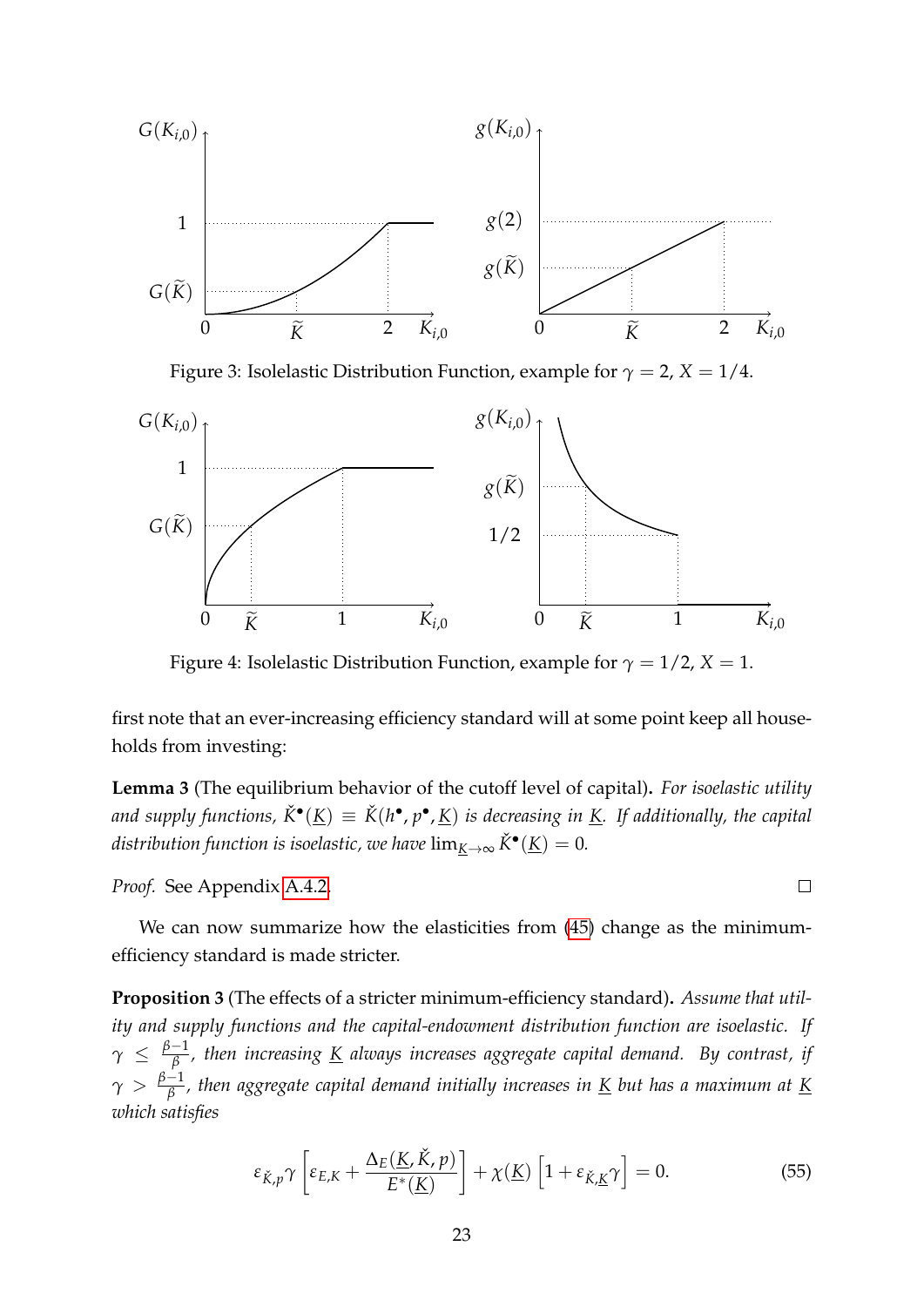Figure 3: Isolelastic Distribution Function, example for $\gamma = 2$, $X = 1/4$.

Figure 4: Isolelastic Distribution Function, example for $\gamma = 1/2$, $X = 1$.

first note that an ever-increasing efficiency standard will at some point keep all households from investing:

**Lemma 3** (The equilibrium behavior of the cutoff level of capital)**.** *For isoelastic utility and supply functions, $\check{K}^\bullet(\underline{K}) \equiv \check{K}(h^\bullet, p^\bullet, \underline{K})$ is decreasing in $\underline{K}$. If additionally, the capital distribution function is isoelastic, we have $\lim_{\underline{K}\to\infty} \check{K}^\bullet(\underline{K}) = 0$.*

*Proof.* See Appendix A.4.2. □

We can now summarize how the elasticities from (45) change as the minimum-efficiency standard is made stricter.

**Proposition 3** (The effects of a stricter minimum-efficiency standard)**.** *Assume that utility and supply functions and the capital-endowment distribution function are isoelastic. If $\gamma \leq \frac{\beta-1}{\beta}$, then increasing $\underline{K}$ always increases aggregate capital demand. By contrast, if $\gamma > \frac{\beta-1}{\beta}$, then aggregate capital demand initially increases in $\underline{K}$ but has a maximum at $\underline{K}$ which satisfies*

$$\varepsilon_{\check{K},p}\gamma \left[\varepsilon_{E,K} + \frac{\Delta_E(\underline{K}, \check{K}, p)}{E^*(\underline{K})}\right] + \chi(\underline{K}) \left[1 + \varepsilon_{\check{K},\underline{K}}\gamma\right] = 0. \tag{55}$$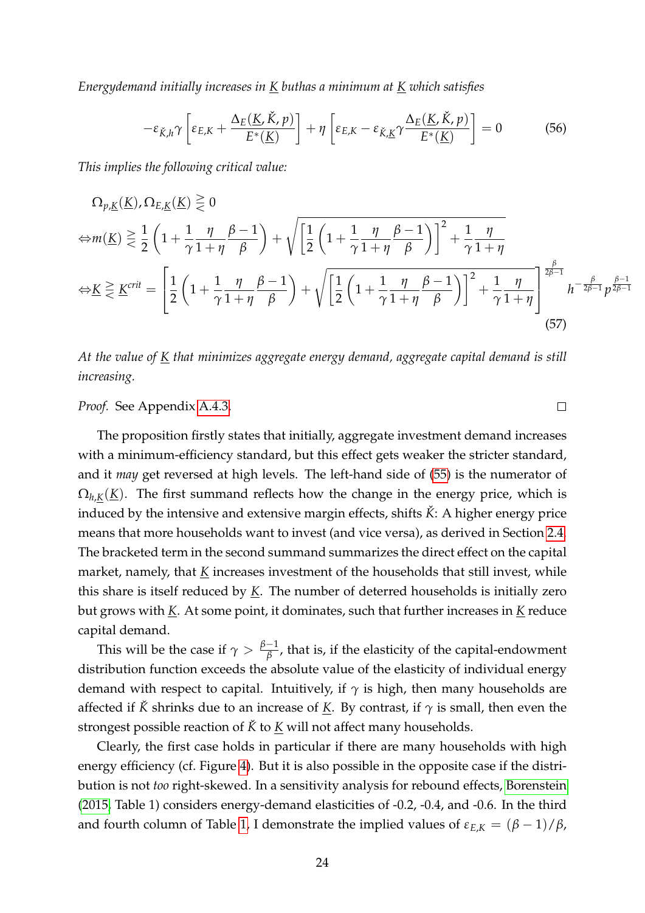*Energydemand initially increases in $\underline{K}$ buthas a minimum at $\underline{K}$ which satisfies*

$$-\varepsilon_{\check{K},h}\gamma\left[\varepsilon_{E,K}+\frac{\Delta_E(\underline{K},\check{K},p)}{E^*(\underline{K})}\right]+\eta\left[\varepsilon_{E,K}-\varepsilon_{\check{K},\underline{K}}\gamma\frac{\Delta_E(\underline{K},\check{K},p)}{E^*(\underline{K})}\right]=0 \tag{56}$$

*This implies the following critical value:*

$$\begin{aligned}
&\Omega_{p,\underline{K}}(\underline{K}),\Omega_{E,\underline{K}}(\underline{K})\gtreqless 0\\
\Leftrightarrow\, & m(\underline{K})\gtreqless\frac{1}{2}\left(1+\frac{1}{\gamma}\frac{\eta}{1+\eta}\frac{\beta-1}{\beta}\right)+\sqrt{\left[\frac{1}{2}\left(1+\frac{1}{\gamma}\frac{\eta}{1+\eta}\frac{\beta-1}{\beta}\right)\right]^2+\frac{1}{\gamma}\frac{\eta}{1+\eta}}\\
\Leftrightarrow\, & \underline{K}\gtreqless\underline{K}^{crit}=\left[\frac{1}{2}\left(1+\frac{1}{\gamma}\frac{\eta}{1+\eta}\frac{\beta-1}{\beta}\right)+\sqrt{\left[\frac{1}{2}\left(1+\frac{1}{\gamma}\frac{\eta}{1+\eta}\frac{\beta-1}{\beta}\right)\right]^2+\frac{1}{\gamma}\frac{\eta}{1+\eta}}\right]^{\frac{\beta}{2\beta-1}}h^{-\frac{\beta}{2\beta-1}}p^{\frac{\beta-1}{2\beta-1}}
\end{aligned} \tag{57}$$

*At the value of $\underline{K}$ that minimizes aggregate energy demand, aggregate capital demand is still increasing.*

*Proof.* See Appendix A.4.3. □

The proposition firstly states that initially, aggregate investment demand increases with a minimum-efficiency standard, but this effect gets weaker the stricter standard, and it *may* get reversed at high levels. The left-hand side of (55) is the numerator of $\Omega_{h,\underline{K}}(\underline{K})$. The first summand reflects how the change in the energy price, which is induced by the intensive and extensive margin effects, shifts $\check{K}$: A higher energy price means that more households want to invest (and vice versa), as derived in Section 2.4. The bracketed term in the second summand summarizes the direct effect on the capital market, namely, that $\underline{K}$ increases investment of the households that still invest, while this share is itself reduced by $\underline{K}$. The number of deterred households is initially zero but grows with $\underline{K}$. At some point, it dominates, such that further increases in $\underline{K}$ reduce capital demand.

This will be the case if $\gamma > \frac{\beta-1}{\beta}$, that is, if the elasticity of the capital-endowment distribution function exceeds the absolute value of the elasticity of individual energy demand with respect to capital. Intuitively, if $\gamma$ is high, then many households are affected if $\check{K}$ shrinks due to an increase of $\underline{K}$. By contrast, if $\gamma$ is small, then even the strongest possible reaction of $\check{K}$ to $\underline{K}$ will not affect many households.

Clearly, the first case holds in particular if there are many households with high energy efficiency (cf. Figure 4). But it is also possible in the opposite case if the distribution is not *too* right-skewed. In a sensitivity analysis for rebound effects, Borenstein (2015, Table 1) considers energy-demand elasticities of -0.2, -0.4, and -0.6. In the third and fourth column of Table 1, I demonstrate the implied values of $\varepsilon_{E,K} = (\beta-1)/\beta$,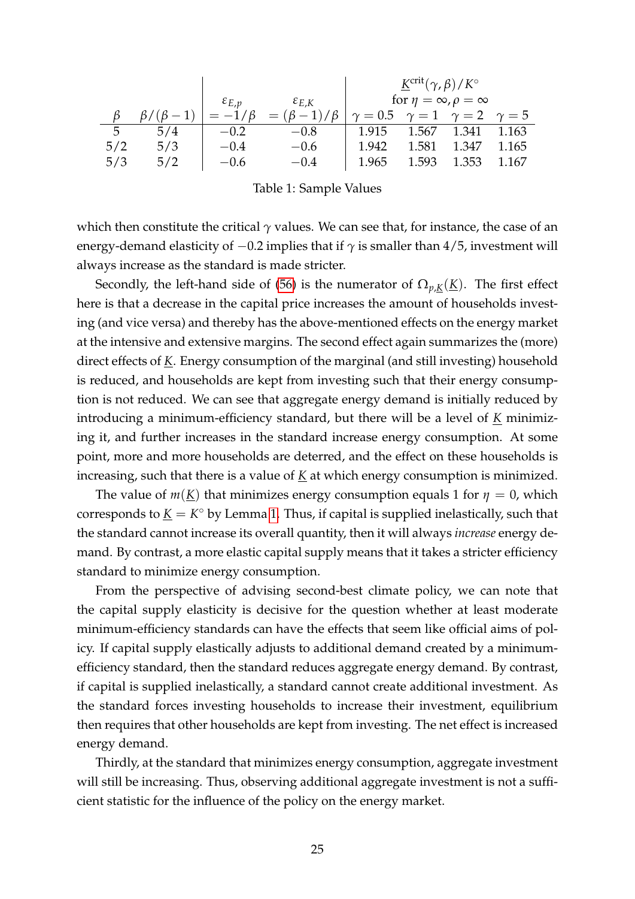| $\beta$ | $\beta/(\beta-1)$ | $\varepsilon_{E,p}$ $= -1/\beta$ | $\varepsilon_{E,K}$ $= (\beta-1)/\beta$ | $\underline{K}^{\text{crit}}(\gamma,\beta)/K^{\circ}$ for $\eta=\infty, \rho=\infty$ $\gamma=0.5$ | $\gamma=1$ | $\gamma=2$ | $\gamma=5$ |
|---|---|---|---|---|---|---|---|
| 5 | 5/4 | −0.2 | −0.8 | 1.915 | 1.567 | 1.341 | 1.163 |
| 5/2 | 5/3 | −0.4 | −0.6 | 1.942 | 1.581 | 1.347 | 1.165 |
| 5/3 | 5/2 | −0.6 | −0.4 | 1.965 | 1.593 | 1.353 | 1.167 |

Table 1: Sample Values

which then constitute the critical $\gamma$ values. We can see that, for instance, the case of an energy-demand elasticity of $-0.2$ implies that if $\gamma$ is smaller than $4/5$, investment will always increase as the standard is made stricter.

Secondly, the left-hand side of (56) is the numerator of $\Omega_{p,\underline{K}}(\underline{K})$. The first effect here is that a decrease in the capital price increases the amount of households investing (and vice versa) and thereby has the above-mentioned effects on the energy market at the intensive and extensive margins. The second effect again summarizes the (more) direct effects of $\underline{K}$. Energy consumption of the marginal (and still investing) household is reduced, and households are kept from investing such that their energy consumption is not reduced. We can see that aggregate energy demand is initially reduced by introducing a minimum-efficiency standard, but there will be a level of $\underline{K}$ minimizing it, and further increases in the standard increase energy consumption. At some point, more and more households are deterred, and the effect on these households is increasing, such that there is a value of $\underline{K}$ at which energy consumption is minimized.

The value of $m(\underline{K})$ that minimizes energy consumption equals 1 for $\eta = 0$, which corresponds to $\underline{K} = K^{\circ}$ by Lemma 1. Thus, if capital is supplied inelastically, such that the standard cannot increase its overall quantity, then it will always *increase* energy demand. By contrast, a more elastic capital supply means that it takes a stricter efficiency standard to minimize energy consumption.

From the perspective of advising second-best climate policy, we can note that the capital supply elasticity is decisive for the question whether at least moderate minimum-efficiency standards can have the effects that seem like official aims of policy. If capital supply elastically adjusts to additional demand created by a minimum-efficiency standard, then the standard reduces aggregate energy demand. By contrast, if capital is supplied inelastically, a standard cannot create additional investment. As the standard forces investing households to increase their investment, equilibrium then requires that other households are kept from investing. The net effect is increased energy demand.

Thirdly, at the standard that minimizes energy consumption, aggregate investment will still be increasing. Thus, observing additional aggregate investment is not a sufficient statistic for the influence of the policy on the energy market.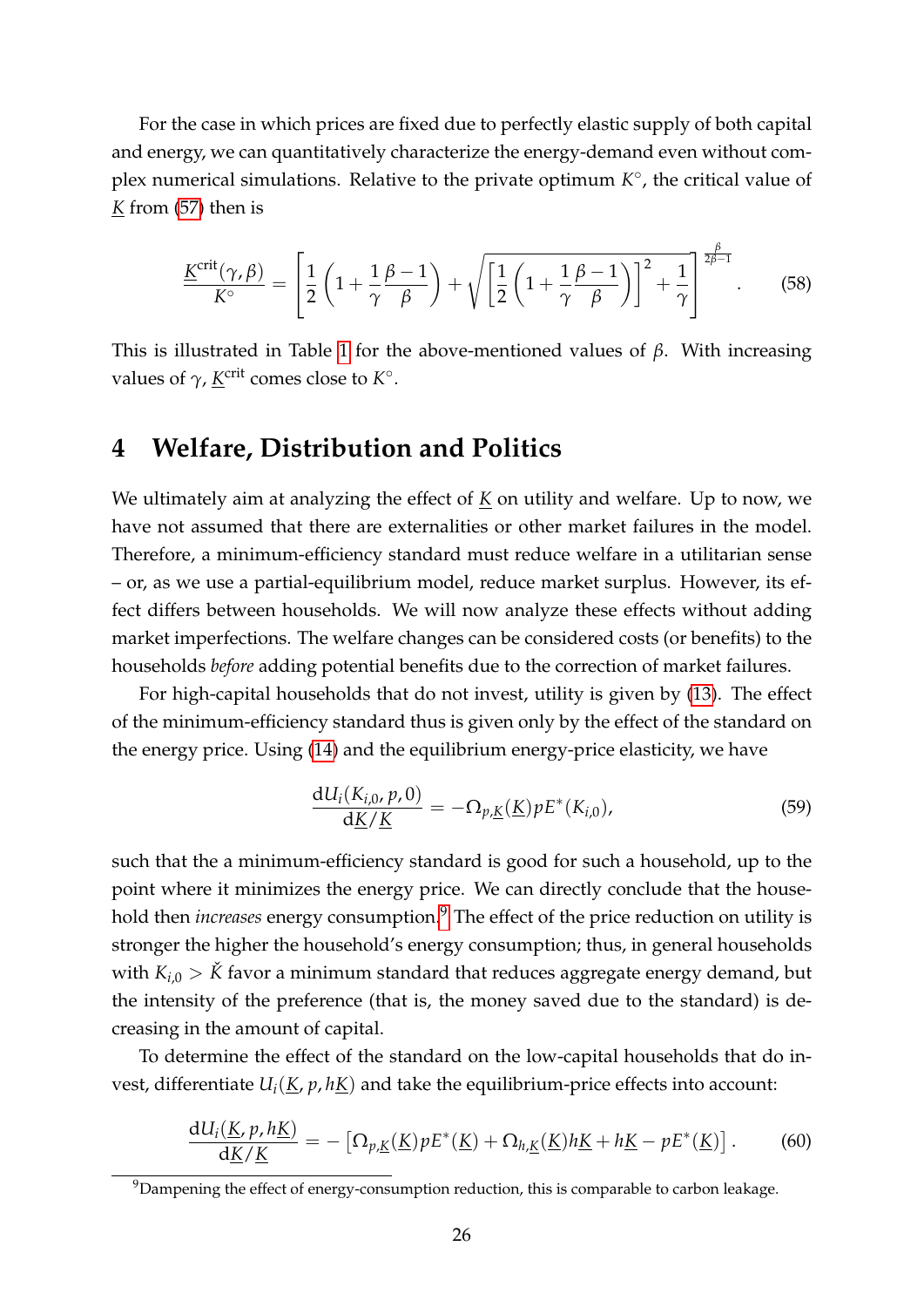For the case in which prices are fixed due to perfectly elastic supply of both capital and energy, we can quantitatively characterize the energy-demand even without complex numerical simulations. Relative to the private optimum $K^\circ$, the critical value of $\underline{K}$ from (57) then is

$$\frac{\underline{K}^{\text{crit}}(\gamma,\beta)}{K^\circ} = \left[\frac{1}{2}\left(1+\frac{1}{\gamma}\frac{\beta-1}{\beta}\right) + \sqrt{\left[\frac{1}{2}\left(1+\frac{1}{\gamma}\frac{\beta-1}{\beta}\right)\right]^2 + \frac{1}{\gamma}}\right]^{\frac{\beta}{2\beta-1}}. \tag{58}$$

This is illustrated in Table 1 for the above-mentioned values of $\beta$. With increasing values of $\gamma$, $\underline{K}^{\text{crit}}$ comes close to $K^\circ$.

# 4 Welfare, Distribution and Politics

We ultimately aim at analyzing the effect of $\underline{K}$ on utility and welfare. Up to now, we have not assumed that there are externalities or other market failures in the model. Therefore, a minimum-efficiency standard must reduce welfare in a utilitarian sense – or, as we use a partial-equilibrium model, reduce market surplus. However, its effect differs between households. We will now analyze these effects without adding market imperfections. The welfare changes can be considered costs (or benefits) to the households *before* adding potential benefits due to the correction of market failures.

For high-capital households that do not invest, utility is given by (13). The effect of the minimum-efficiency standard thus is given only by the effect of the standard on the energy price. Using (14) and the equilibrium energy-price elasticity, we have

$$\frac{\mathrm{d}U_i(K_{i,0},p,0)}{\mathrm{d}\underline{K}/\underline{K}} = -\Omega_{p,\underline{K}}(\underline{K})\,pE^*(K_{i,0}), \tag{59}$$

such that the a minimum-efficiency standard is good for such a household, up to the point where it minimizes the energy price. We can directly conclude that the household then *increases* energy consumption.[9] The effect of the price reduction on utility is stronger the higher the household's energy consumption; thus, in general households with $K_{i,0} > \check{K}$ favor a minimum standard that reduces aggregate energy demand, but the intensity of the preference (that is, the money saved due to the standard) is decreasing in the amount of capital.

To determine the effect of the standard on the low-capital households that do invest, differentiate $U_i(\underline{K},p,h\underline{K})$ and take the equilibrium-price effects into account:

$$\frac{\mathrm{d}U_i(\underline{K},p,h\underline{K})}{\mathrm{d}\underline{K}/\underline{K}} = -\left[\Omega_{p,\underline{K}}(\underline{K})\,pE^*(\underline{K}) + \Omega_{h,\underline{K}}(\underline{K})\,h\underline{K} + h\underline{K} - pE^*(\underline{K})\right]. \tag{60}$$

[9] Dampening the effect of energy-consumption reduction, this is comparable to carbon leakage.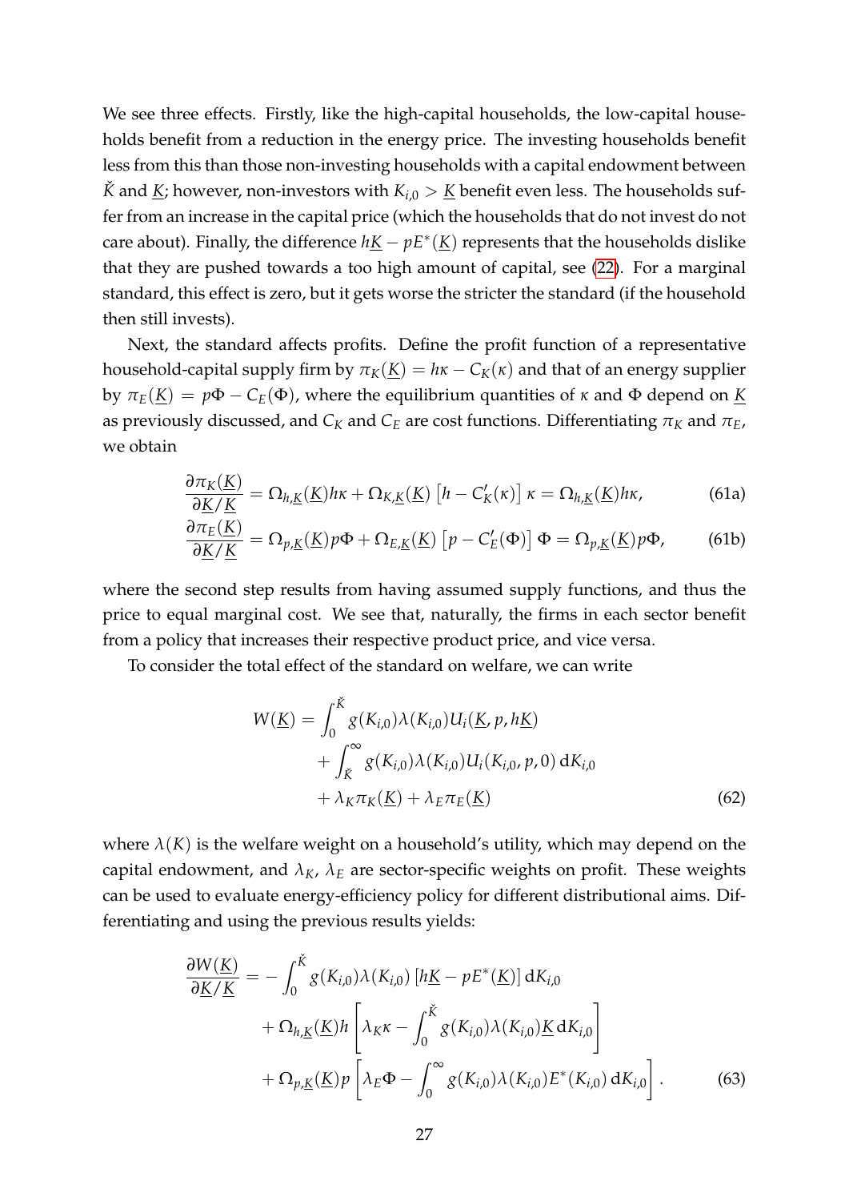We see three effects. Firstly, like the high-capital households, the low-capital households benefit from a reduction in the energy price. The investing households benefit less from this than those non-investing households with a capital endowment between $\check{K}$ and $\underline{K}$; however, non-investors with $K_{i,0} > \underline{K}$ benefit even less. The households suffer from an increase in the capital price (which the households that do not invest do not care about). Finally, the difference $h\underline{K} - pE^*(\underline{K})$ represents that the households dislike that they are pushed towards a too high amount of capital, see (22). For a marginal standard, this effect is zero, but it gets worse the stricter the standard (if the household then still invests).

Next, the standard affects profits. Define the profit function of a representative household-capital supply firm by $\pi_K(\underline{K}) = h\kappa - C_K(\kappa)$ and that of an energy supplier by $\pi_E(\underline{K}) = p\Phi - C_E(\Phi)$, where the equilibrium quantities of $\kappa$ and $\Phi$ depend on $\underline{K}$ as previously discussed, and $C_K$ and $C_E$ are cost functions. Differentiating $\pi_K$ and $\pi_E$, we obtain

$$\frac{\partial \pi_K(\underline{K})}{\partial \underline{K}/\underline{K}} = \Omega_{h,\underline{K}}(\underline{K})h\kappa + \Omega_{K,\underline{K}}(\underline{K})\left[h - C_K'(\kappa)\right]\kappa = \Omega_{h,\underline{K}}(\underline{K})h\kappa, \tag{61a}$$

$$\frac{\partial \pi_E(\underline{K})}{\partial \underline{K}/\underline{K}} = \Omega_{p,\underline{K}}(\underline{K})p\Phi + \Omega_{E,\underline{K}}(\underline{K})\left[p - C_E'(\Phi)\right]\Phi = \Omega_{p,\underline{K}}(\underline{K})p\Phi, \tag{61b}$$

where the second step results from having assumed supply functions, and thus the price to equal marginal cost. We see that, naturally, the firms in each sector benefit from a policy that increases their respective product price, and vice versa.

To consider the total effect of the standard on welfare, we can write

$$\begin{aligned} W(\underline{K}) = & \int_0^{\check{K}} g(K_{i,0})\lambda(K_{i,0})U_i(\underline{K}, p, h\underline{K}) \\ & + \int_{\check{K}}^{\infty} g(K_{i,0})\lambda(K_{i,0})U_i(K_{i,0}, p, 0)\,\mathrm{d}K_{i,0} \\ & + \lambda_K \pi_K(\underline{K}) + \lambda_E \pi_E(\underline{K}) \end{aligned} \tag{62}$$

where $\lambda(K)$ is the welfare weight on a household's utility, which may depend on the capital endowment, and $\lambda_K$, $\lambda_E$ are sector-specific weights on profit. These weights can be used to evaluate energy-efficiency policy for different distributional aims. Differentiating and using the previous results yields:

$$\begin{aligned} \frac{\partial W(\underline{K})}{\partial \underline{K}/\underline{K}} = & -\int_0^{\check{K}} g(K_{i,0})\lambda(K_{i,0})\left[h\underline{K} - pE^*(\underline{K})\right]\mathrm{d}K_{i,0} \\ & + \Omega_{h,\underline{K}}(\underline{K})h\left[\lambda_K\kappa - \int_0^{\check{K}} g(K_{i,0})\lambda(K_{i,0})\underline{K}\,\mathrm{d}K_{i,0}\right] \\ & + \Omega_{p,\underline{K}}(\underline{K})p\left[\lambda_E\Phi - \int_0^{\infty} g(K_{i,0})\lambda(K_{i,0})E^*(K_{i,0})\,\mathrm{d}K_{i,0}\right]. \end{aligned} \tag{63}$$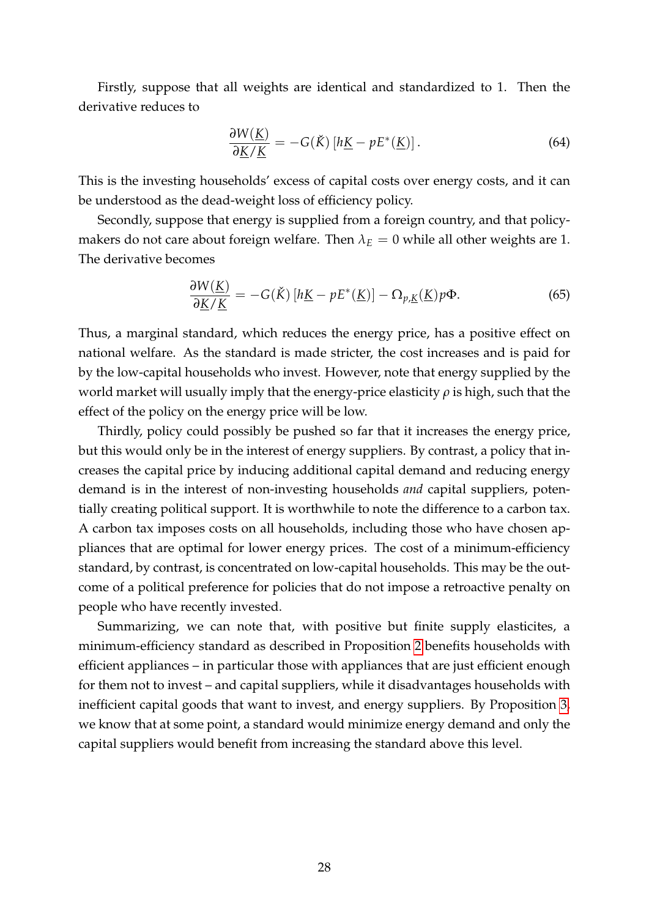Firstly, suppose that all weights are identical and standardized to 1. Then the derivative reduces to

$$\frac{\partial W(\underline{K})}{\partial \underline{K}/\underline{K}} = -G(\check{K})\left[h\underline{K} - pE^*(\underline{K})\right]. \tag{64}$$

This is the investing households' excess of capital costs over energy costs, and it can be understood as the dead-weight loss of efficiency policy.

Secondly, suppose that energy is supplied from a foreign country, and that policymakers do not care about foreign welfare. Then $\lambda_E = 0$ while all other weights are 1. The derivative becomes

$$\frac{\partial W(\underline{K})}{\partial \underline{K}/\underline{K}} = -G(\check{K})\left[h\underline{K} - pE^*(\underline{K})\right] - \Omega_{p,\underline{K}}(\underline{K})p\Phi. \tag{65}$$

Thus, a marginal standard, which reduces the energy price, has a positive effect on national welfare. As the standard is made stricter, the cost increases and is paid for by the low-capital households who invest. However, note that energy supplied by the world market will usually imply that the energy-price elasticity $\rho$ is high, such that the effect of the policy on the energy price will be low.

Thirdly, policy could possibly be pushed so far that it increases the energy price, but this would only be in the interest of energy suppliers. By contrast, a policy that increases the capital price by inducing additional capital demand and reducing energy demand is in the interest of non-investing households *and* capital suppliers, potentially creating political support. It is worthwhile to note the difference to a carbon tax. A carbon tax imposes costs on all households, including those who have chosen appliances that are optimal for lower energy prices. The cost of a minimum-efficiency standard, by contrast, is concentrated on low-capital households. This may be the outcome of a political preference for policies that do not impose a retroactive penalty on people who have recently invested.

Summarizing, we can note that, with positive but finite supply elasticites, a minimum-efficiency standard as described in Proposition 2 benefits households with efficient appliances – in particular those with appliances that are just efficient enough for them not to invest – and capital suppliers, while it disadvantages households with inefficient capital goods that want to invest, and energy suppliers. By Proposition 3, we know that at some point, a standard would minimize energy demand and only the capital suppliers would benefit from increasing the standard above this level.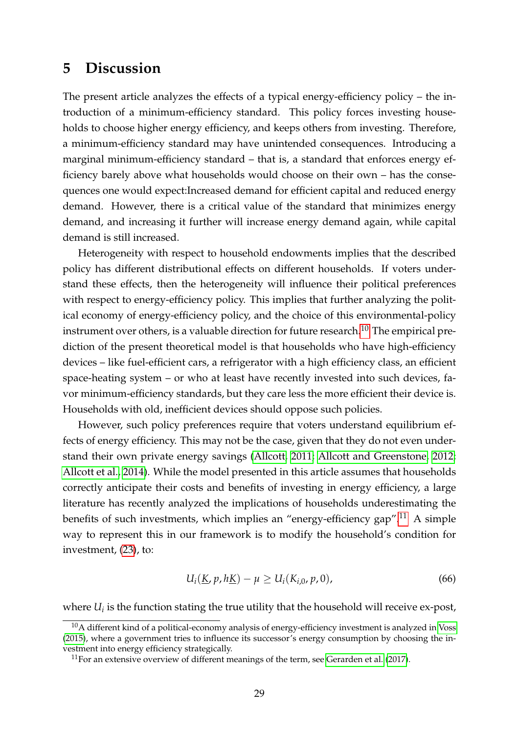# 5 Discussion

The present article analyzes the effects of a typical energy-efficiency policy – the introduction of a minimum-efficiency standard. This policy forces investing households to choose higher energy efficiency, and keeps others from investing. Therefore, a minimum-efficiency standard may have unintended consequences. Introducing a marginal minimum-efficiency standard – that is, a standard that enforces energy efficiency barely above what households would choose on their own – has the consequences one would expect:Increased demand for efficient capital and reduced energy demand. However, there is a critical value of the standard that minimizes energy demand, and increasing it further will increase energy demand again, while capital demand is still increased.

Heterogeneity with respect to household endowments implies that the described policy has different distributional effects on different households. If voters understand these effects, then the heterogeneity will influence their political preferences with respect to energy-efficiency policy. This implies that further analyzing the political economy of energy-efficiency policy, and the choice of this environmental-policy instrument over others, is a valuable direction for future research.[10] The empirical prediction of the present theoretical model is that households who have high-efficiency devices – like fuel-efficient cars, a refrigerator with a high efficiency class, an efficient space-heating system – or who at least have recently invested into such devices, favor minimum-efficiency standards, but they care less the more efficient their device is. Households with old, inefficient devices should oppose such policies.

However, such policy preferences require that voters understand equilibrium effects of energy efficiency. This may not be the case, given that they do not even understand their own private energy savings (Allcott, 2011; Allcott and Greenstone, 2012; Allcott et al., 2014). While the model presented in this article assumes that households correctly anticipate their costs and benefits of investing in energy efficiency, a large literature has recently analyzed the implications of households underestimating the benefits of such investments, which implies an "energy-efficiency gap".[11] A simple way to represent this in our framework is to modify the household's condition for investment, (23), to:

$$U_i(\underline{K}, p, h\underline{K}) - \mu \geq U_i(K_{i,0}, p, 0), \tag{66}$$

where $U_i$ is the function stating the true utility that the household will receive ex-post,

[10] A different kind of a political-economy analysis of energy-efficiency investment is analyzed in Voss (2015), where a government tries to influence its successor's energy consumption by choosing the investment into energy efficiency strategically.

[11] For an extensive overview of different meanings of the term, see Gerarden et al. (2017).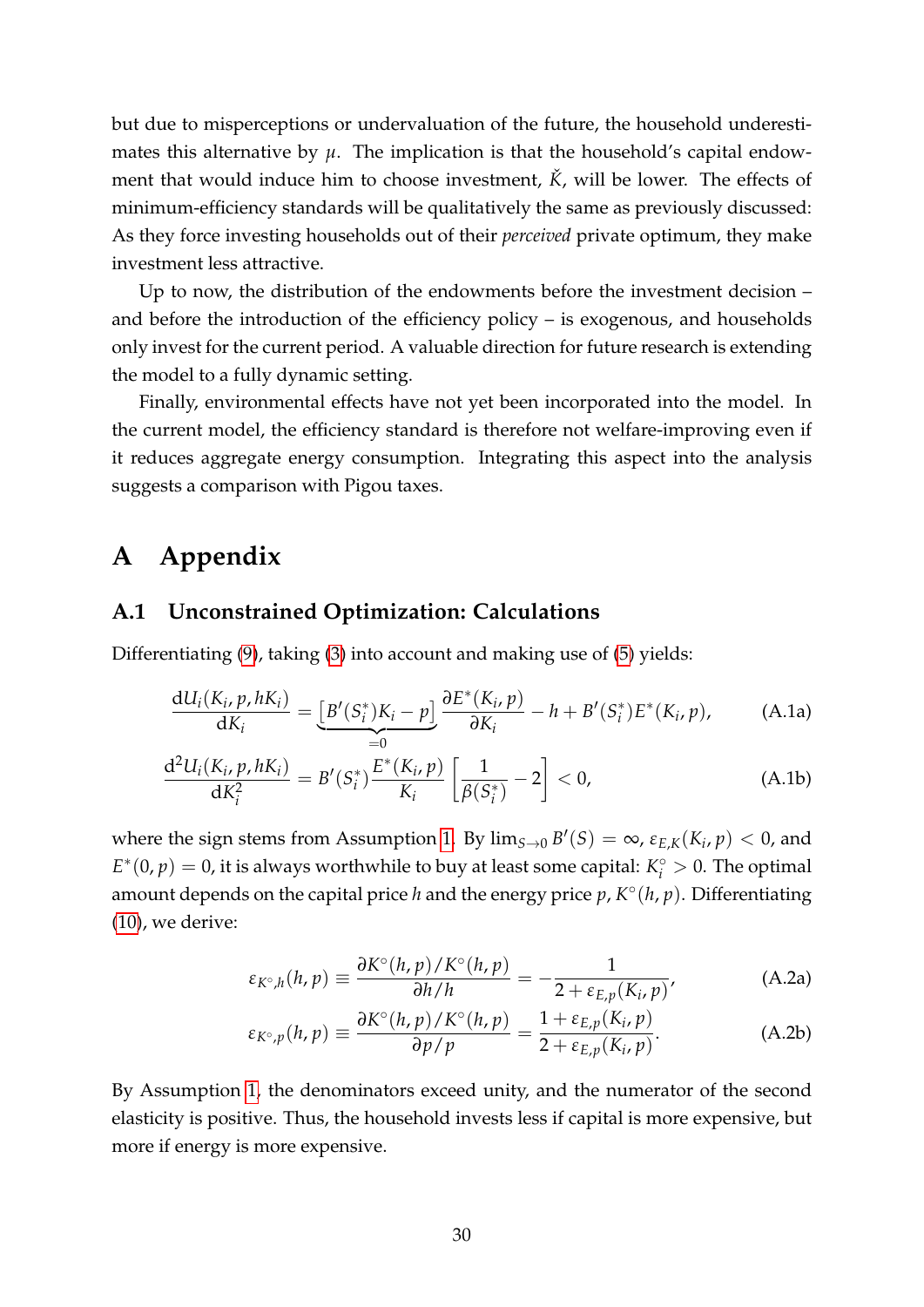but due to misperceptions or undervaluation of the future, the household underestimates this alternative by $\mu$. The implication is that the household's capital endowment that would induce him to choose investment, $\check{K}$, will be lower. The effects of minimum-efficiency standards will be qualitatively the same as previously discussed: As they force investing households out of their *perceived* private optimum, they make investment less attractive.

Up to now, the distribution of the endowments before the investment decision – and before the introduction of the efficiency policy – is exogenous, and households only invest for the current period. A valuable direction for future research is extending the model to a fully dynamic setting.

Finally, environmental effects have not yet been incorporated into the model. In the current model, the efficiency standard is therefore not welfare-improving even if it reduces aggregate energy consumption. Integrating this aspect into the analysis suggests a comparison with Pigou taxes.

# A Appendix

## A.1 Unconstrained Optimization: Calculations

Differentiating (9), taking (3) into account and making use of (5) yields:

$$\frac{\mathrm{d}U_i(K_i, p, hK_i)}{\mathrm{d}K_i} = \underbrace{\left[B'(S_i^*)K_i - p\right]}_{=0} \frac{\partial E^*(K_i, p)}{\partial K_i} - h + B'(S_i^*)E^*(K_i, p), \tag{A.1a}$$

$$\frac{\mathrm{d}^2 U_i(K_i, p, hK_i)}{\mathrm{d}K_i^2} = B'(S_i^*)\frac{E^*(K_i, p)}{K_i}\left[\frac{1}{\beta(S_i^*)} - 2\right] < 0, \tag{A.1b}$$

where the sign stems from Assumption 1. By $\lim_{S \to 0} B'(S) = \infty$, $\varepsilon_{E,K}(K_i, p) < 0$, and $E^*(0, p) = 0$, it is always worthwhile to buy at least some capital: $K_i^\circ > 0$. The optimal amount depends on the capital price $h$ and the energy price $p$, $K^\circ(h, p)$. Differentiating (10), we derive:

$$\varepsilon_{K^\circ,h}(h, p) \equiv \frac{\partial K^\circ(h, p)/K^\circ(h, p)}{\partial h/h} = -\frac{1}{2 + \varepsilon_{E,p}(K_i, p)}, \tag{A.2a}$$

$$\varepsilon_{K^\circ,p}(h, p) \equiv \frac{\partial K^\circ(h, p)/K^\circ(h, p)}{\partial p/p} = \frac{1 + \varepsilon_{E,p}(K_i, p)}{2 + \varepsilon_{E,p}(K_i, p)}. \tag{A.2b}$$

By Assumption 1, the denominators exceed unity, and the numerator of the second elasticity is positive. Thus, the household invests less if capital is more expensive, but more if energy is more expensive.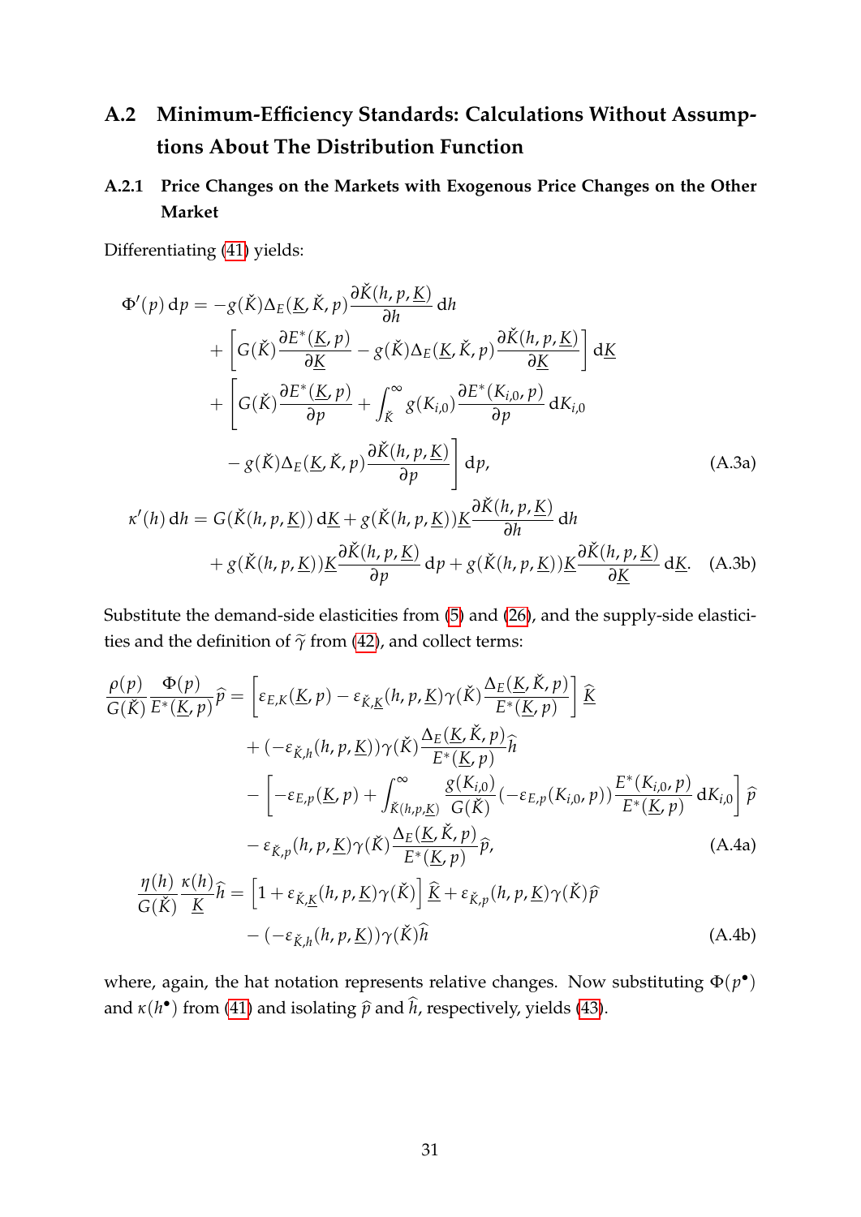## A.2 Minimum-Efficiency Standards: Calculations Without Assumptions About The Distribution Function

### A.2.1 Price Changes on the Markets with Exogenous Price Changes on the Other Market

Differentiating (41) yields:

$$
\begin{aligned}
\Phi'(p)\,\mathrm{d}p = & -g(\check{K})\Delta_E(\underline{K},\check{K},p)\frac{\partial \check{K}(h,p,\underline{K})}{\partial h}\,\mathrm{d}h \\
& + \left[ G(\check{K})\frac{\partial E^*(\underline{K},p)}{\partial \underline{K}} - g(\check{K})\Delta_E(\underline{K},\check{K},p)\frac{\partial \check{K}(h,p,\underline{K})}{\partial \underline{K}} \right] \mathrm{d}\underline{K} \\
& + \left[ G(\check{K})\frac{\partial E^*(\underline{K},p)}{\partial p} + \int_{\check{K}}^{\infty} g(K_{i,0})\frac{\partial E^*(K_{i,0},p)}{\partial p}\,\mathrm{d}K_{i,0} \right. \\
& \left. - g(\check{K})\Delta_E(\underline{K},\check{K},p)\frac{\partial \check{K}(h,p,\underline{K})}{\partial p} \right] \mathrm{d}p, \qquad \text{(A.3a)}
\end{aligned}
$$

$$
\begin{aligned}
\kappa'(h)\,\mathrm{d}h = & \, G(\check{K}(h,p,\underline{K}))\,\mathrm{d}\underline{K} + g(\check{K}(h,p,\underline{K}))\underline{K}\frac{\partial \check{K}(h,p,\underline{K})}{\partial h}\,\mathrm{d}h \\
& + g(\check{K}(h,p,\underline{K}))\underline{K}\frac{\partial \check{K}(h,p,\underline{K})}{\partial p}\,\mathrm{d}p + g(\check{K}(h,p,\underline{K}))\underline{K}\frac{\partial \check{K}(h,p,\underline{K})}{\partial \underline{K}}\,\mathrm{d}\underline{K}. \qquad \text{(A.3b)}
\end{aligned}
$$

Substitute the demand-side elasticities from (5) and (26), and the supply-side elasticities and the definition of $\widetilde{\gamma}$ from (42), and collect terms:

$$
\begin{aligned}
\frac{\rho(p)}{G(\check{K})}\frac{\Phi(p)}{E^*(\underline{K},p)}\widehat{p} = & \left[ \varepsilon_{E,K}(\underline{K},p) - \varepsilon_{\check{K},\underline{K}}(h,p,\underline{K})\gamma(\check{K})\frac{\Delta_E(\underline{K},\check{K},p)}{E^*(\underline{K},p)} \right] \widehat{\underline{K}} \\
& + (-\varepsilon_{\check{K},h}(h,p,\underline{K}))\gamma(\check{K})\frac{\Delta_E(\underline{K},\check{K},p)}{E^*(\underline{K},p)}\widehat{h} \\
& - \left[ -\varepsilon_{E,p}(\underline{K},p) + \int_{\check{K}(h,p,\underline{K})}^{\infty} \frac{g(K_{i,0})}{G(\check{K})}(-\varepsilon_{E,p}(K_{i,0},p))\frac{E^*(K_{i,0},p)}{E^*(\underline{K},p)}\,\mathrm{d}K_{i,0} \right] \widehat{p} \\
& - \varepsilon_{\check{K},p}(h,p,\underline{K})\gamma(\check{K})\frac{\Delta_E(\underline{K},\check{K},p)}{E^*(\underline{K},p)}\widehat{p}, \qquad \text{(A.4a)}
\end{aligned}
$$

$$
\begin{aligned}
\frac{\eta(h)}{G(\check{K})}\frac{\kappa(h)}{\underline{K}}\widehat{h} = & \left[ 1 + \varepsilon_{\check{K},\underline{K}}(h,p,\underline{K})\gamma(\check{K}) \right] \widehat{\underline{K}} + \varepsilon_{\check{K},p}(h,p,\underline{K})\gamma(\check{K})\widehat{p} \\
& - (-\varepsilon_{\check{K},h}(h,p,\underline{K}))\gamma(\check{K})\widehat{h} \qquad \text{(A.4b)}
\end{aligned}
$$

where, again, the hat notation represents relative changes. Now substituting $\Phi(p^\bullet)$ and $\kappa(h^\bullet)$ from (41) and isolating $\widehat{p}$ and $\widehat{h}$, respectively, yields (43).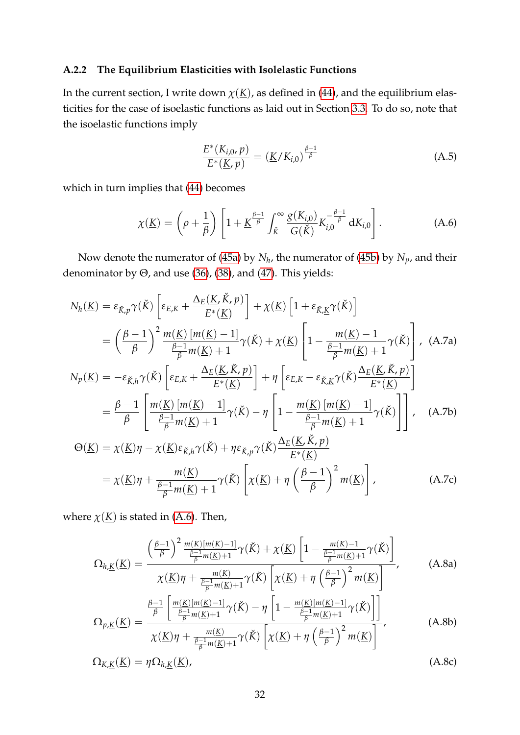### A.2.2 The Equilibrium Elasticities with Isolelastic Functions

In the current section, I write down $\chi(\underline{K})$, as defined in (44), and the equilibrium elasticities for the case of isoelastic functions as laid out in Section 3.3. To do so, note that the isoelastic functions imply

$$\frac{E^*(K_{i,0},p)}{E^*(\underline{K},p)} = \left(\underline{K}/K_{i,0}\right)^{\frac{\beta-1}{\beta}} \tag{A.5}$$

which in turn implies that (44) becomes

$$\chi(\underline{K}) = \left(\rho + \frac{1}{\beta}\right)\left[1 + \underline{K}^{\frac{\beta-1}{\beta}} \int_{\check{K}}^{\infty} \frac{g(K_{i,0})}{G(\check{K})} K_{i,0}^{-\frac{\beta-1}{\beta}}\, \mathrm{d}K_{i,0}\right]. \tag{A.6}$$

Now denote the numerator of (45a) by $N_h$, the numerator of (45b) by $N_p$, and their denominator by $\Theta$, and use (36), (38), and (47). This yields:

$$\begin{aligned}
N_h(\underline{K}) &= \varepsilon_{\check{K},p}\gamma(\check{K})\left[\varepsilon_{E,K} + \frac{\Delta_E(\underline{K},\check{K},p)}{E^*(\underline{K})}\right] + \chi(\underline{K})\left[1 + \varepsilon_{\check{K},\underline{K}}\gamma(\check{K})\right] \\
&= \left(\frac{\beta-1}{\beta}\right)^2 \frac{m(\underline{K})\left[m(\underline{K})-1\right]}{\frac{\beta-1}{\beta}m(\underline{K})+1}\gamma(\check{K}) + \chi(\underline{K})\left[1 - \frac{m(\underline{K})-1}{\frac{\beta-1}{\beta}m(\underline{K})+1}\gamma(\check{K})\right], \qquad \text{(A.7a)} \\
N_p(\underline{K}) &= -\varepsilon_{\check{K},h}\gamma(\check{K})\left[\varepsilon_{E,K} + \frac{\Delta_E(\underline{K},\check{K},p)}{E^*(\underline{K})}\right] + \eta\left[\varepsilon_{E,K} - \varepsilon_{\check{K},\underline{K}}\gamma(\check{K})\frac{\Delta_E(\underline{K},\check{K},p)}{E^*(\underline{K})}\right] \\
&= \frac{\beta-1}{\beta}\left[\frac{m(\underline{K})\left[m(\underline{K})-1\right]}{\frac{\beta-1}{\beta}m(\underline{K})+1}\gamma(\check{K}) - \eta\left[1 - \frac{m(\underline{K})\left[m(\underline{K})-1\right]}{\frac{\beta-1}{\beta}m(\underline{K})+1}\gamma(\check{K})\right]\right], \qquad \text{(A.7b)} \\
\Theta(\underline{K}) &= \chi(\underline{K})\eta - \chi(\underline{K})\varepsilon_{\check{K},h}\gamma(\check{K}) + \eta\varepsilon_{\check{K},p}\gamma(\check{K})\frac{\Delta_E(\underline{K},\check{K},p)}{E^*(\underline{K})} \\
&= \chi(\underline{K})\eta + \frac{m(\underline{K})}{\frac{\beta-1}{\beta}m(\underline{K})+1}\gamma(\check{K})\left[\chi(\underline{K}) + \eta\left(\frac{\beta-1}{\beta}\right)^2 m(\underline{K})\right], \qquad \text{(A.7c)}
\end{aligned}$$

where $\chi(\underline{K})$ is stated in (A.6). Then,

$$\Omega_{h,\underline{K}}(\underline{K}) = \frac{\left(\frac{\beta-1}{\beta}\right)^2 \frac{m(\underline{K})\left[m(\underline{K})-1\right]}{\frac{\beta-1}{\beta}m(\underline{K})+1}\gamma(\check{K}) + \chi(\underline{K})\left[1 - \frac{m(\underline{K})-1}{\frac{\beta-1}{\beta}m(\underline{K})+1}\gamma(\check{K})\right]}{\chi(\underline{K})\eta + \frac{m(\underline{K})}{\frac{\beta-1}{\beta}m(\underline{K})+1}\gamma(\check{K})\left[\chi(\underline{K}) + \eta\left(\frac{\beta-1}{\beta}\right)^2 m(\underline{K})\right]}, \tag{A.8a}$$

$$\Omega_{p,\underline{K}}(\underline{K}) = \frac{\frac{\beta-1}{\beta}\left[\frac{m(\underline{K})\left[m(\underline{K})-1\right]}{\frac{\beta-1}{\beta}m(\underline{K})+1}\gamma(\check{K}) - \eta\left[1 - \frac{m(\underline{K})\left[m(\underline{K})-1\right]}{\frac{\beta-1}{\beta}m(\underline{K})+1}\gamma(\check{K})\right]\right]}{\chi(\underline{K})\eta + \frac{m(\underline{K})}{\frac{\beta-1}{\beta}m(\underline{K})+1}\gamma(\check{K})\left[\chi(\underline{K}) + \eta\left(\frac{\beta-1}{\beta}\right)^2 m(\underline{K})\right]}, \tag{A.8b}$$

$$\Omega_{K,\underline{K}}(\underline{K}) = \eta\,\Omega_{h,\underline{K}}(\underline{K}), \tag{A.8c}$$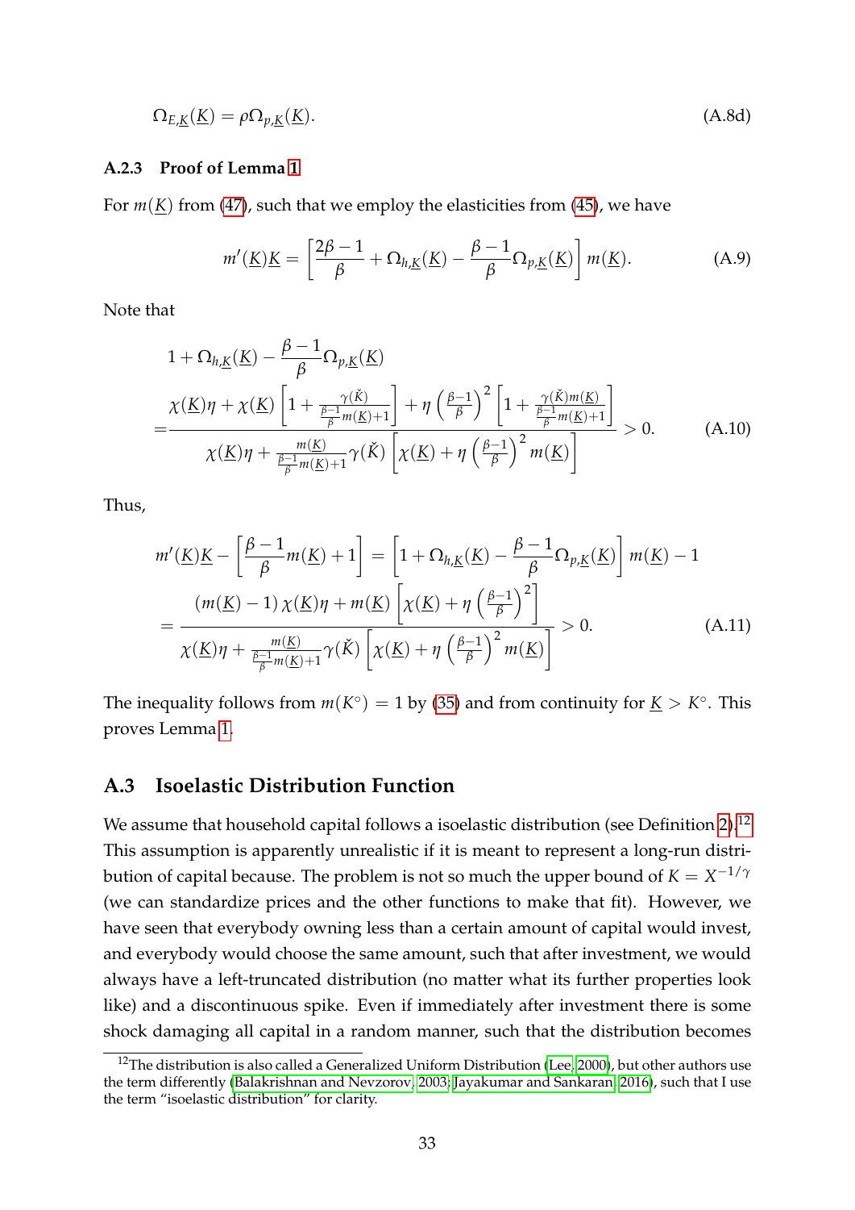$$\Omega_{E,\underline{K}}(\underline{K}) = \rho\Omega_{p,\underline{K}}(\underline{K}). \tag{A.8d}$$

### A.2.3 Proof of Lemma 1

For $m(\underline{K})$ from (47), such that we employ the elasticities from (45), we have

$$m'(\underline{K})\underline{K} = \left[\frac{2\beta-1}{\beta} + \Omega_{h,\underline{K}}(\underline{K}) - \frac{\beta-1}{\beta}\Omega_{p,\underline{K}}(\underline{K})\right] m(\underline{K}). \tag{A.9}$$

Note that

$$\begin{aligned}
&1 + \Omega_{h,\underline{K}}(\underline{K}) - \frac{\beta-1}{\beta}\Omega_{p,\underline{K}}(\underline{K}) \\
=&\frac{\chi(\underline{K})\eta + \chi(\underline{K})\left[1 + \frac{\gamma(\check{K})}{\frac{\beta-1}{\beta}m(\underline{K})+1}\right] + \eta\left(\frac{\beta-1}{\beta}\right)^2\left[1 + \frac{\gamma(\check{K})m(\underline{K})}{\frac{\beta-1}{\beta}m(\underline{K})+1}\right]}{\chi(\underline{K})\eta + \frac{m(\underline{K})}{\frac{\beta-1}{\beta}m(\underline{K})+1}\gamma(\check{K})\left[\chi(\underline{K}) + \eta\left(\frac{\beta-1}{\beta}\right)^2 m(\underline{K})\right]} > 0.
\end{aligned} \tag{A.10}$$

Thus,

$$\begin{aligned}
&m'(\underline{K})\underline{K} - \left[\frac{\beta-1}{\beta}m(\underline{K}) + 1\right] = \left[1 + \Omega_{h,\underline{K}}(\underline{K}) - \frac{\beta-1}{\beta}\Omega_{p,\underline{K}}(\underline{K})\right] m(\underline{K}) - 1 \\
=&\frac{(m(\underline{K})-1)\,\chi(\underline{K})\eta + m(\underline{K})\left[\chi(\underline{K}) + \eta\left(\frac{\beta-1}{\beta}\right)^2\right]}{\chi(\underline{K})\eta + \frac{m(\underline{K})}{\frac{\beta-1}{\beta}m(\underline{K})+1}\gamma(\check{K})\left[\chi(\underline{K}) + \eta\left(\frac{\beta-1}{\beta}\right)^2 m(\underline{K})\right]} > 0.
\end{aligned} \tag{A.11}$$

The inequality follows from $m(K^\circ) = 1$ by (35) and from continuity for $\underline{K} > K^\circ$. This proves Lemma 1.

## A.3 Isoelastic Distribution Function

We assume that household capital follows a isoelastic distribution (see Definition 2).[12] This assumption is apparently unrealistic if it is meant to represent a long-run distribution of capital because. The problem is not so much the upper bound of $K = X^{-1/\gamma}$ (we can standardize prices and the other functions to make that fit). However, we have seen that everybody owning less than a certain amount of capital would invest, and everybody would choose the same amount, such that after investment, we would always have a left-truncated distribution (no matter what its further properties look like) and a discontinuous spike. Even if immediately after investment there is some shock damaging all capital in a random manner, such that the distribution becomes

[12] The distribution is also called a Generalized Uniform Distribution (Lee, 2000), but other authors use the term differently (Balakrishnan and Nevzorov, 2003; Jayakumar and Sankaran, 2016), such that I use the term "isoelastic distribution" for clarity.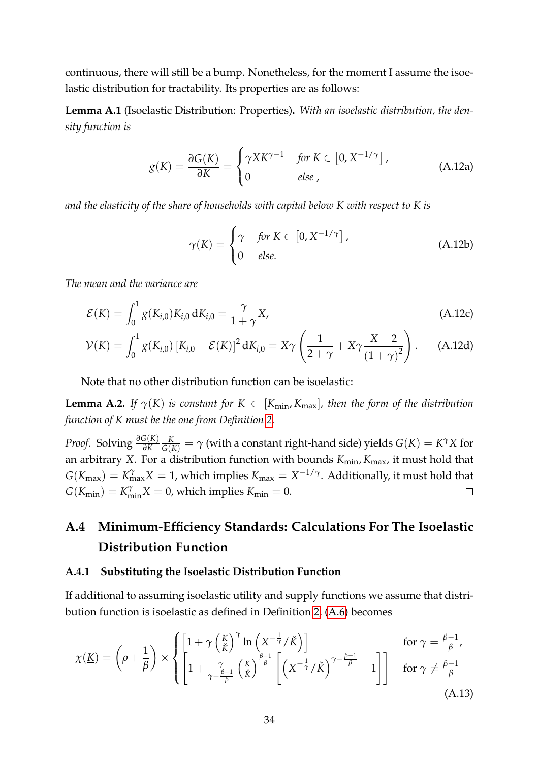continuous, there will still be a bump. Nonetheless, for the moment I assume the isoelastic distribution for tractability. Its properties are as follows:

**Lemma A.1** (Isoelastic Distribution: Properties)**.** *With an isoelastic distribution, the density function is*

$$g(K) = \frac{\partial G(K)}{\partial K} = \begin{cases} \gamma X K^{\gamma-1} & \textit{for } K \in \left[0, X^{-1/\gamma}\right], \\ 0 & \textit{else}, \end{cases} \tag{A.12a}$$

*and the elasticity of the share of households with capital below K with respect to K is*

$$\gamma(K) = \begin{cases} \gamma & \textit{for } K \in \left[0, X^{-1/\gamma}\right], \\ 0 & \textit{else.} \end{cases} \tag{A.12b}$$

*The mean and the variance are*

$$\mathcal{E}(K) = \int_0^1 g(K_{i,0}) K_{i,0} \, \mathrm{d}K_{i,0} = \frac{\gamma}{1+\gamma} X, \tag{A.12c}$$

$$\mathcal{V}(K) = \int_0^1 g(K_{i,0}) \left[K_{i,0} - \mathcal{E}(K)\right]^2 \mathrm{d}K_{i,0} = X\gamma \left( \frac{1}{2+\gamma} + X\gamma \frac{X-2}{(1+\gamma)^2} \right). \tag{A.12d}$$

Note that no other distribution function can be isoelastic:

**Lemma A.2.** *If $\gamma(K)$ is constant for $K \in [K_{\min}, K_{\max}]$, then the form of the distribution function of K must be the one from Definition 2.*

*Proof.* Solving $\frac{\partial G(K)}{\partial K} \frac{K}{G(K)} = \gamma$ (with a constant right-hand side) yields $G(K) = K^{\gamma} X$ for an arbitrary $X$. For a distribution function with bounds $K_{\min}, K_{\max}$, it must hold that $G(K_{\max}) = K_{\max}^{\gamma} X = 1$, which implies $K_{\max} = X^{-1/\gamma}$. Additionally, it must hold that $G(K_{\min}) = K_{\min}^{\gamma} X = 0$, which implies $K_{\min} = 0$. □

## A.4 Minimum-Efficiency Standards: Calculations For The Isoelastic Distribution Function

### A.4.1 Substituting the Isoelastic Distribution Function

If additional to assuming isoelastic utility and supply functions we assume that distribution function is isoelastic as defined in Definition 2, (A.6) becomes

$$\chi(\underline{K}) = \left(\rho + \frac{1}{\beta}\right) \times \begin{cases} \left[1 + \gamma \left(\frac{\underline{K}}{\check{K}}\right)^{\gamma} \ln\left(X^{-\frac{1}{\gamma}} / \check{K}\right)\right] & \text{for } \gamma = \frac{\beta-1}{\beta}, \\ \left[1 + \frac{\gamma}{\gamma - \frac{\beta-1}{\beta}} \left(\frac{\underline{K}}{\check{K}}\right)^{\frac{\beta-1}{\beta}} \left[\left(X^{-\frac{1}{\gamma}} / \check{K}\right)^{\gamma - \frac{\beta-1}{\beta}} - 1\right]\right] & \text{for } \gamma \neq \frac{\beta-1}{\beta} \end{cases} \tag{A.13}$$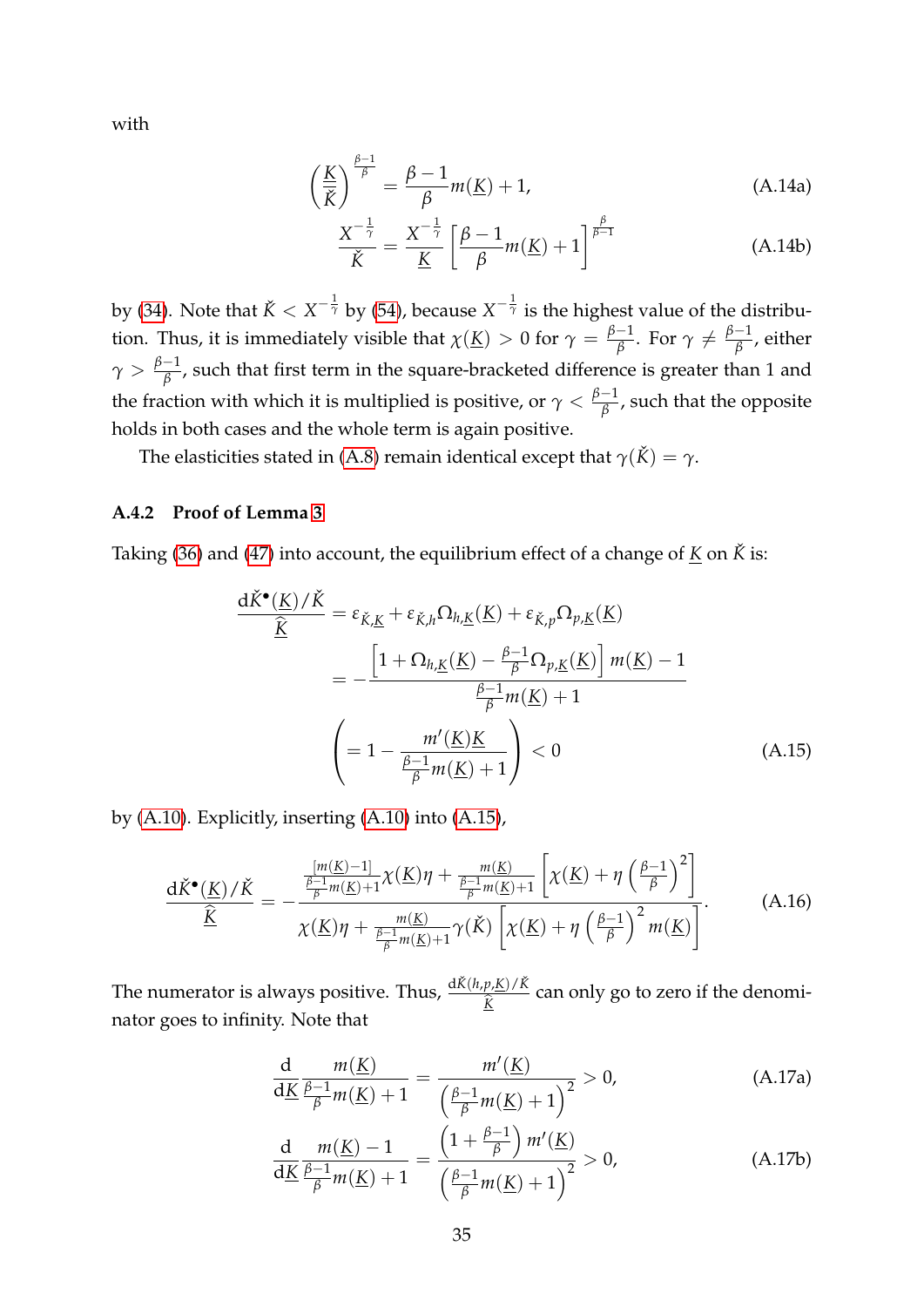with

$$\left(\frac{\underline{K}}{\check{K}}\right)^{\frac{\beta-1}{\beta}} = \frac{\beta-1}{\beta}m(\underline{K})+1, \tag{A.14a}$$

$$\frac{X^{-\frac{1}{\gamma}}}{\check{K}} = \frac{X^{-\frac{1}{\gamma}}}{\underline{K}}\left[\frac{\beta-1}{\beta}m(\underline{K})+1\right]^{\frac{\beta}{\beta-1}} \tag{A.14b}$$

by (34). Note that $\check{K} < X^{-\frac{1}{\gamma}}$ by (54), because $X^{-\frac{1}{\gamma}}$ is the highest value of the distribution. Thus, it is immediately visible that $\chi(\underline{K}) > 0$ for $\gamma = \frac{\beta-1}{\beta}$. For $\gamma \neq \frac{\beta-1}{\beta}$, either $\gamma > \frac{\beta-1}{\beta}$, such that first term in the square-bracketed difference is greater than 1 and the fraction with which it is multiplied is positive, or $\gamma < \frac{\beta-1}{\beta}$, such that the opposite holds in both cases and the whole term is again positive.

The elasticities stated in (A.8) remain identical except that $\gamma(\check{K}) = \gamma$.

### A.4.2 Proof of Lemma 3

Taking (36) and (47) into account, the equilibrium effect of a change of $\underline{K}$ on $\check{K}$ is:

$$\begin{aligned}
\frac{\mathrm{d}\check{K}^{\bullet}(\underline{K})/\check{K}}{\widehat{\underline{K}}} &= \varepsilon_{\check{K},\underline{K}} + \varepsilon_{\check{K},h}\Omega_{h,\underline{K}}(\underline{K}) + \varepsilon_{\check{K},p}\Omega_{p,\underline{K}}(\underline{K}) \\
&= -\frac{\left[1+\Omega_{h,\underline{K}}(\underline{K}) - \frac{\beta-1}{\beta}\Omega_{p,\underline{K}}(\underline{K})\right]m(\underline{K}) - 1}{\frac{\beta-1}{\beta}m(\underline{K})+1} \\
&\left(= 1 - \frac{m'(\underline{K})\underline{K}}{\frac{\beta-1}{\beta}m(\underline{K})+1}\right) < 0
\end{aligned} \tag{A.15}$$

by (A.10). Explicitly, inserting (A.10) into (A.15),

$$\frac{\mathrm{d}\check{K}^{\bullet}(\underline{K})/\check{K}}{\widehat{\underline{K}}} = -\frac{\frac{[m(\underline{K})-1]}{\frac{\beta-1}{\beta}m(\underline{K})+1}\chi(\underline{K})\eta + \frac{m(\underline{K})}{\frac{\beta-1}{\beta}m(\underline{K})+1}\left[\chi(\underline{K}) + \eta\left(\frac{\beta-1}{\beta}\right)^2\right]}{\chi(\underline{K})\eta + \frac{m(\underline{K})}{\frac{\beta-1}{\beta}m(\underline{K})+1}\gamma(\check{K})\left[\chi(\underline{K}) + \eta\left(\frac{\beta-1}{\beta}\right)^2 m(\underline{K})\right]}. \tag{A.16}$$

The numerator is always positive. Thus, $\frac{\mathrm{d}\check{K}(h,p,\underline{K})/\check{K}}{\widehat{\underline{K}}}$ can only go to zero if the denominator goes to infinity. Note that

$$\frac{\mathrm{d}}{\mathrm{d}\underline{K}}\frac{m(\underline{K})}{\frac{\beta-1}{\beta}m(\underline{K})+1} = \frac{m'(\underline{K})}{\left(\frac{\beta-1}{\beta}m(\underline{K})+1\right)^2} > 0, \tag{A.17a}$$

$$\frac{\mathrm{d}}{\mathrm{d}\underline{K}}\frac{m(\underline{K})-1}{\frac{\beta-1}{\beta}m(\underline{K})+1} = \frac{\left(1+\frac{\beta-1}{\beta}\right)m'(\underline{K})}{\left(\frac{\beta-1}{\beta}m(\underline{K})+1\right)^2} > 0, \tag{A.17b}$$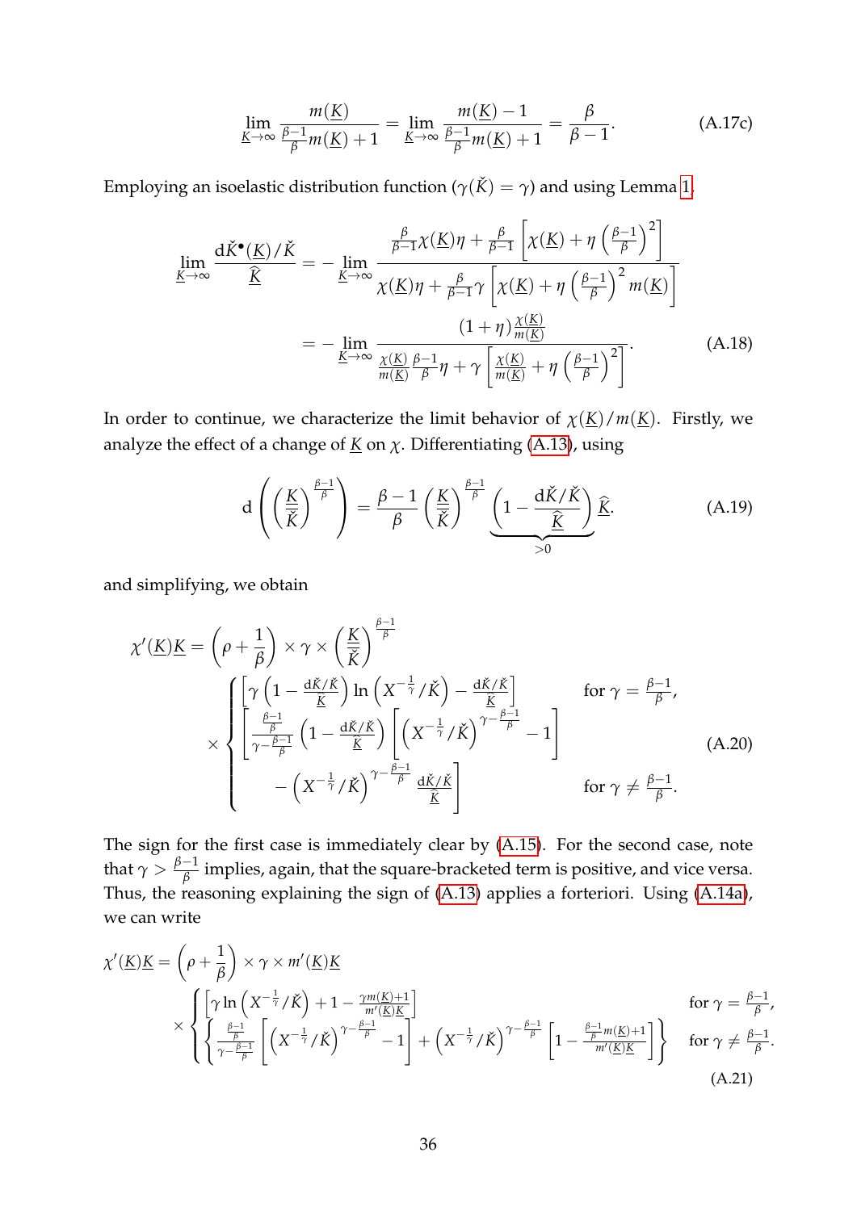$$\lim_{\underline{K}\to\infty} \frac{m(\underline{K})}{\frac{\beta-1}{\beta}m(\underline{K})+1} = \lim_{\underline{K}\to\infty} \frac{m(\underline{K})-1}{\frac{\beta-1}{\beta}m(\underline{K})+1} = \frac{\beta}{\beta-1}. \tag{A.17c}$$

Employing an isoelastic distribution function ($\gamma(\check{K}) = \gamma$) and using Lemma 1,

$$\begin{aligned}
\lim_{\underline{K}\to\infty} \frac{\mathrm{d}\check{K}^{\bullet}(\underline{K})/\check{K}}{\widehat{\underline{K}}} &= -\lim_{\underline{K}\to\infty} \frac{\frac{\beta}{\beta-1}\chi(\underline{K})\eta + \frac{\beta}{\beta-1}\left[\chi(\underline{K}) + \eta\left(\frac{\beta-1}{\beta}\right)^2\right]}{\chi(\underline{K})\eta + \frac{\beta}{\beta-1}\gamma\left[\chi(\underline{K}) + \eta\left(\frac{\beta-1}{\beta}\right)^2 m(\underline{K})\right]} \\
&= -\lim_{\underline{K}\to\infty} \frac{(1+\eta)\frac{\chi(\underline{K})}{m(\underline{K})}}{\frac{\chi(\underline{K})}{m(\underline{K})}\frac{\beta-1}{\beta}\eta + \gamma\left[\frac{\chi(\underline{K})}{m(\underline{K})} + \eta\left(\frac{\beta-1}{\beta}\right)^2\right]}.
\end{aligned} \tag{A.18}$$

In order to continue, we characterize the limit behavior of $\chi(\underline{K})/m(\underline{K})$. Firstly, we analyze the effect of a change of $\underline{K}$ on $\chi$. Differentiating (A.13), using

$$\mathrm{d}\left(\left(\frac{\underline{K}}{\check{K}}\right)^{\frac{\beta-1}{\beta}}\right) = \frac{\beta-1}{\beta}\left(\frac{\underline{K}}{\check{K}}\right)^{\frac{\beta-1}{\beta}} \underbrace{\left(1 - \frac{\mathrm{d}\check{K}/\check{K}}{\widehat{\underline{K}}}\right)}_{>0} \widehat{\underline{K}}. \tag{A.19}$$

and simplifying, we obtain

$$\chi'(\underline{K})\underline{K} = \left(\rho + \frac{1}{\beta}\right) \times \gamma \times \left(\frac{\underline{K}}{\check{K}}\right)^{\frac{\beta-1}{\beta}} \times \begin{cases} \left[\gamma\left(1 - \frac{\mathrm{d}\check{K}/\check{K}}{\widehat{\underline{K}}}\right)\ln\left(X^{-\frac{1}{\gamma}}/\check{K}\right) - \frac{\mathrm{d}\check{K}/\check{K}}{\widehat{\underline{K}}}\right] & \text{for } \gamma = \frac{\beta-1}{\beta}, \\ \left[\frac{\frac{\beta-1}{\beta}}{\gamma-\frac{\beta-1}{\beta}}\left(1 - \frac{\mathrm{d}\check{K}/\check{K}}{\widehat{\underline{K}}}\right)\left[\left(X^{-\frac{1}{\gamma}}/\check{K}\right)^{\gamma-\frac{\beta-1}{\beta}} - 1\right] - \left(X^{-\frac{1}{\gamma}}/\check{K}\right)^{\gamma-\frac{\beta-1}{\beta}}\frac{\mathrm{d}\check{K}/\check{K}}{\widehat{\underline{K}}}\right] & \text{for } \gamma \neq \frac{\beta-1}{\beta}. \end{cases} \tag{A.20}$$

The sign for the first case is immediately clear by (A.15). For the second case, note that $\gamma > \frac{\beta-1}{\beta}$ implies, again, that the square-bracketed term is positive, and vice versa. Thus, the reasoning explaining the sign of (A.13) applies a forteriori. Using (A.14a), we can write

$$\chi'(\underline{K})\underline{K} = \left(\rho + \frac{1}{\beta}\right) \times \gamma \times m'(\underline{K})\underline{K} \times \begin{cases} \left[\gamma\ln\left(X^{-\frac{1}{\gamma}}/\check{K}\right) + 1 - \frac{\gamma m(\underline{K})+1}{m'(\underline{K})\underline{K}}\right] & \text{for } \gamma = \frac{\beta-1}{\beta}, \\ \left\{\frac{\frac{\beta-1}{\beta}}{\gamma-\frac{\beta-1}{\beta}}\left[\left(X^{-\frac{1}{\gamma}}/\check{K}\right)^{\gamma-\frac{\beta-1}{\beta}} - 1\right] + \left(X^{-\frac{1}{\gamma}}/\check{K}\right)^{\gamma-\frac{\beta-1}{\beta}}\left[1 - \frac{\frac{\beta-1}{\beta}m(\underline{K})+1}{m'(\underline{K})\underline{K}}\right]\right\} & \text{for } \gamma \neq \frac{\beta-1}{\beta}. \end{cases} \tag{A.21}$$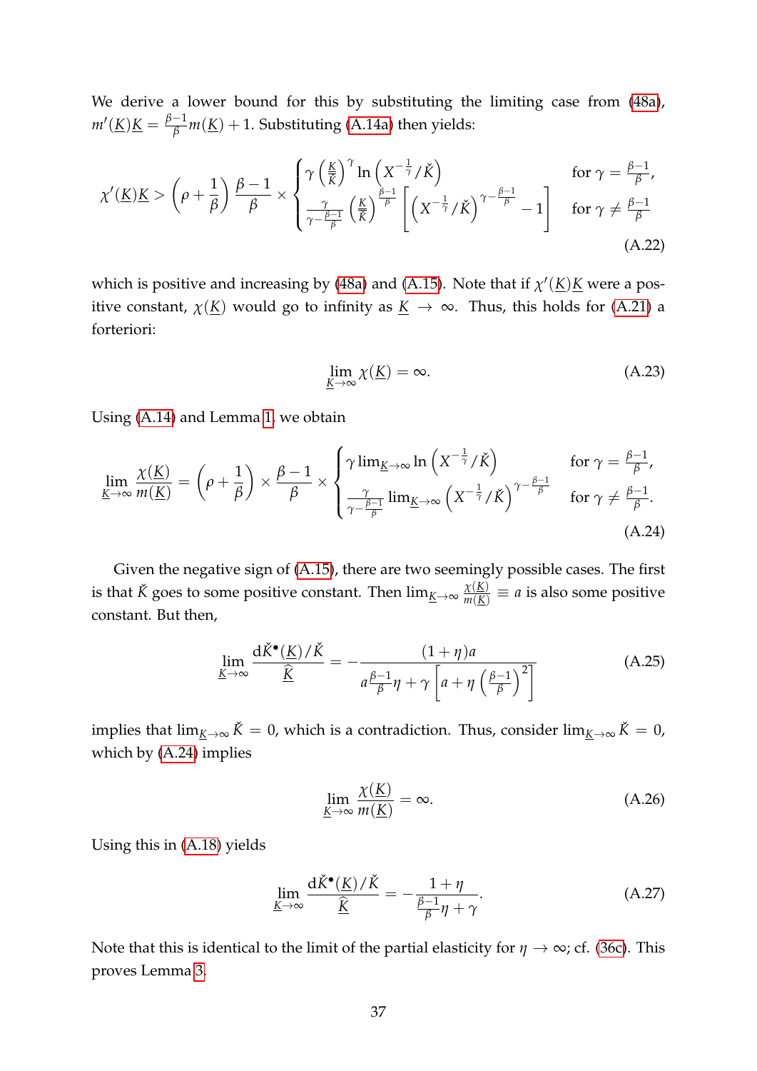We derive a lower bound for this by substituting the limiting case from (48a), $m'(\underline{K})\underline{K} = \frac{\beta-1}{\beta}m(\underline{K}) + 1$. Substituting (A.14a) then yields:

$$
\chi'(\underline{K})\underline{K} > \left(\rho + \frac{1}{\beta}\right)\frac{\beta-1}{\beta} \times \begin{cases} \gamma\left(\frac{\underline{K}}{\overline{K}}\right)^{\gamma}\ln\left(X^{-\frac{1}{\gamma}}/\check{K}\right) & \text{for } \gamma = \frac{\beta-1}{\beta}, \\ \frac{\gamma}{\gamma-\frac{\beta-1}{\beta}}\left(\frac{\underline{K}}{\overline{K}}\right)^{\frac{\beta-1}{\beta}}\left[\left(X^{-\frac{1}{\gamma}}/\check{K}\right)^{\gamma-\frac{\beta-1}{\beta}} - 1\right] & \text{for } \gamma \neq \frac{\beta-1}{\beta} \end{cases} \tag{A.22}
$$

which is positive and increasing by (48a) and (A.15). Note that if $\chi'(\underline{K})\underline{K}$ were a positive constant, $\chi(\underline{K})$ would go to infinity as $\underline{K} \to \infty$. Thus, this holds for (A.21) a forteriori:

$$
\lim_{\underline{K}\to\infty}\chi(\underline{K}) = \infty. \tag{A.23}
$$

Using (A.14) and Lemma 1, we obtain

$$
\lim_{\underline{K}\to\infty}\frac{\chi(\underline{K})}{m(\underline{K})} = \left(\rho + \frac{1}{\beta}\right) \times \frac{\beta-1}{\beta} \times \begin{cases} \gamma\lim_{\underline{K}\to\infty}\ln\left(X^{-\frac{1}{\gamma}}/\check{K}\right) & \text{for } \gamma = \frac{\beta-1}{\beta}, \\ \frac{\gamma}{\gamma-\frac{\beta-1}{\beta}}\lim_{\underline{K}\to\infty}\left(X^{-\frac{1}{\gamma}}/\check{K}\right)^{\gamma-\frac{\beta-1}{\beta}} & \text{for } \gamma \neq \frac{\beta-1}{\beta}. \end{cases} \tag{A.24}
$$

Given the negative sign of (A.15), there are two seemingly possible cases. The first is that $\check{K}$ goes to some positive constant. Then $\lim_{\underline{K}\to\infty}\frac{\chi(\underline{K})}{m(\underline{K})} \equiv a$ is also some positive constant. But then,

$$
\lim_{\underline{K}\to\infty}\frac{\mathrm{d}\check{K}^{\bullet}(\underline{K})/\check{K}}{\widehat{\underline{K}}} = -\frac{(1+\eta)a}{a\frac{\beta-1}{\beta}\eta + \gamma\left[a + \eta\left(\frac{\beta-1}{\beta}\right)^2\right]} \tag{A.25}
$$

implies that $\lim_{\underline{K}\to\infty}\check{K} = 0$, which is a contradiction. Thus, consider $\lim_{\underline{K}\to\infty}\check{K} = 0$, which by (A.24) implies

$$
\lim_{\underline{K}\to\infty}\frac{\chi(\underline{K})}{m(\underline{K})} = \infty. \tag{A.26}
$$

Using this in (A.18) yields

$$
\lim_{\underline{K}\to\infty}\frac{\mathrm{d}\check{K}^{\bullet}(\underline{K})/\check{K}}{\widehat{\underline{K}}} = -\frac{1+\eta}{\frac{\beta-1}{\beta}\eta + \gamma}. \tag{A.27}
$$

Note that this is identical to the limit of the partial elasticity for $\eta \to \infty$; cf. (36c). This proves Lemma 3.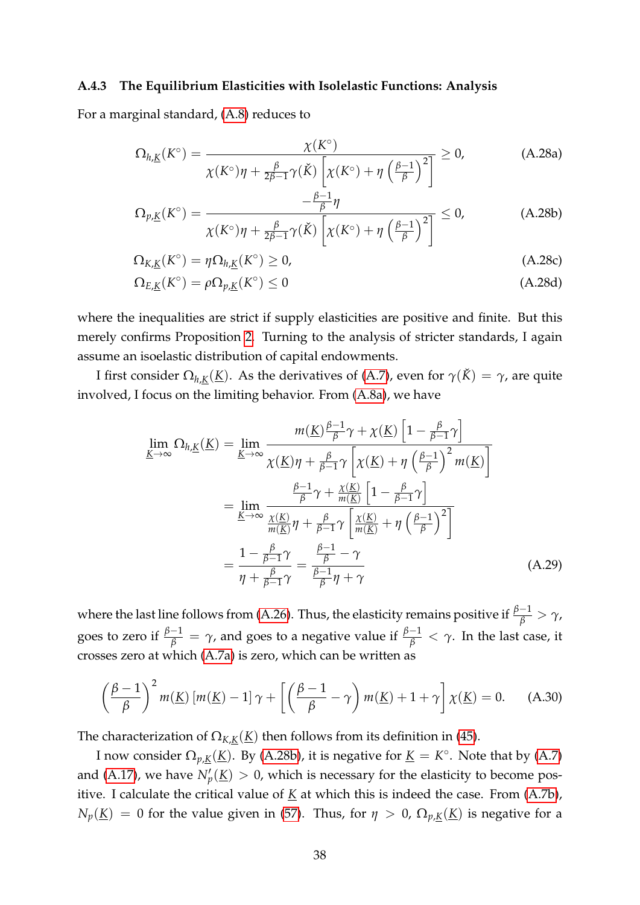### A.4.3 The Equilibrium Elasticities with Isolelastic Functions: Analysis

For a marginal standard, (A.8) reduces to

$$
\Omega_{h,\underline{K}}(K^{\circ}) = \frac{\chi(K^{\circ})}{\chi(K^{\circ})\eta + \frac{\beta}{2\beta-1}\gamma(\check{K})\left[\chi(K^{\circ}) + \eta\left(\frac{\beta-1}{\beta}\right)^2\right]} \geq 0, \tag{A.28a}
$$

$$
\Omega_{p,\underline{K}}(K^{\circ}) = \frac{-\frac{\beta-1}{\beta}\eta}{\chi(K^{\circ})\eta + \frac{\beta}{2\beta-1}\gamma(\check{K})\left[\chi(K^{\circ}) + \eta\left(\frac{\beta-1}{\beta}\right)^2\right]} \leq 0, \tag{A.28b}
$$

$$
\Omega_{K,\underline{K}}(K^{\circ}) = \eta\Omega_{h,\underline{K}}(K^{\circ}) \geq 0, \tag{A.28c}
$$

$$
\Omega_{E,\underline{K}}(K^{\circ}) = \rho\Omega_{p,\underline{K}}(K^{\circ}) \leq 0 \tag{A.28d}
$$

where the inequalities are strict if supply elasticities are positive and finite. But this merely confirms Proposition 2. Turning to the analysis of stricter standards, I again assume an isoelastic distribution of capital endowments.

I first consider $\Omega_{h,\underline{K}}(\underline{K})$. As the derivatives of (A.7), even for $\gamma(\check{K}) = \gamma$, are quite involved, I focus on the limiting behavior. From (A.8a), we have

$$
\begin{aligned}
\lim_{\underline{K}\to\infty} \Omega_{h,\underline{K}}(\underline{K}) &= \lim_{\underline{K}\to\infty} \frac{m(\underline{K})\frac{\beta-1}{\beta}\gamma + \chi(\underline{K})\left[1 - \frac{\beta}{\beta-1}\gamma\right]}{\chi(\underline{K})\eta + \frac{\beta}{\beta-1}\gamma\left[\chi(\underline{K}) + \eta\left(\frac{\beta-1}{\beta}\right)^2 m(\underline{K})\right]} \\
&= \lim_{\underline{K}\to\infty} \frac{\frac{\beta-1}{\beta}\gamma + \frac{\chi(\underline{K})}{m(\underline{K})}\left[1 - \frac{\beta}{\beta-1}\gamma\right]}{\frac{\chi(\underline{K})}{m(\underline{K})}\eta + \frac{\beta}{\beta-1}\gamma\left[\frac{\chi(\underline{K})}{m(\underline{K})} + \eta\left(\frac{\beta-1}{\beta}\right)^2\right]} \\
&= \frac{1 - \frac{\beta}{\beta-1}\gamma}{\eta + \frac{\beta}{\beta-1}\gamma} = \frac{\frac{\beta-1}{\beta} - \gamma}{\frac{\beta-1}{\beta}\eta + \gamma}
\end{aligned} \tag{A.29}
$$

where the last line follows from (A.26). Thus, the elasticity remains positive if $\frac{\beta-1}{\beta} > \gamma$, goes to zero if $\frac{\beta-1}{\beta} = \gamma$, and goes to a negative value if $\frac{\beta-1}{\beta} < \gamma$. In the last case, it crosses zero at which (A.7a) is zero, which can be written as

$$
\left(\frac{\beta-1}{\beta}\right)^2 m(\underline{K})\left[m(\underline{K}) - 1\right]\gamma + \left[\left(\frac{\beta-1}{\beta} - \gamma\right)m(\underline{K}) + 1 + \gamma\right]\chi(\underline{K}) = 0. \tag{A.30}
$$

The characterization of $\Omega_{K,\underline{K}}(\underline{K})$ then follows from its definition in (45).

I now consider $\Omega_{p,\underline{K}}(\underline{K})$. By (A.28b), it is negative for $\underline{K} = K^{\circ}$. Note that by (A.7) and (A.17), we have $N_p'(\underline{K}) > 0$, which is necessary for the elasticity to become positive. I calculate the critical value of $\underline{K}$ at which this is indeed the case. From (A.7b), $N_p(\underline{K}) = 0$ for the value given in (57). Thus, for $\eta > 0$, $\Omega_{p,\underline{K}}(\underline{K})$ is negative for a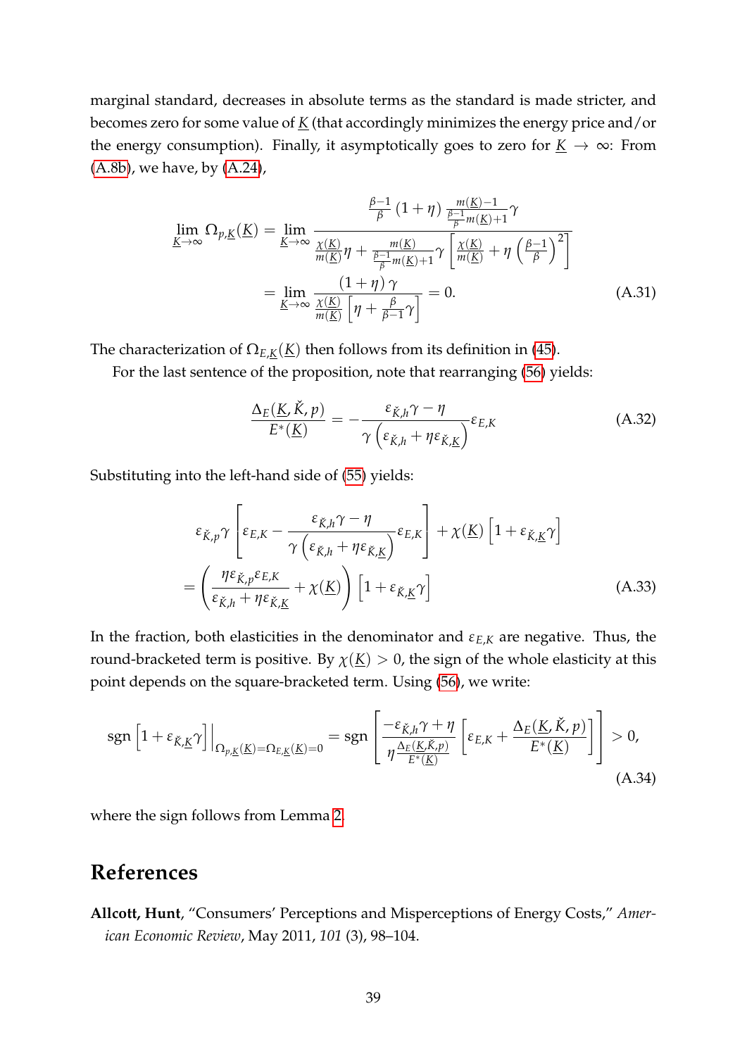marginal standard, decreases in absolute terms as the standard is made stricter, and becomes zero for some value of $\underline{K}$ (that accordingly minimizes the energy price and/or the energy consumption). Finally, it asymptotically goes to zero for $\underline{K} \to \infty$: From (A.8b), we have, by (A.24),

$$\lim_{\underline{K}\to\infty} \Omega_{p,\underline{K}}(\underline{K}) = \lim_{\underline{K}\to\infty} \frac{\frac{\beta-1}{\beta}\left(1+\eta\right)\frac{m(\underline{K})-1}{\frac{\beta-1}{\beta}m(\underline{K})+1}\gamma}{\frac{\chi(\underline{K})}{m(\underline{K})}\eta + \frac{m(\underline{K})}{\frac{\beta-1}{\beta}m(\underline{K})+1}\gamma\left[\frac{\chi(\underline{K})}{m(\underline{K})} + \eta\left(\frac{\beta-1}{\beta}\right)^2\right]}$$
$$= \lim_{\underline{K}\to\infty} \frac{\left(1+\eta\right)\gamma}{\frac{\chi(\underline{K})}{m(\underline{K})}\left[\eta + \frac{\beta}{\beta-1}\gamma\right]} = 0. \tag{A.31}$$

The characterization of $\Omega_{E,\underline{K}}(\underline{K})$ then follows from its definition in (45).

For the last sentence of the proposition, note that rearranging (56) yields:

$$\frac{\Delta_E(\underline{K},\check{K},p)}{E^*(\underline{K})} = -\frac{\varepsilon_{\check{K},h}\gamma - \eta}{\gamma\left(\varepsilon_{\check{K},h} + \eta\varepsilon_{\check{K},\underline{K}}\right)}\varepsilon_{E,K} \tag{A.32}$$

Substituting into the left-hand side of (55) yields:

$$\varepsilon_{\check{K},p}\gamma\left[\varepsilon_{E,K} - \frac{\varepsilon_{\check{K},h}\gamma - \eta}{\gamma\left(\varepsilon_{\check{K},h} + \eta\varepsilon_{\check{K},\underline{K}}\right)}\varepsilon_{E,K}\right] + \chi(\underline{K})\left[1 + \varepsilon_{\check{K},\underline{K}}\gamma\right]$$
$$= \left(\frac{\eta\varepsilon_{\check{K},p}\varepsilon_{E,K}}{\varepsilon_{\check{K},h} + \eta\varepsilon_{\check{K},\underline{K}}} + \chi(\underline{K})\right)\left[1 + \varepsilon_{\check{K},\underline{K}}\gamma\right] \tag{A.33}$$

In the fraction, both elasticities in the denominator and $\varepsilon_{E,K}$ are negative. Thus, the round-bracketed term is positive. By $\chi(\underline{K}) > 0$, the sign of the whole elasticity at this point depends on the square-bracketed term. Using (56), we write:

$$\operatorname{sgn}\left[1 + \varepsilon_{\check{K},\underline{K}}\gamma\right]\Big|_{\Omega_{p,\underline{K}}(\underline{K})=\Omega_{E,\underline{K}}(\underline{K})=0} = \operatorname{sgn}\left[\frac{-\varepsilon_{\check{K},h}\gamma + \eta}{\eta\frac{\Delta_E(\underline{K},\check{K},p)}{E^*(\underline{K})}}\left[\varepsilon_{E,K} + \frac{\Delta_E(\underline{K},\check{K},p)}{E^*(\underline{K})}\right]\right] > 0, \tag{A.34}$$

where the sign follows from Lemma 2.

# References

**Allcott, Hunt**, "Consumers' Perceptions and Misperceptions of Energy Costs," *American Economic Review*, May 2011, *101* (3), 98–104.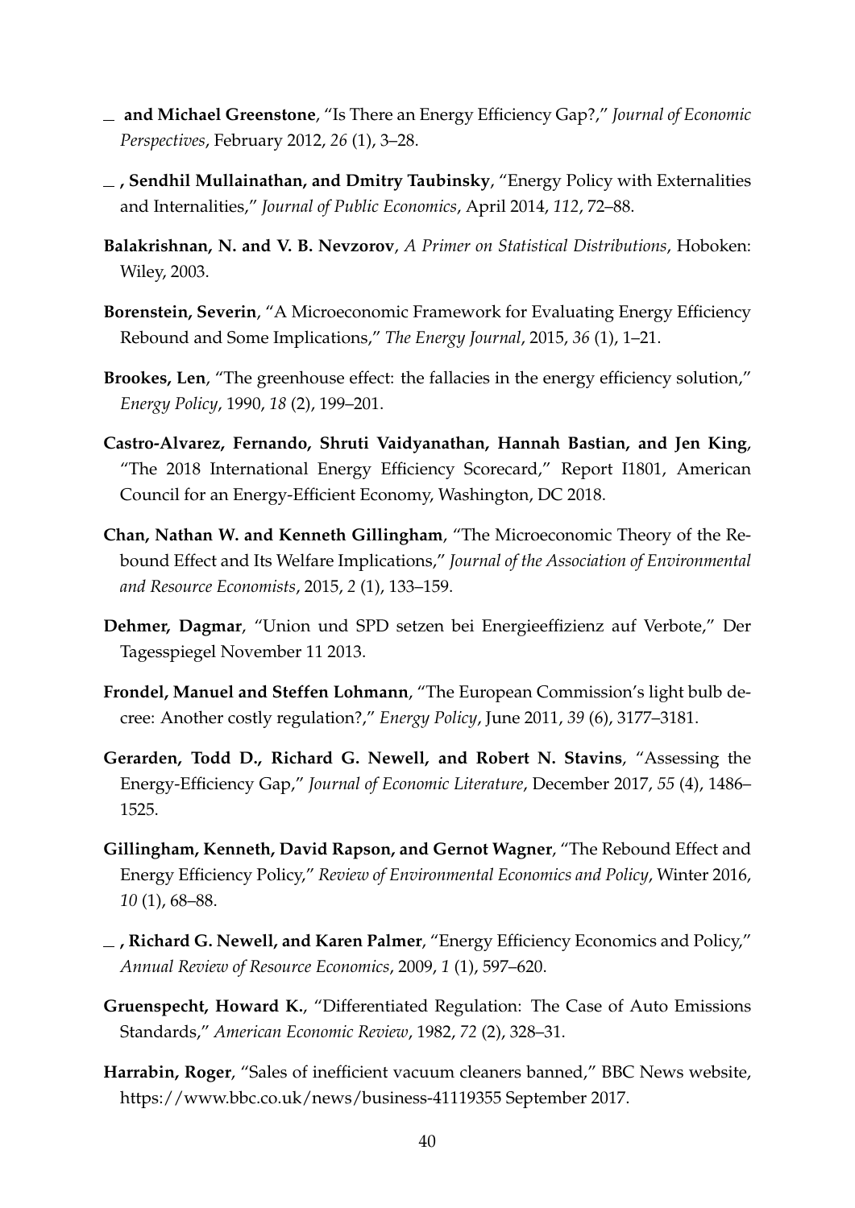— **and Michael Greenstone**, "Is There an Energy Efficiency Gap?," *Journal of Economic Perspectives*, February 2012, *26* (1), 3–28.

— **, Sendhil Mullainathan, and Dmitry Taubinsky**, "Energy Policy with Externalities and Internalities," *Journal of Public Economics*, April 2014, *112*, 72–88.

**Balakrishnan, N. and V. B. Nevzorov**, *A Primer on Statistical Distributions*, Hoboken: Wiley, 2003.

**Borenstein, Severin**, "A Microeconomic Framework for Evaluating Energy Efficiency Rebound and Some Implications," *The Energy Journal*, 2015, *36* (1), 1–21.

**Brookes, Len**, "The greenhouse effect: the fallacies in the energy efficiency solution," *Energy Policy*, 1990, *18* (2), 199–201.

**Castro-Alvarez, Fernando, Shruti Vaidyanathan, Hannah Bastian, and Jen King**, "The 2018 International Energy Efficiency Scorecard," Report I1801, American Council for an Energy-Efficient Economy, Washington, DC 2018.

**Chan, Nathan W. and Kenneth Gillingham**, "The Microeconomic Theory of the Rebound Effect and Its Welfare Implications," *Journal of the Association of Environmental and Resource Economists*, 2015, *2* (1), 133–159.

**Dehmer, Dagmar**, "Union und SPD setzen bei Energieeffizienz auf Verbote," Der Tagesspiegel November 11 2013.

**Frondel, Manuel and Steffen Lohmann**, "The European Commission's light bulb decree: Another costly regulation?," *Energy Policy*, June 2011, *39* (6), 3177–3181.

**Gerarden, Todd D., Richard G. Newell, and Robert N. Stavins**, "Assessing the Energy-Efficiency Gap," *Journal of Economic Literature*, December 2017, *55* (4), 1486–1525.

**Gillingham, Kenneth, David Rapson, and Gernot Wagner**, "The Rebound Effect and Energy Efficiency Policy," *Review of Environmental Economics and Policy*, Winter 2016, *10* (1), 68–88.

— **, Richard G. Newell, and Karen Palmer**, "Energy Efficiency Economics and Policy," *Annual Review of Resource Economics*, 2009, *1* (1), 597–620.

**Gruenspecht, Howard K.**, "Differentiated Regulation: The Case of Auto Emissions Standards," *American Economic Review*, 1982, *72* (2), 328–31.

**Harrabin, Roger**, "Sales of inefficient vacuum cleaners banned," BBC News website, https://www.bbc.co.uk/news/business-41119355 September 2017.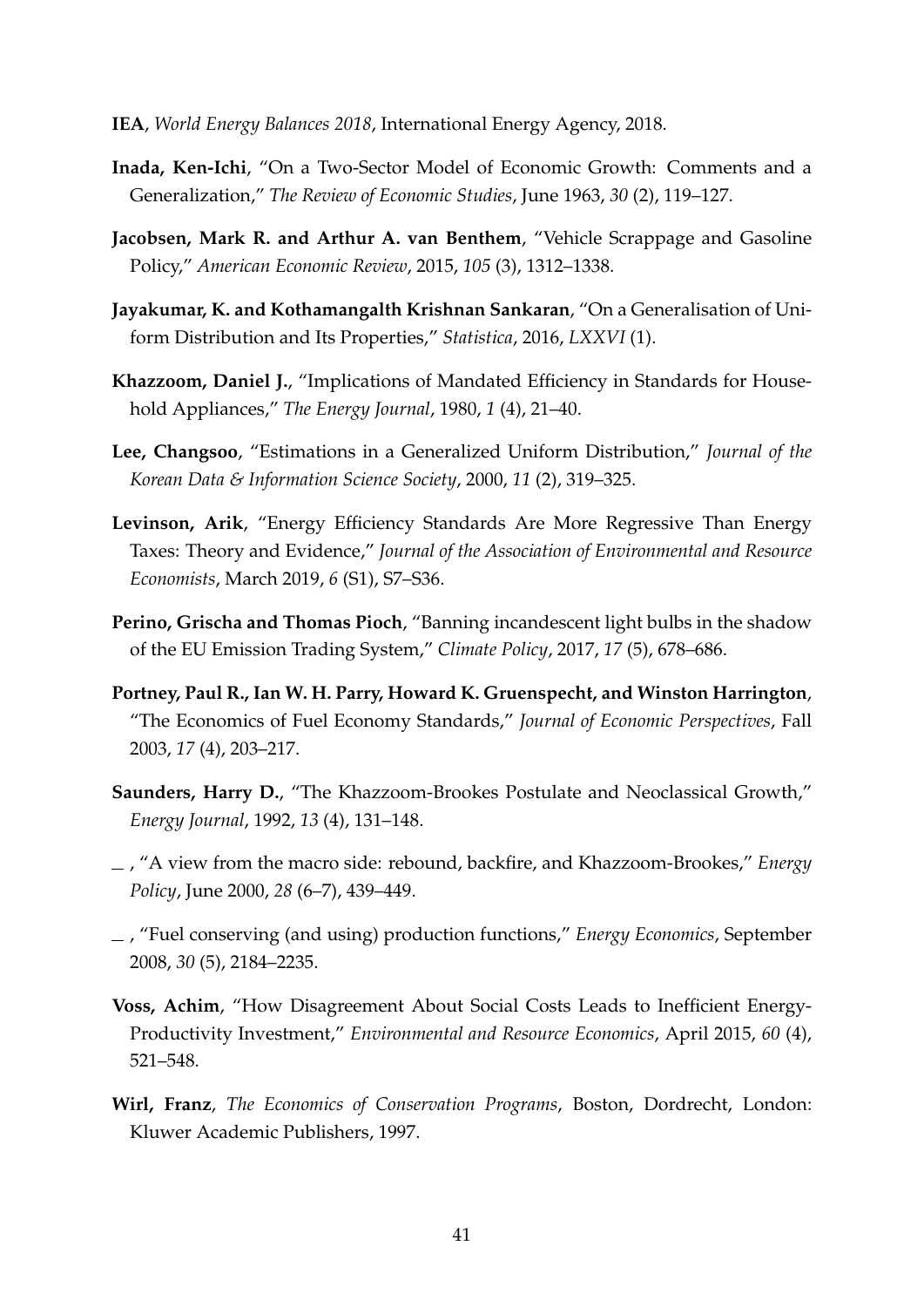**IEA**, *World Energy Balances 2018*, International Energy Agency, 2018.

**Inada, Ken-Ichi**, "On a Two-Sector Model of Economic Growth: Comments and a Generalization," *The Review of Economic Studies*, June 1963, *30* (2), 119–127.

**Jacobsen, Mark R. and Arthur A. van Benthem**, "Vehicle Scrappage and Gasoline Policy," *American Economic Review*, 2015, *105* (3), 1312–1338.

**Jayakumar, K. and Kothamangalth Krishnan Sankaran**, "On a Generalisation of Uniform Distribution and Its Properties," *Statistica*, 2016, *LXXVI* (1).

**Khazzoom, Daniel J.**, "Implications of Mandated Efficiency in Standards for Household Appliances," *The Energy Journal*, 1980, *1* (4), 21–40.

**Lee, Changsoo**, "Estimations in a Generalized Uniform Distribution," *Journal of the Korean Data & Information Science Society*, 2000, *11* (2), 319–325.

**Levinson, Arik**, "Energy Efficiency Standards Are More Regressive Than Energy Taxes: Theory and Evidence," *Journal of the Association of Environmental and Resource Economists*, March 2019, *6* (S1), S7–S36.

**Perino, Grischa and Thomas Pioch**, "Banning incandescent light bulbs in the shadow of the EU Emission Trading System," *Climate Policy*, 2017, *17* (5), 678–686.

**Portney, Paul R., Ian W. H. Parry, Howard K. Gruenspecht, and Winston Harrington**, "The Economics of Fuel Economy Standards," *Journal of Economic Perspectives*, Fall 2003, *17* (4), 203–217.

**Saunders, Harry D.**, "The Khazzoom-Brookes Postulate and Neoclassical Growth," *Energy Journal*, 1992, *13* (4), 131–148.

_ , "A view from the macro side: rebound, backfire, and Khazzoom-Brookes," *Energy Policy*, June 2000, *28* (6–7), 439–449.

_ , "Fuel conserving (and using) production functions," *Energy Economics*, September 2008, *30* (5), 2184–2235.

**Voss, Achim**, "How Disagreement About Social Costs Leads to Inefficient Energy-Productivity Investment," *Environmental and Resource Economics*, April 2015, *60* (4), 521–548.

**Wirl, Franz**, *The Economics of Conservation Programs*, Boston, Dordrecht, London: Kluwer Academic Publishers, 1997.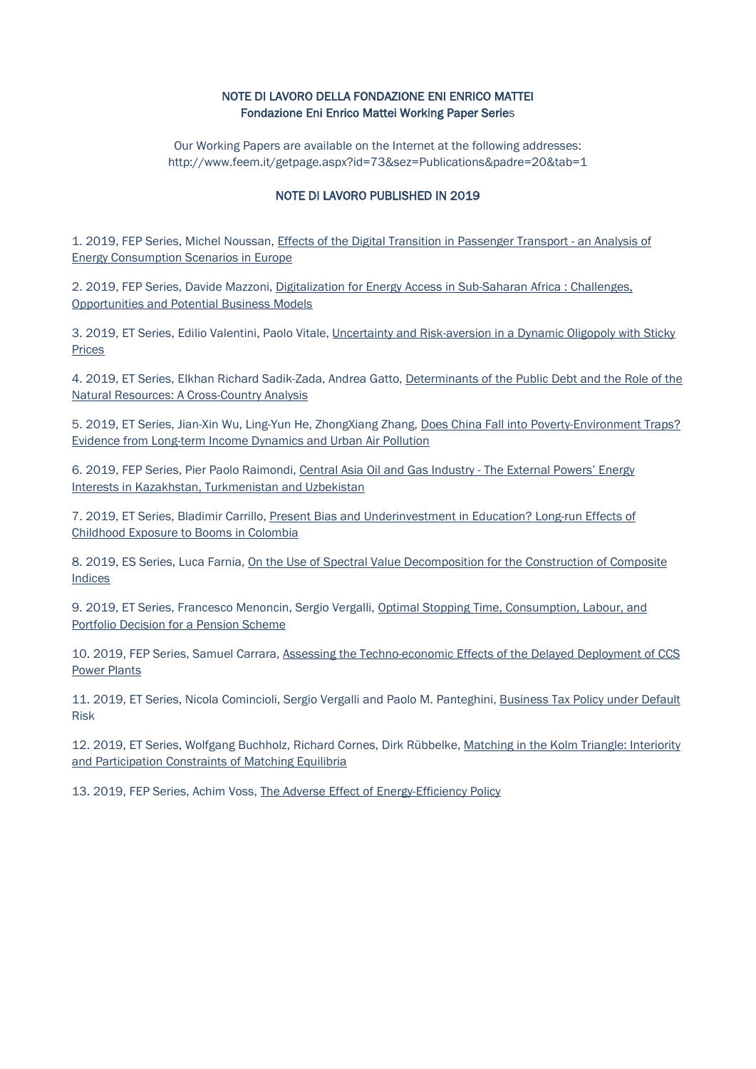**NOTE DI LAVORO DELLA FONDAZIONE ENI ENRICO MATTEI**
**Fondazione Eni Enrico Mattei Working Paper Series**

Our Working Papers are available on the Internet at the following addresses:
http://www.feem.it/getpage.aspx?id=73&sez=Publications&padre=20&tab=1

**NOTE DI LAVORO PUBLISHED IN 2019**

1. 2019, FEP Series, Michel Noussan, Effects of the Digital Transition in Passenger Transport - an Analysis of Energy Consumption Scenarios in Europe

2. 2019, FEP Series, Davide Mazzoni, Digitalization for Energy Access in Sub-Saharan Africa : Challenges, Opportunities and Potential Business Models

3. 2019, ET Series, Edilio Valentini, Paolo Vitale, Uncertainty and Risk-aversion in a Dynamic Oligopoly with Sticky Prices

4. 2019, ET Series, Elkhan Richard Sadik-Zada, Andrea Gatto, Determinants of the Public Debt and the Role of the Natural Resources: A Cross-Country Analysis

5. 2019, ET Series, Jian-Xin Wu, Ling-Yun He, ZhongXiang Zhang, Does China Fall into Poverty-Environment Traps? Evidence from Long-term Income Dynamics and Urban Air Pollution

6. 2019, FEP Series, Pier Paolo Raimondi, Central Asia Oil and Gas Industry - The External Powers' Energy Interests in Kazakhstan, Turkmenistan and Uzbekistan

7. 2019, ET Series, Bladimir Carrillo, Present Bias and Underinvestment in Education? Long-run Effects of Childhood Exposure to Booms in Colombia

8. 2019, ES Series, Luca Farnia, On the Use of Spectral Value Decomposition for the Construction of Composite Indices

9. 2019, ET Series, Francesco Menoncin, Sergio Vergalli, Optimal Stopping Time, Consumption, Labour, and Portfolio Decision for a Pension Scheme

10. 2019, FEP Series, Samuel Carrara, Assessing the Techno-economic Effects of the Delayed Deployment of CCS Power Plants

11. 2019, ET Series, Nicola Comincioli, Sergio Vergalli and Paolo M. Panteghini, Business Tax Policy under Default Risk

12. 2019, ET Series, Wolfgang Buchholz, Richard Cornes, Dirk Rübbelke, Matching in the Kolm Triangle: Interiority and Participation Constraints of Matching Equilibria

13. 2019, FEP Series, Achim Voss, The Adverse Effect of Energy-Efficiency Policy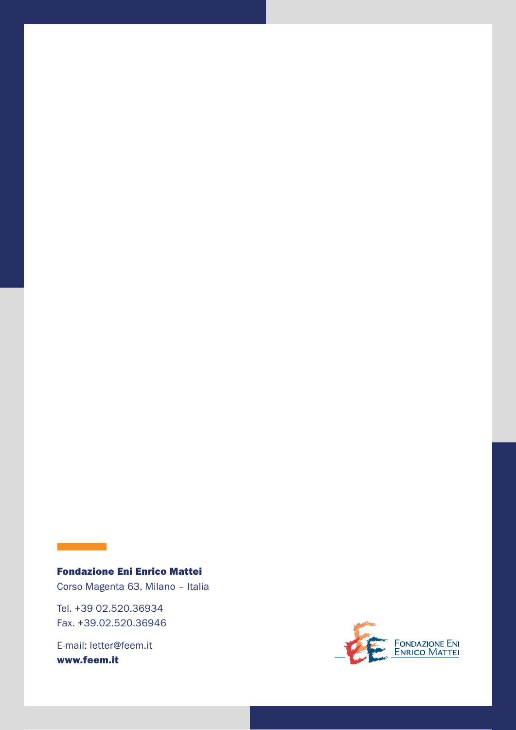**Fondazione Eni Enrico Mattei**

Corso Magenta 63, Milano – Italia

Tel. +39 02.520.36934

Fax. +39.02.520.36946

E-mail: letter@feem.it

**www.feem.it**

Fondazione Eni Enrico Mattei